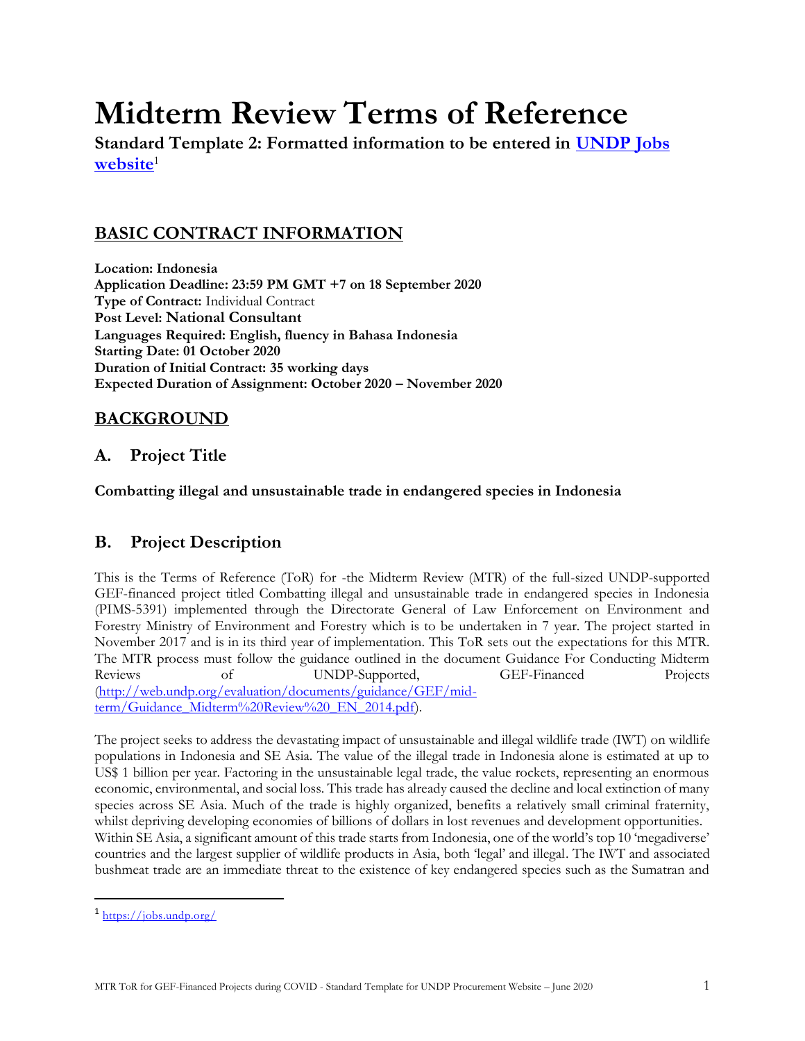# Midterm Review Terms of Reference

**Standard Template 2: Formatted information to be entered in [UNDP Jobs website](https://jobs.undp.org/)[1]**

## BASIC CONTRACT INFORMATION

**Location: Indonesia**
**Application Deadline: 23:59 PM GMT +7 on 18 September 2020**
**Type of Contract:** Individual Contract
**Post Level: National Consultant**
**Languages Required: English, fluency in Bahasa Indonesia**
**Starting Date: 01 October 2020**
**Duration of Initial Contract: 35 working days**
**Expected Duration of Assignment: October 2020 – November 2020**

## BACKGROUND

### A. Project Title

**Combatting illegal and unsustainable trade in endangered species in Indonesia**

### B. Project Description

This is the Terms of Reference (ToR) for -the Midterm Review (MTR) of the full-sized UNDP-supported GEF-financed project titled Combatting illegal and unsustainable trade in endangered species in Indonesia (PIMS-5391) implemented through the Directorate General of Law Enforcement on Environment and Forestry Ministry of Environment and Forestry which is to be undertaken in 7 year. The project started in November 2017 and is in its third year of implementation. This ToR sets out the expectations for this MTR. The MTR process must follow the guidance outlined in the document Guidance For Conducting Midterm Reviews of UNDP-Supported, GEF-Financed Projects (http://web.undp.org/evaluation/documents/guidance/GEF/mid-term/Guidance_Midterm%20Review%20_EN_2014.pdf).

The project seeks to address the devastating impact of unsustainable and illegal wildlife trade (IWT) on wildlife populations in Indonesia and SE Asia. The value of the illegal trade in Indonesia alone is estimated at up to US$ 1 billion per year. Factoring in the unsustainable legal trade, the value rockets, representing an enormous economic, environmental, and social loss. This trade has already caused the decline and local extinction of many species across SE Asia. Much of the trade is highly organized, benefits a relatively small criminal fraternity, whilst depriving developing economies of billions of dollars in lost revenues and development opportunities. Within SE Asia, a significant amount of this trade starts from Indonesia, one of the world's top 10 'megadiverse' countries and the largest supplier of wildlife products in Asia, both 'legal' and illegal. The IWT and associated bushmeat trade are an immediate threat to the existence of key endangered species such as the Sumatran and

[1] https://jobs.undp.org/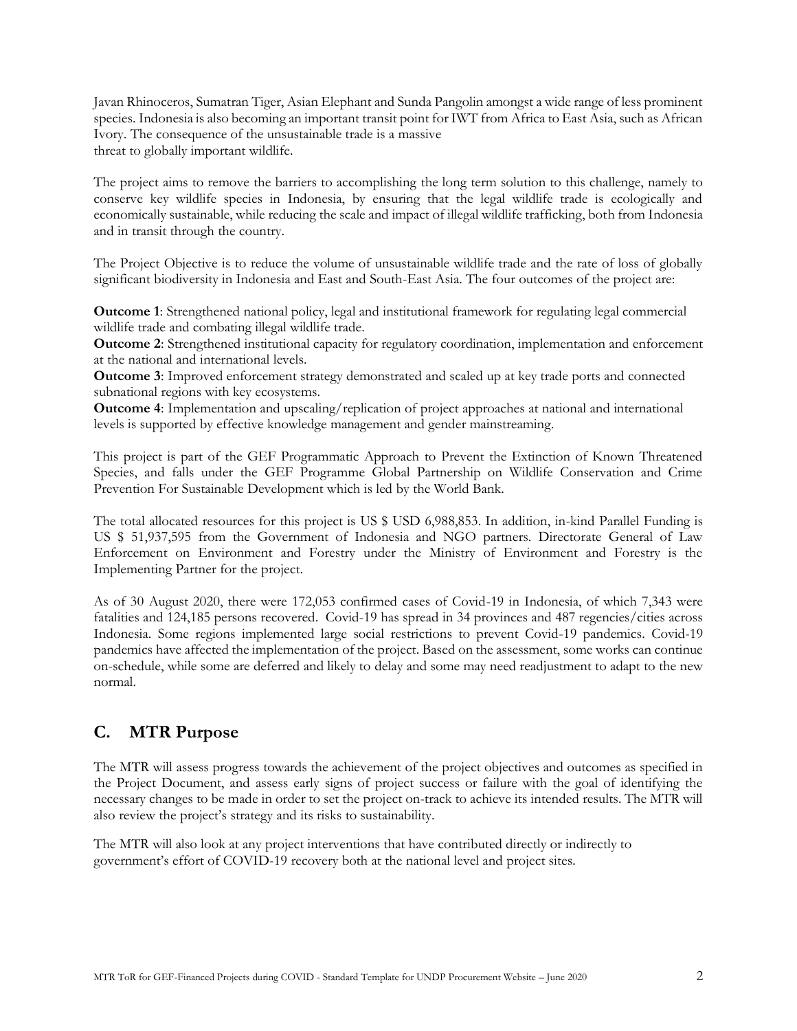Javan Rhinoceros, Sumatran Tiger, Asian Elephant and Sunda Pangolin amongst a wide range of less prominent species. Indonesia is also becoming an important transit point for IWT from Africa to East Asia, such as African Ivory. The consequence of the unsustainable trade is a massive threat to globally important wildlife.

The project aims to remove the barriers to accomplishing the long term solution to this challenge, namely to conserve key wildlife species in Indonesia, by ensuring that the legal wildlife trade is ecologically and economically sustainable, while reducing the scale and impact of illegal wildlife trafficking, both from Indonesia and in transit through the country.

The Project Objective is to reduce the volume of unsustainable wildlife trade and the rate of loss of globally significant biodiversity in Indonesia and East and South-East Asia. The four outcomes of the project are:

**Outcome 1**: Strengthened national policy, legal and institutional framework for regulating legal commercial wildlife trade and combating illegal wildlife trade.
**Outcome 2**: Strengthened institutional capacity for regulatory coordination, implementation and enforcement at the national and international levels.
**Outcome 3**: Improved enforcement strategy demonstrated and scaled up at key trade ports and connected subnational regions with key ecosystems.
**Outcome 4**: Implementation and upscaling/replication of project approaches at national and international levels is supported by effective knowledge management and gender mainstreaming.

This project is part of the GEF Programmatic Approach to Prevent the Extinction of Known Threatened Species, and falls under the GEF Programme Global Partnership on Wildlife Conservation and Crime Prevention For Sustainable Development which is led by the World Bank.

The total allocated resources for this project is US $ USD 6,988,853. In addition, in-kind Parallel Funding is US $ 51,937,595 from the Government of Indonesia and NGO partners. Directorate General of Law Enforcement on Environment and Forestry under the Ministry of Environment and Forestry is the Implementing Partner for the project.

As of 30 August 2020, there were 172,053 confirmed cases of Covid-19 in Indonesia, of which 7,343 were fatalities and 124,185 persons recovered. Covid-19 has spread in 34 provinces and 487 regencies/cities across Indonesia. Some regions implemented large social restrictions to prevent Covid-19 pandemics. Covid-19 pandemics have affected the implementation of the project. Based on the assessment, some works can continue on-schedule, while some are deferred and likely to delay and some may need readjustment to adapt to the new normal.

## C. MTR Purpose

The MTR will assess progress towards the achievement of the project objectives and outcomes as specified in the Project Document, and assess early signs of project success or failure with the goal of identifying the necessary changes to be made in order to set the project on-track to achieve its intended results. The MTR will also review the project's strategy and its risks to sustainability.

The MTR will also look at any project interventions that have contributed directly or indirectly to government's effort of COVID-19 recovery both at the national level and project sites.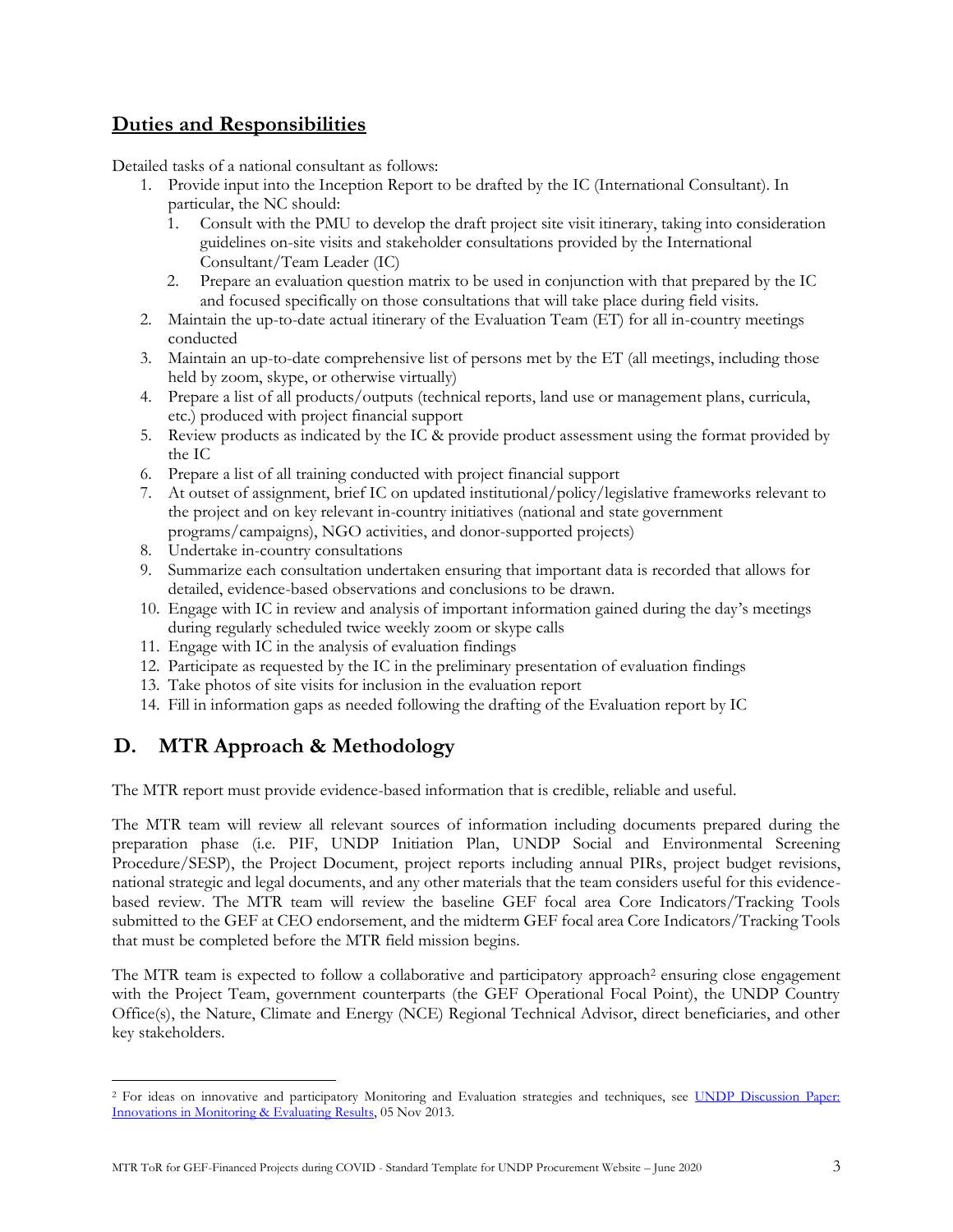## Duties and Responsibilities

Detailed tasks of a national consultant as follows:

1. Provide input into the Inception Report to be drafted by the IC (International Consultant). In particular, the NC should:
   1. Consult with the PMU to develop the draft project site visit itinerary, taking into consideration guidelines on-site visits and stakeholder consultations provided by the International Consultant/Team Leader (IC)
   2. Prepare an evaluation question matrix to be used in conjunction with that prepared by the IC and focused specifically on those consultations that will take place during field visits.
2. Maintain the up-to-date actual itinerary of the Evaluation Team (ET) for all in-country meetings conducted
3. Maintain an up-to-date comprehensive list of persons met by the ET (all meetings, including those held by zoom, skype, or otherwise virtually)
4. Prepare a list of all products/outputs (technical reports, land use or management plans, curricula, etc.) produced with project financial support
5. Review products as indicated by the IC & provide product assessment using the format provided by the IC
6. Prepare a list of all training conducted with project financial support
7. At outset of assignment, brief IC on updated institutional/policy/legislative frameworks relevant to the project and on key relevant in-country initiatives (national and state government programs/campaigns), NGO activities, and donor-supported projects)
8. Undertake in-country consultations
9. Summarize each consultation undertaken ensuring that important data is recorded that allows for detailed, evidence-based observations and conclusions to be drawn.
10. Engage with IC in review and analysis of important information gained during the day's meetings during regularly scheduled twice weekly zoom or skype calls
11. Engage with IC in the analysis of evaluation findings
12. Participate as requested by the IC in the preliminary presentation of evaluation findings
13. Take photos of site visits for inclusion in the evaluation report
14. Fill in information gaps as needed following the drafting of the Evaluation report by IC

## D. MTR Approach & Methodology

The MTR report must provide evidence-based information that is credible, reliable and useful.

The MTR team will review all relevant sources of information including documents prepared during the preparation phase (i.e. PIF, UNDP Initiation Plan, UNDP Social and Environmental Screening Procedure/SESP), the Project Document, project reports including annual PIRs, project budget revisions, national strategic and legal documents, and any other materials that the team considers useful for this evidence-based review. The MTR team will review the baseline GEF focal area Core Indicators/Tracking Tools submitted to the GEF at CEO endorsement, and the midterm GEF focal area Core Indicators/Tracking Tools that must be completed before the MTR field mission begins.

The MTR team is expected to follow a collaborative and participatory approach[2] ensuring close engagement with the Project Team, government counterparts (the GEF Operational Focal Point), the UNDP Country Office(s), the Nature, Climate and Energy (NCE) Regional Technical Advisor, direct beneficiaries, and other key stakeholders.

---

[2] For ideas on innovative and participatory Monitoring and Evaluation strategies and techniques, see UNDP Discussion Paper: Innovations in Monitoring & Evaluating Results, 05 Nov 2013.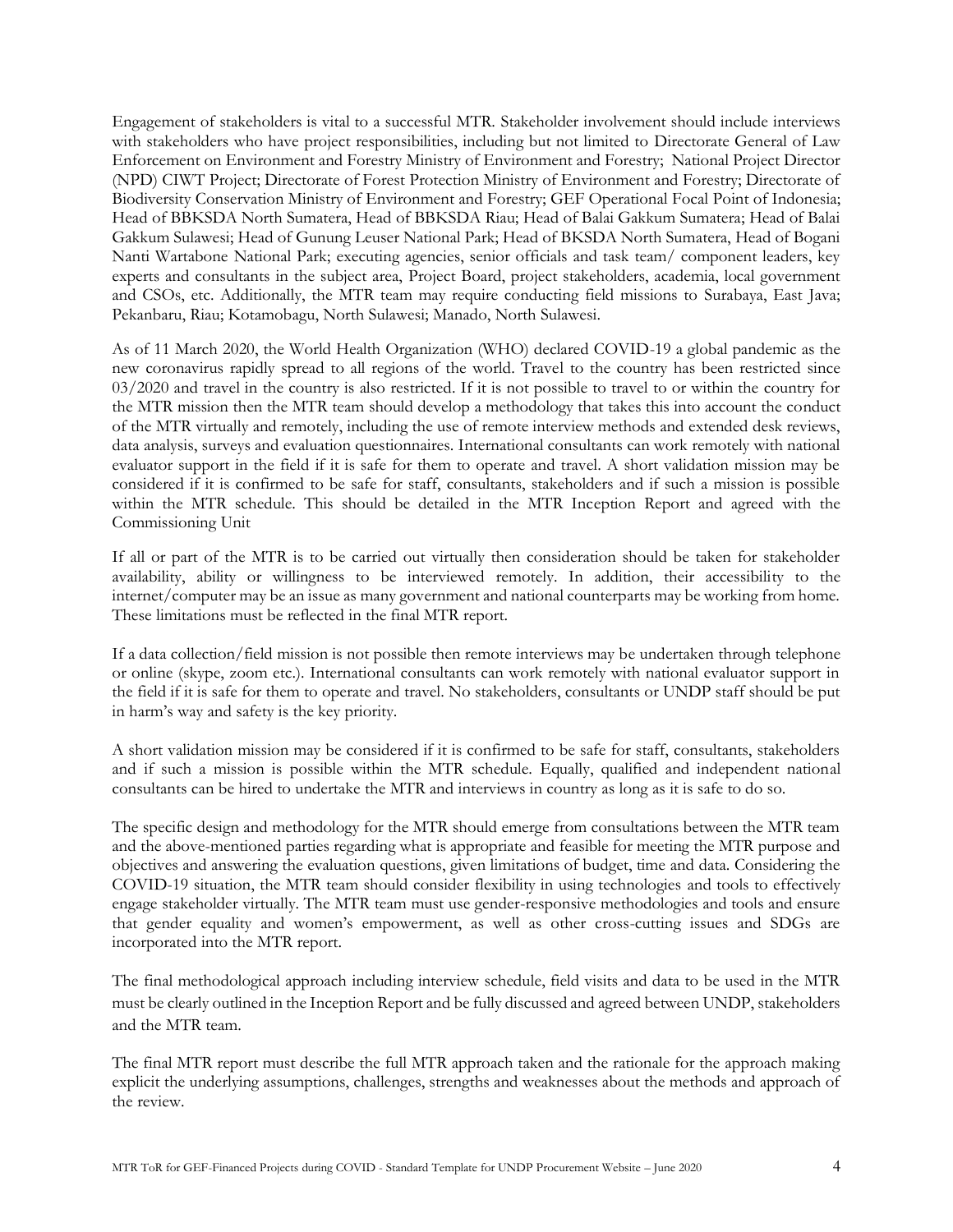Engagement of stakeholders is vital to a successful MTR. Stakeholder involvement should include interviews with stakeholders who have project responsibilities, including but not limited to Directorate General of Law Enforcement on Environment and Forestry Ministry of Environment and Forestry; National Project Director (NPD) CIWT Project; Directorate of Forest Protection Ministry of Environment and Forestry; Directorate of Biodiversity Conservation Ministry of Environment and Forestry; GEF Operational Focal Point of Indonesia; Head of BBKSDA North Sumatera, Head of BBKSDA Riau; Head of Balai Gakkum Sumatera; Head of Balai Gakkum Sulawesi; Head of Gunung Leuser National Park; Head of BKSDA North Sumatera, Head of Bogani Nanti Wartabone National Park; executing agencies, senior officials and task team/ component leaders, key experts and consultants in the subject area, Project Board, project stakeholders, academia, local government and CSOs, etc. Additionally, the MTR team may require conducting field missions to Surabaya, East Java; Pekanbaru, Riau; Kotamobagu, North Sulawesi; Manado, North Sulawesi.

As of 11 March 2020, the World Health Organization (WHO) declared COVID-19 a global pandemic as the new coronavirus rapidly spread to all regions of the world. Travel to the country has been restricted since 03/2020 and travel in the country is also restricted. If it is not possible to travel to or within the country for the MTR mission then the MTR team should develop a methodology that takes this into account the conduct of the MTR virtually and remotely, including the use of remote interview methods and extended desk reviews, data analysis, surveys and evaluation questionnaires. International consultants can work remotely with national evaluator support in the field if it is safe for them to operate and travel. A short validation mission may be considered if it is confirmed to be safe for staff, consultants, stakeholders and if such a mission is possible within the MTR schedule. This should be detailed in the MTR Inception Report and agreed with the Commissioning Unit

If all or part of the MTR is to be carried out virtually then consideration should be taken for stakeholder availability, ability or willingness to be interviewed remotely. In addition, their accessibility to the internet/computer may be an issue as many government and national counterparts may be working from home. These limitations must be reflected in the final MTR report.

If a data collection/field mission is not possible then remote interviews may be undertaken through telephone or online (skype, zoom etc.). International consultants can work remotely with national evaluator support in the field if it is safe for them to operate and travel. No stakeholders, consultants or UNDP staff should be put in harm's way and safety is the key priority.

A short validation mission may be considered if it is confirmed to be safe for staff, consultants, stakeholders and if such a mission is possible within the MTR schedule. Equally, qualified and independent national consultants can be hired to undertake the MTR and interviews in country as long as it is safe to do so.

The specific design and methodology for the MTR should emerge from consultations between the MTR team and the above-mentioned parties regarding what is appropriate and feasible for meeting the MTR purpose and objectives and answering the evaluation questions, given limitations of budget, time and data. Considering the COVID-19 situation, the MTR team should consider flexibility in using technologies and tools to effectively engage stakeholder virtually. The MTR team must use gender-responsive methodologies and tools and ensure that gender equality and women's empowerment, as well as other cross-cutting issues and SDGs are incorporated into the MTR report.

The final methodological approach including interview schedule, field visits and data to be used in the MTR must be clearly outlined in the Inception Report and be fully discussed and agreed between UNDP, stakeholders and the MTR team.

The final MTR report must describe the full MTR approach taken and the rationale for the approach making explicit the underlying assumptions, challenges, strengths and weaknesses about the methods and approach of the review.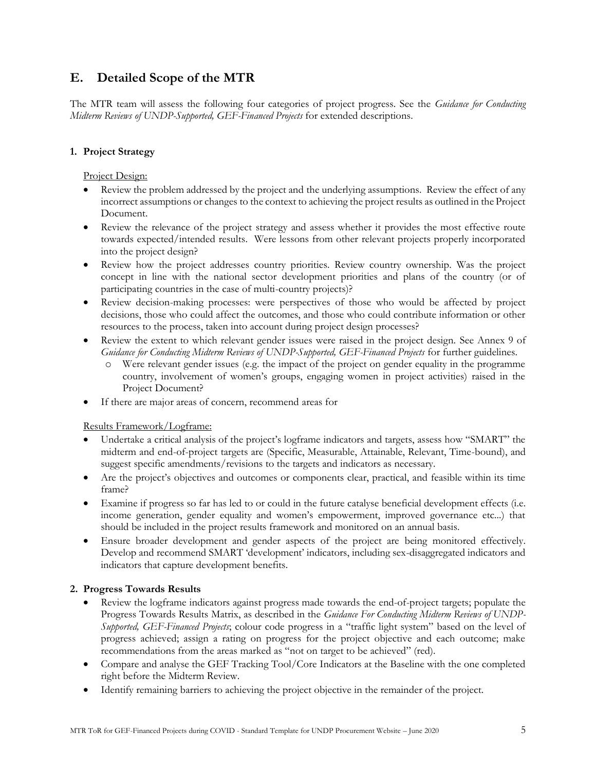## E. Detailed Scope of the MTR

The MTR team will assess the following four categories of project progress. See the *Guidance for Conducting Midterm Reviews of UNDP-Supported, GEF-Financed Projects* for extended descriptions.

### 1. Project Strategy

Project Design:

- Review the problem addressed by the project and the underlying assumptions. Review the effect of any incorrect assumptions or changes to the context to achieving the project results as outlined in the Project Document.
- Review the relevance of the project strategy and assess whether it provides the most effective route towards expected/intended results. Were lessons from other relevant projects properly incorporated into the project design?
- Review how the project addresses country priorities. Review country ownership. Was the project concept in line with the national sector development priorities and plans of the country (or of participating countries in the case of multi-country projects)?
- Review decision-making processes: were perspectives of those who would be affected by project decisions, those who could affect the outcomes, and those who could contribute information or other resources to the process, taken into account during project design processes?
- Review the extent to which relevant gender issues were raised in the project design. See Annex 9 of *Guidance for Conducting Midterm Reviews of UNDP-Supported, GEF-Financed Projects* for further guidelines.
  - Were relevant gender issues (e.g. the impact of the project on gender equality in the programme country, involvement of women's groups, engaging women in project activities) raised in the Project Document?
- If there are major areas of concern, recommend areas for

Results Framework/Logframe:

- Undertake a critical analysis of the project's logframe indicators and targets, assess how "SMART" the midterm and end-of-project targets are (Specific, Measurable, Attainable, Relevant, Time-bound), and suggest specific amendments/revisions to the targets and indicators as necessary.
- Are the project's objectives and outcomes or components clear, practical, and feasible within its time frame?
- Examine if progress so far has led to or could in the future catalyse beneficial development effects (i.e. income generation, gender equality and women's empowerment, improved governance etc...) that should be included in the project results framework and monitored on an annual basis.
- Ensure broader development and gender aspects of the project are being monitored effectively. Develop and recommend SMART 'development' indicators, including sex-disaggregated indicators and indicators that capture development benefits.

### 2. Progress Towards Results

- Review the logframe indicators against progress made towards the end-of-project targets; populate the Progress Towards Results Matrix, as described in the *Guidance For Conducting Midterm Reviews of UNDP-Supported, GEF-Financed Projects*; colour code progress in a "traffic light system" based on the level of progress achieved; assign a rating on progress for the project objective and each outcome; make recommendations from the areas marked as "not on target to be achieved" (red).
- Compare and analyse the GEF Tracking Tool/Core Indicators at the Baseline with the one completed right before the Midterm Review.
- Identify remaining barriers to achieving the project objective in the remainder of the project.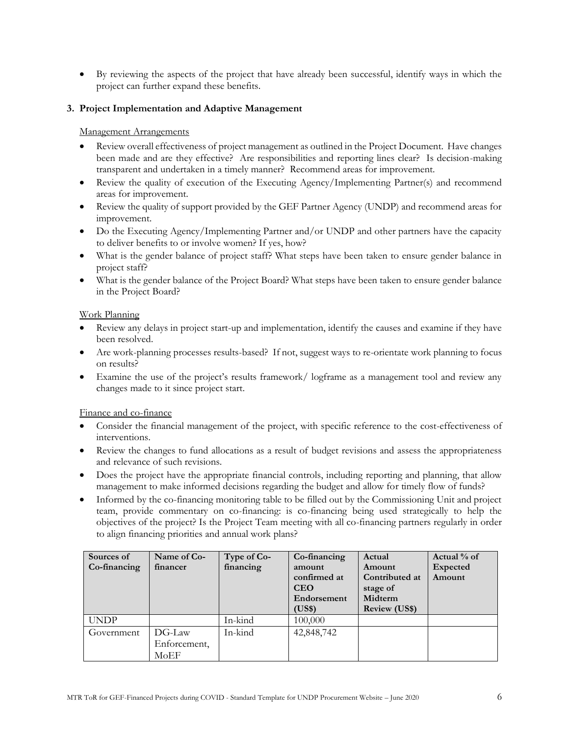- By reviewing the aspects of the project that have already been successful, identify ways in which the project can further expand these benefits.

### 3. Project Implementation and Adaptive Management

Management Arrangements

- Review overall effectiveness of project management as outlined in the Project Document. Have changes been made and are they effective? Are responsibilities and reporting lines clear? Is decision-making transparent and undertaken in a timely manner? Recommend areas for improvement.
- Review the quality of execution of the Executing Agency/Implementing Partner(s) and recommend areas for improvement.
- Review the quality of support provided by the GEF Partner Agency (UNDP) and recommend areas for improvement.
- Do the Executing Agency/Implementing Partner and/or UNDP and other partners have the capacity to deliver benefits to or involve women? If yes, how?
- What is the gender balance of project staff? What steps have been taken to ensure gender balance in project staff?
- What is the gender balance of the Project Board? What steps have been taken to ensure gender balance in the Project Board?

Work Planning

- Review any delays in project start-up and implementation, identify the causes and examine if they have been resolved.
- Are work-planning processes results-based? If not, suggest ways to re-orientate work planning to focus on results?
- Examine the use of the project's results framework/ logframe as a management tool and review any changes made to it since project start.

Finance and co-finance

- Consider the financial management of the project, with specific reference to the cost-effectiveness of interventions.
- Review the changes to fund allocations as a result of budget revisions and assess the appropriateness and relevance of such revisions.
- Does the project have the appropriate financial controls, including reporting and planning, that allow management to make informed decisions regarding the budget and allow for timely flow of funds?
- Informed by the co-financing monitoring table to be filled out by the Commissioning Unit and project team, provide commentary on co-financing: is co-financing being used strategically to help the objectives of the project? Is the Project Team meeting with all co-financing partners regularly in order to align financing priorities and annual work plans?

| Sources of Co-financing | Name of Co-financer | Type of Co-financing | Co-financing amount confirmed at CEO Endorsement (US$) | Actual Amount Contributed at stage of Midterm Review (US$) | Actual % of Expected Amount |
|---|---|---|---|---|---|
| UNDP | | In-kind | 100,000 | | |
| Government | DG-Law Enforcement, MoEF | In-kind | 42,848,742 | | |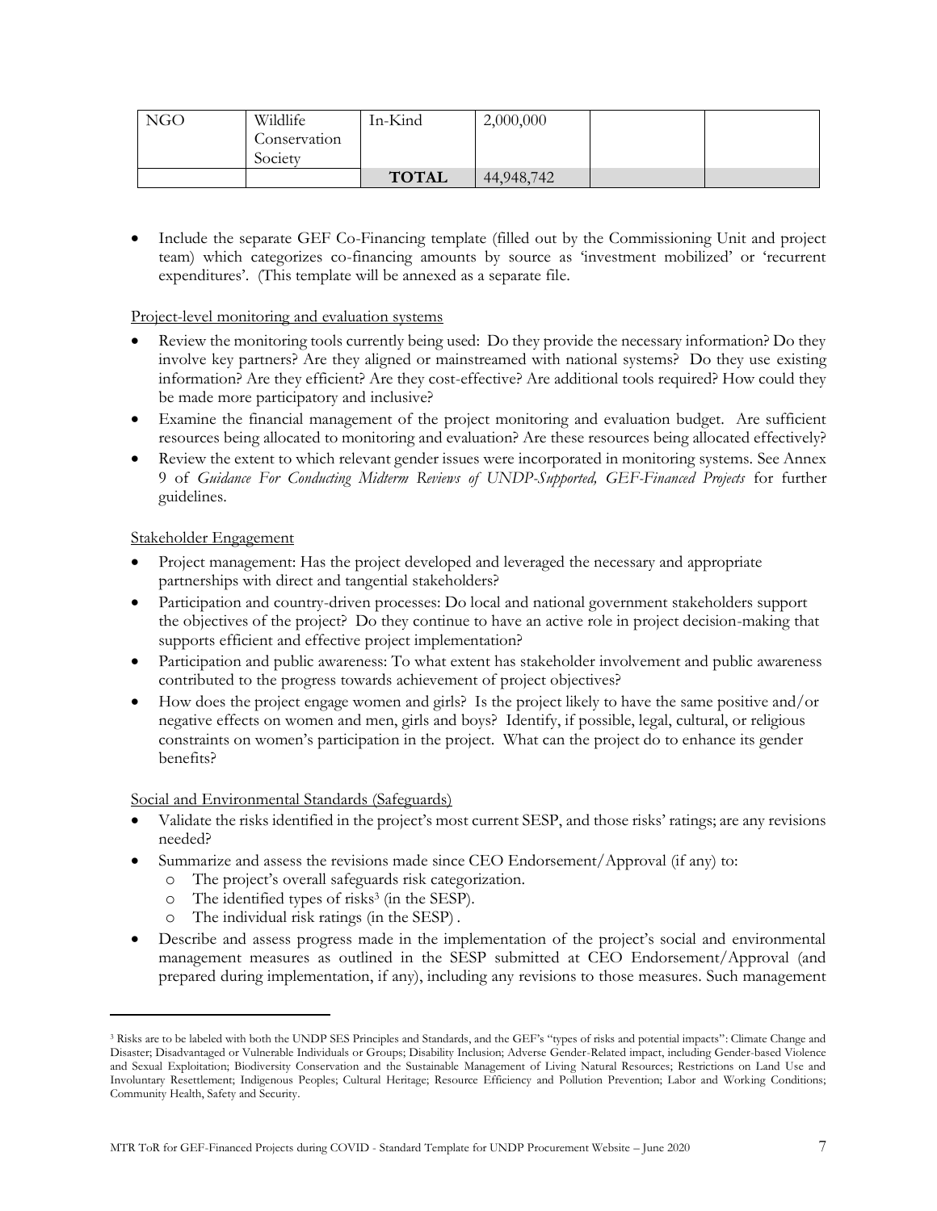| NGO | Wildlife Conservation Society | In-Kind | 2,000,000 | | |
|---|---|---|---|---|---|
| | | **TOTAL** | 44,948,742 | | |

- Include the separate GEF Co-Financing template (filled out by the Commissioning Unit and project team) which categorizes co-financing amounts by source as 'investment mobilized' or 'recurrent expenditures'. (This template will be annexed as a separate file.

Project-level monitoring and evaluation systems

- Review the monitoring tools currently being used: Do they provide the necessary information? Do they involve key partners? Are they aligned or mainstreamed with national systems? Do they use existing information? Are they efficient? Are they cost-effective? Are additional tools required? How could they be made more participatory and inclusive?
- Examine the financial management of the project monitoring and evaluation budget. Are sufficient resources being allocated to monitoring and evaluation? Are these resources being allocated effectively?
- Review the extent to which relevant gender issues were incorporated in monitoring systems. See Annex 9 of *Guidance For Conducting Midterm Reviews of UNDP-Supported, GEF-Financed Projects* for further guidelines.

Stakeholder Engagement

- Project management: Has the project developed and leveraged the necessary and appropriate partnerships with direct and tangential stakeholders?
- Participation and country-driven processes: Do local and national government stakeholders support the objectives of the project? Do they continue to have an active role in project decision-making that supports efficient and effective project implementation?
- Participation and public awareness: To what extent has stakeholder involvement and public awareness contributed to the progress towards achievement of project objectives?
- How does the project engage women and girls? Is the project likely to have the same positive and/or negative effects on women and men, girls and boys? Identify, if possible, legal, cultural, or religious constraints on women's participation in the project. What can the project do to enhance its gender benefits?

Social and Environmental Standards (Safeguards)

- Validate the risks identified in the project's most current SESP, and those risks' ratings; are any revisions needed?
- Summarize and assess the revisions made since CEO Endorsement/Approval (if any) to:
  - The project's overall safeguards risk categorization.
  - The identified types of risks[3] (in the SESP).
  - The individual risk ratings (in the SESP) .
- Describe and assess progress made in the implementation of the project's social and environmental management measures as outlined in the SESP submitted at CEO Endorsement/Approval (and prepared during implementation, if any), including any revisions to those measures. Such management

[3] Risks are to be labeled with both the UNDP SES Principles and Standards, and the GEF's "types of risks and potential impacts": Climate Change and Disaster; Disadvantaged or Vulnerable Individuals or Groups; Disability Inclusion; Adverse Gender-Related impact, including Gender-based Violence and Sexual Exploitation; Biodiversity Conservation and the Sustainable Management of Living Natural Resources; Restrictions on Land Use and Involuntary Resettlement; Indigenous Peoples; Cultural Heritage; Resource Efficiency and Pollution Prevention; Labor and Working Conditions; Community Health, Safety and Security.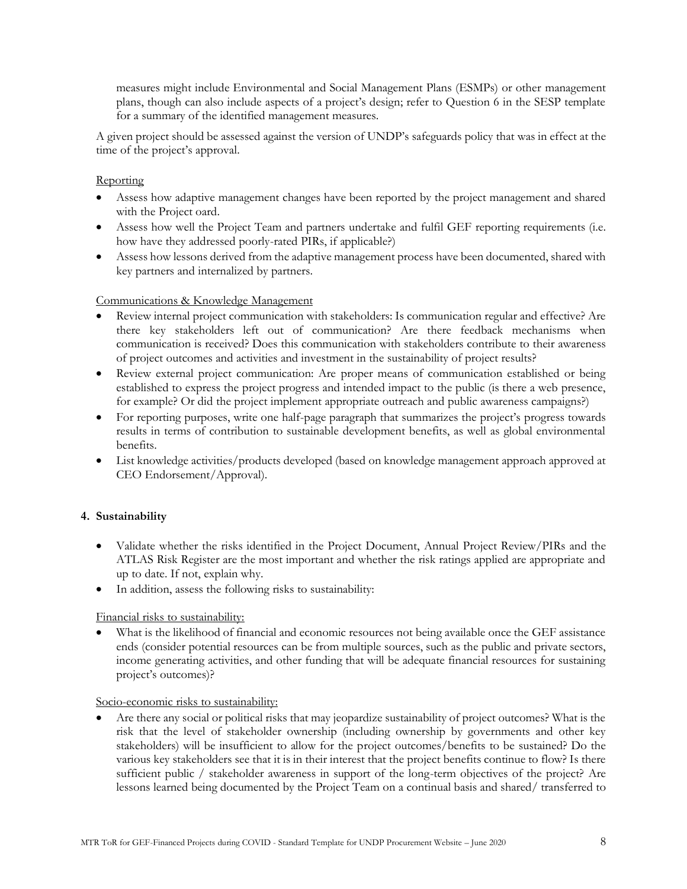measures might include Environmental and Social Management Plans (ESMPs) or other management plans, though can also include aspects of a project's design; refer to Question 6 in the SESP template for a summary of the identified management measures.

A given project should be assessed against the version of UNDP's safeguards policy that was in effect at the time of the project's approval.

Reporting

- Assess how adaptive management changes have been reported by the project management and shared with the Project oard.
- Assess how well the Project Team and partners undertake and fulfil GEF reporting requirements (i.e. how have they addressed poorly-rated PIRs, if applicable?)
- Assess how lessons derived from the adaptive management process have been documented, shared with key partners and internalized by partners.

Communications & Knowledge Management

- Review internal project communication with stakeholders: Is communication regular and effective? Are there key stakeholders left out of communication? Are there feedback mechanisms when communication is received? Does this communication with stakeholders contribute to their awareness of project outcomes and activities and investment in the sustainability of project results?
- Review external project communication: Are proper means of communication established or being established to express the project progress and intended impact to the public (is there a web presence, for example? Or did the project implement appropriate outreach and public awareness campaigns?)
- For reporting purposes, write one half-page paragraph that summarizes the project's progress towards results in terms of contribution to sustainable development benefits, as well as global environmental benefits.
- List knowledge activities/products developed (based on knowledge management approach approved at CEO Endorsement/Approval).

**4. Sustainability**

- Validate whether the risks identified in the Project Document, Annual Project Review/PIRs and the ATLAS Risk Register are the most important and whether the risk ratings applied are appropriate and up to date. If not, explain why.
- In addition, assess the following risks to sustainability:

Financial risks to sustainability:

- What is the likelihood of financial and economic resources not being available once the GEF assistance ends (consider potential resources can be from multiple sources, such as the public and private sectors, income generating activities, and other funding that will be adequate financial resources for sustaining project's outcomes)?

Socio-economic risks to sustainability:

- Are there any social or political risks that may jeopardize sustainability of project outcomes? What is the risk that the level of stakeholder ownership (including ownership by governments and other key stakeholders) will be insufficient to allow for the project outcomes/benefits to be sustained? Do the various key stakeholders see that it is in their interest that the project benefits continue to flow? Is there sufficient public / stakeholder awareness in support of the long-term objectives of the project? Are lessons learned being documented by the Project Team on a continual basis and shared/ transferred to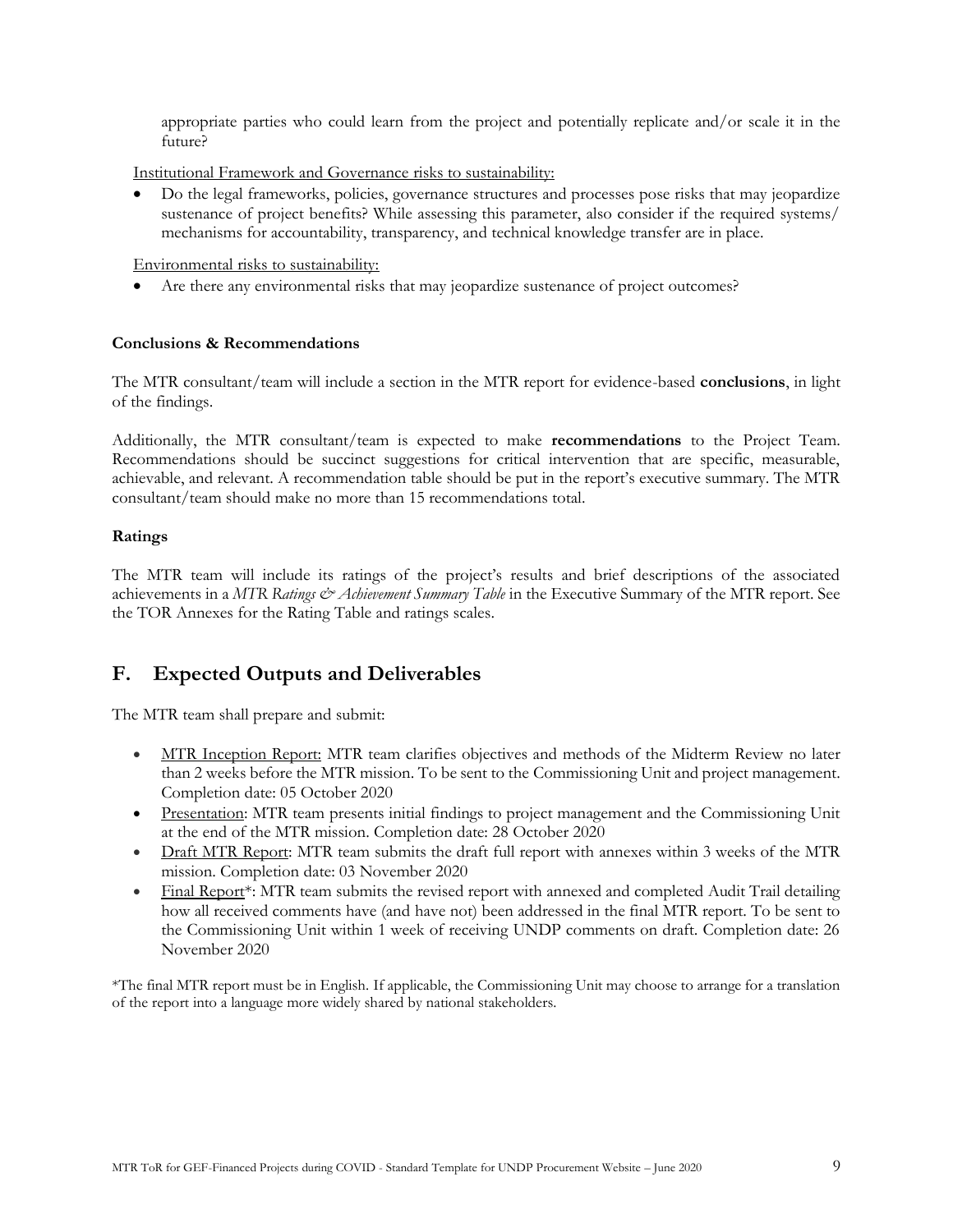appropriate parties who could learn from the project and potentially replicate and/or scale it in the future?

<u>Institutional Framework and Governance risks to sustainability:</u>

- Do the legal frameworks, policies, governance structures and processes pose risks that may jeopardize sustenance of project benefits? While assessing this parameter, also consider if the required systems/ mechanisms for accountability, transparency, and technical knowledge transfer are in place.

<u>Environmental risks to sustainability:</u>

- Are there any environmental risks that may jeopardize sustenance of project outcomes?

**Conclusions & Recommendations**

The MTR consultant/team will include a section in the MTR report for evidence-based **conclusions**, in light of the findings.

Additionally, the MTR consultant/team is expected to make **recommendations** to the Project Team. Recommendations should be succinct suggestions for critical intervention that are specific, measurable, achievable, and relevant. A recommendation table should be put in the report's executive summary. The MTR consultant/team should make no more than 15 recommendations total.

**Ratings**

The MTR team will include its ratings of the project's results and brief descriptions of the associated achievements in a *MTR Ratings & Achievement Summary Table* in the Executive Summary of the MTR report. See the TOR Annexes for the Rating Table and ratings scales.

## F. Expected Outputs and Deliverables

The MTR team shall prepare and submit:

- <u>MTR Inception Report:</u> MTR team clarifies objectives and methods of the Midterm Review no later than 2 weeks before the MTR mission. To be sent to the Commissioning Unit and project management. Completion date: 05 October 2020
- <u>Presentation</u>: MTR team presents initial findings to project management and the Commissioning Unit at the end of the MTR mission. Completion date: 28 October 2020
- <u>Draft MTR Report</u>: MTR team submits the draft full report with annexes within 3 weeks of the MTR mission. Completion date: 03 November 2020
- <u>Final Report</u>*: MTR team submits the revised report with annexed and completed Audit Trail detailing how all received comments have (and have not) been addressed in the final MTR report. To be sent to the Commissioning Unit within 1 week of receiving UNDP comments on draft. Completion date: 26 November 2020

*The final MTR report must be in English. If applicable, the Commissioning Unit may choose to arrange for a translation of the report into a language more widely shared by national stakeholders.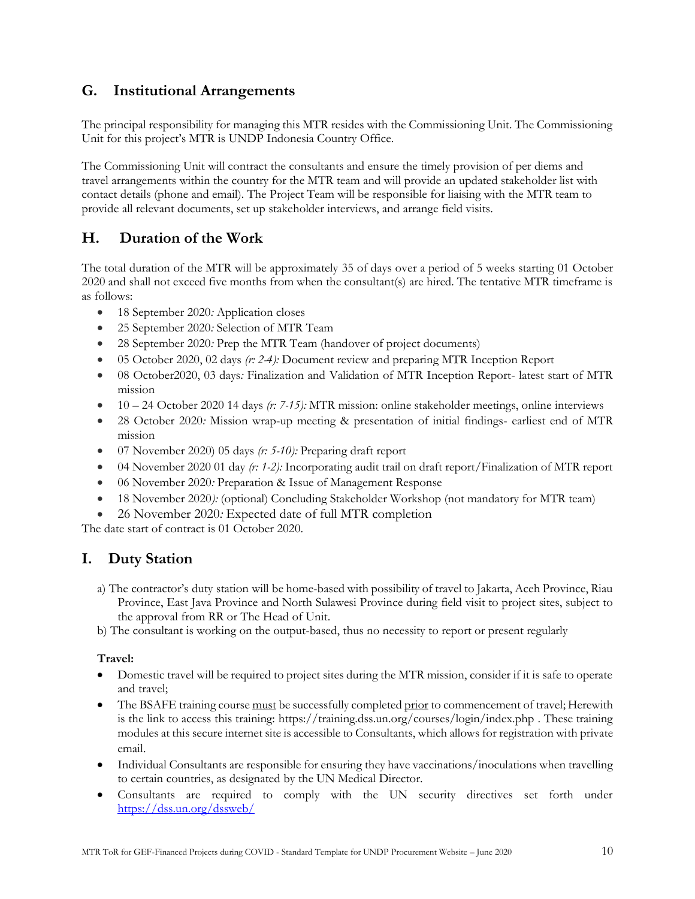## G. Institutional Arrangements

The principal responsibility for managing this MTR resides with the Commissioning Unit. The Commissioning Unit for this project's MTR is UNDP Indonesia Country Office.

The Commissioning Unit will contract the consultants and ensure the timely provision of per diems and travel arrangements within the country for the MTR team and will provide an updated stakeholder list with contact details (phone and email). The Project Team will be responsible for liaising with the MTR team to provide all relevant documents, set up stakeholder interviews, and arrange field visits.

## H. Duration of the Work

The total duration of the MTR will be approximately 35 of days over a period of 5 weeks starting 01 October 2020 and shall not exceed five months from when the consultant(s) are hired. The tentative MTR timeframe is as follows:

- 18 September 2020*:* Application closes
- 25 September 2020*:* Selection of MTR Team
- 28 September 2020*:* Prep the MTR Team (handover of project documents)
- 05 October 2020, 02 days *(r: 2-4):* Document review and preparing MTR Inception Report
- 08 October2020, 03 days*:* Finalization and Validation of MTR Inception Report- latest start of MTR mission
- 10 – 24 October 2020 14 days *(r: 7-15):* MTR mission: online stakeholder meetings, online interviews
- 28 October 2020*:* Mission wrap-up meeting & presentation of initial findings- earliest end of MTR mission
- 07 November 2020) 05 days *(r: 5-10):* Preparing draft report
- 04 November 2020 01 day *(r: 1-2):* Incorporating audit trail on draft report/Finalization of MTR report
- 06 November 2020*:* Preparation & Issue of Management Response
- 18 November 2020*):* (optional) Concluding Stakeholder Workshop (not mandatory for MTR team)
- 26 November 2020*:* Expected date of full MTR completion

The date start of contract is 01 October 2020.

## I. Duty Station

a) The contractor's duty station will be home-based with possibility of travel to Jakarta, Aceh Province, Riau Province, East Java Province and North Sulawesi Province during field visit to project sites, subject to the approval from RR or The Head of Unit.

b) The consultant is working on the output-based, thus no necessity to report or present regularly

**Travel:**

- Domestic travel will be required to project sites during the MTR mission, consider if it is safe to operate and travel;
- The BSAFE training course must be successfully completed prior to commencement of travel; Herewith is the link to access this training: https://training.dss.un.org/courses/login/index.php . These training modules at this secure internet site is accessible to Consultants, which allows for registration with private email.
- Individual Consultants are responsible for ensuring they have vaccinations/inoculations when travelling to certain countries, as designated by the UN Medical Director.
- Consultants are required to comply with the UN security directives set forth under https://dss.un.org/dssweb/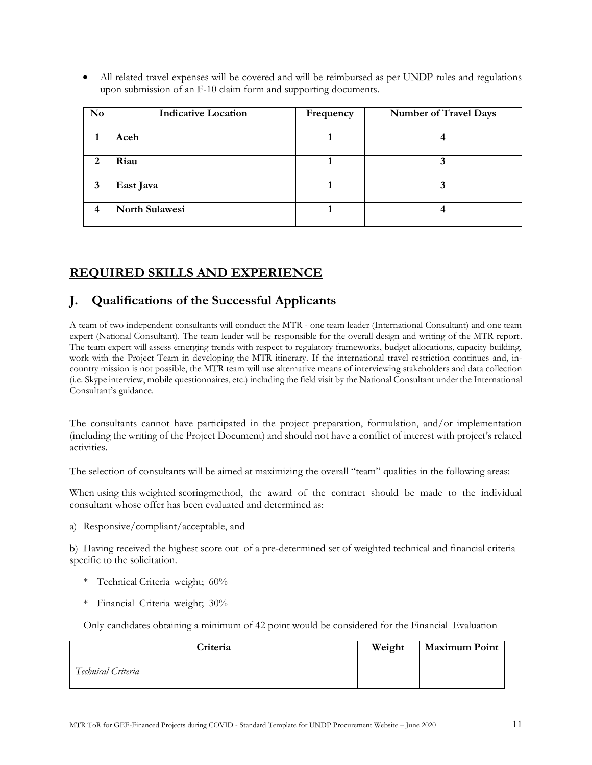- All related travel expenses will be covered and will be reimbursed as per UNDP rules and regulations upon submission of an F-10 claim form and supporting documents.

| No | Indicative Location | Frequency | Number of Travel Days |
|---|---|---|---|
| 1 | Aceh | 1 | 4 |
| 2 | Riau | 1 | 3 |
| 3 | East Java | 1 | 3 |
| 4 | North Sulawesi | 1 | 4 |

## REQUIRED SKILLS AND EXPERIENCE

## J. Qualifications of the Successful Applicants

A team of two independent consultants will conduct the MTR - one team leader (International Consultant) and one team expert (National Consultant). The team leader will be responsible for the overall design and writing of the MTR report. The team expert will assess emerging trends with respect to regulatory frameworks, budget allocations, capacity building, work with the Project Team in developing the MTR itinerary. If the international travel restriction continues and, in-country mission is not possible, the MTR team will use alternative means of interviewing stakeholders and data collection (i.e. Skype interview, mobile questionnaires, etc.) including the field visit by the National Consultant under the International Consultant's guidance.

The consultants cannot have participated in the project preparation, formulation, and/or implementation (including the writing of the Project Document) and should not have a conflict of interest with project's related activities.

The selection of consultants will be aimed at maximizing the overall "team" qualities in the following areas:

When using this weighted scoringmethod, the award of the contract should be made to the individual consultant whose offer has been evaluated and determined as:

a) Responsive/compliant/acceptable, and

b) Having received the highest score out of a pre-determined set of weighted technical and financial criteria specific to the solicitation.

- Technical Criteria weight; 60%
- Financial Criteria weight; 30%

Only candidates obtaining a minimum of 42 point would be considered for the Financial Evaluation

| Criteria | Weight | Maximum Point |
|---|---|---|
| *Technical Criteria* | | |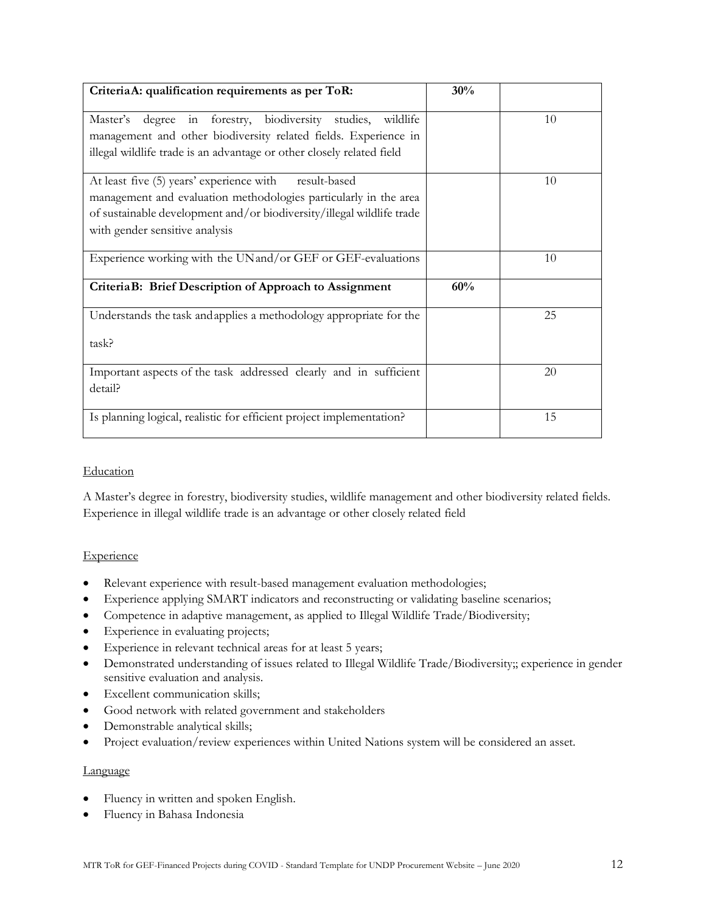| Criteria A: qualification requirements as per ToR: | 30% | |
|---|---|---|
| Master's degree in forestry, biodiversity studies, wildlife management and other biodiversity related fields. Experience in illegal wildlife trade is an advantage or other closely related field | | 10 |
| At least five (5) years' experience with result-based management and evaluation methodologies particularly in the area of sustainable development and/or biodiversity/illegal wildlife trade with gender sensitive analysis | | 10 |
| Experience working with the UN and/or GEF or GEF-evaluations | | 10 |
| **Criteria B: Brief Description of Approach to Assignment** | **60%** | |
| Understands the task and applies a methodology appropriate for the task? | | 25 |
| Important aspects of the task addressed clearly and in sufficient detail? | | 20 |
| Is planning logical, realistic for efficient project implementation? | | 15 |

Education

A Master's degree in forestry, biodiversity studies, wildlife management and other biodiversity related fields. Experience in illegal wildlife trade is an advantage or other closely related field

Experience

- Relevant experience with result-based management evaluation methodologies;
- Experience applying SMART indicators and reconstructing or validating baseline scenarios;
- Competence in adaptive management, as applied to Illegal Wildlife Trade/Biodiversity;
- Experience in evaluating projects;
- Experience in relevant technical areas for at least 5 years;
- Demonstrated understanding of issues related to Illegal Wildlife Trade/Biodiversity;; experience in gender sensitive evaluation and analysis.
- Excellent communication skills;
- Good network with related government and stakeholders
- Demonstrable analytical skills;
- Project evaluation/review experiences within United Nations system will be considered an asset.

Language

- Fluency in written and spoken English.
- Fluency in Bahasa Indonesia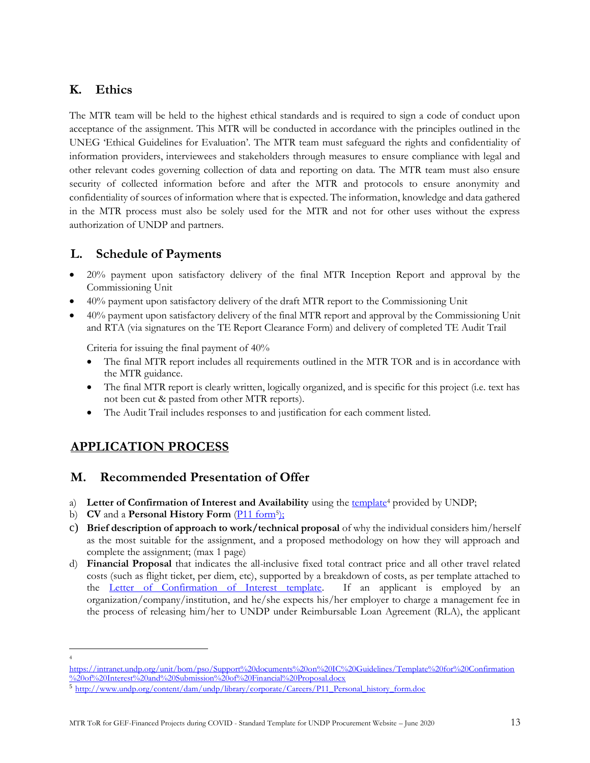## K. Ethics

The MTR team will be held to the highest ethical standards and is required to sign a code of conduct upon acceptance of the assignment. This MTR will be conducted in accordance with the principles outlined in the UNEG 'Ethical Guidelines for Evaluation'. The MTR team must safeguard the rights and confidentiality of information providers, interviewees and stakeholders through measures to ensure compliance with legal and other relevant codes governing collection of data and reporting on data. The MTR team must also ensure security of collected information before and after the MTR and protocols to ensure anonymity and confidentiality of sources of information where that is expected. The information, knowledge and data gathered in the MTR process must also be solely used for the MTR and not for other uses without the express authorization of UNDP and partners.

## L. Schedule of Payments

- 20% payment upon satisfactory delivery of the final MTR Inception Report and approval by the Commissioning Unit
- 40% payment upon satisfactory delivery of the draft MTR report to the Commissioning Unit
- 40% payment upon satisfactory delivery of the final MTR report and approval by the Commissioning Unit and RTA (via signatures on the TE Report Clearance Form) and delivery of completed TE Audit Trail

  Criteria for issuing the final payment of 40%

  - The final MTR report includes all requirements outlined in the MTR TOR and is in accordance with the MTR guidance.
  - The final MTR report is clearly written, logically organized, and is specific for this project (i.e. text has not been cut & pasted from other MTR reports).
  - The Audit Trail includes responses to and justification for each comment listed.

# APPLICATION PROCESS

## M. Recommended Presentation of Offer

a) **Letter of Confirmation of Interest and Availability** using the template[4] provided by UNDP;

b) **CV** and a **Personal History Form** (P11 form[5]);

c) **Brief description of approach to work/technical proposal** of why the individual considers him/herself as the most suitable for the assignment, and a proposed methodology on how they will approach and complete the assignment; (max 1 page)

d) **Financial Proposal** that indicates the all-inclusive fixed total contract price and all other travel related costs (such as flight ticket, per diem, etc), supported by a breakdown of costs, as per template attached to the Letter of Confirmation of Interest template. If an applicant is employed by an organization/company/institution, and he/she expects his/her employer to charge a management fee in the process of releasing him/her to UNDP under Reimbursable Loan Agreement (RLA), the applicant

---

[4] https://intranet.undp.org/unit/bom/pso/Support%20documents%20on%20IC%20Guidelines/Template%20for%20Confirmation%20of%20Interest%20and%20Submission%20of%20Financial%20Proposal.docx

[5] http://www.undp.org/content/dam/undp/library/corporate/Careers/P11_Personal_history_form.doc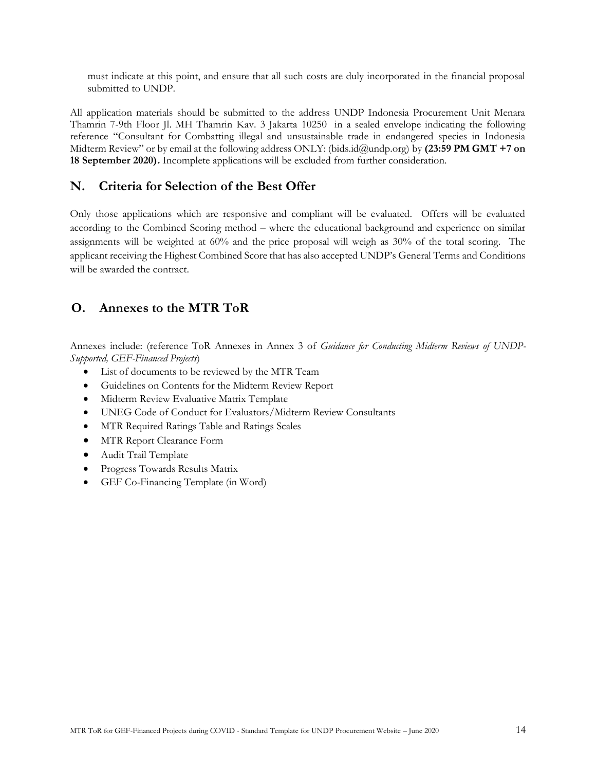must indicate at this point, and ensure that all such costs are duly incorporated in the financial proposal submitted to UNDP.

All application materials should be submitted to the address UNDP Indonesia Procurement Unit Menara Thamrin 7-9th Floor Jl. MH Thamrin Kav. 3 Jakarta 10250 in a sealed envelope indicating the following reference "Consultant for Combatting illegal and unsustainable trade in endangered species in Indonesia Midterm Review" or by email at the following address ONLY: (bids.id@undp.org) by **(23:59 PM GMT +7 on 18 September 2020).** Incomplete applications will be excluded from further consideration.

## N. Criteria for Selection of the Best Offer

Only those applications which are responsive and compliant will be evaluated. Offers will be evaluated according to the Combined Scoring method – where the educational background and experience on similar assignments will be weighted at 60% and the price proposal will weigh as 30% of the total scoring. The applicant receiving the Highest Combined Score that has also accepted UNDP's General Terms and Conditions will be awarded the contract.

## O. Annexes to the MTR ToR

Annexes include: (reference ToR Annexes in Annex 3 of *Guidance for Conducting Midterm Reviews of UNDP-Supported, GEF-Financed Projects*)

- List of documents to be reviewed by the MTR Team
- Guidelines on Contents for the Midterm Review Report
- Midterm Review Evaluative Matrix Template
- UNEG Code of Conduct for Evaluators/Midterm Review Consultants
- MTR Required Ratings Table and Ratings Scales
- MTR Report Clearance Form
- Audit Trail Template
- Progress Towards Results Matrix
- GEF Co-Financing Template (in Word)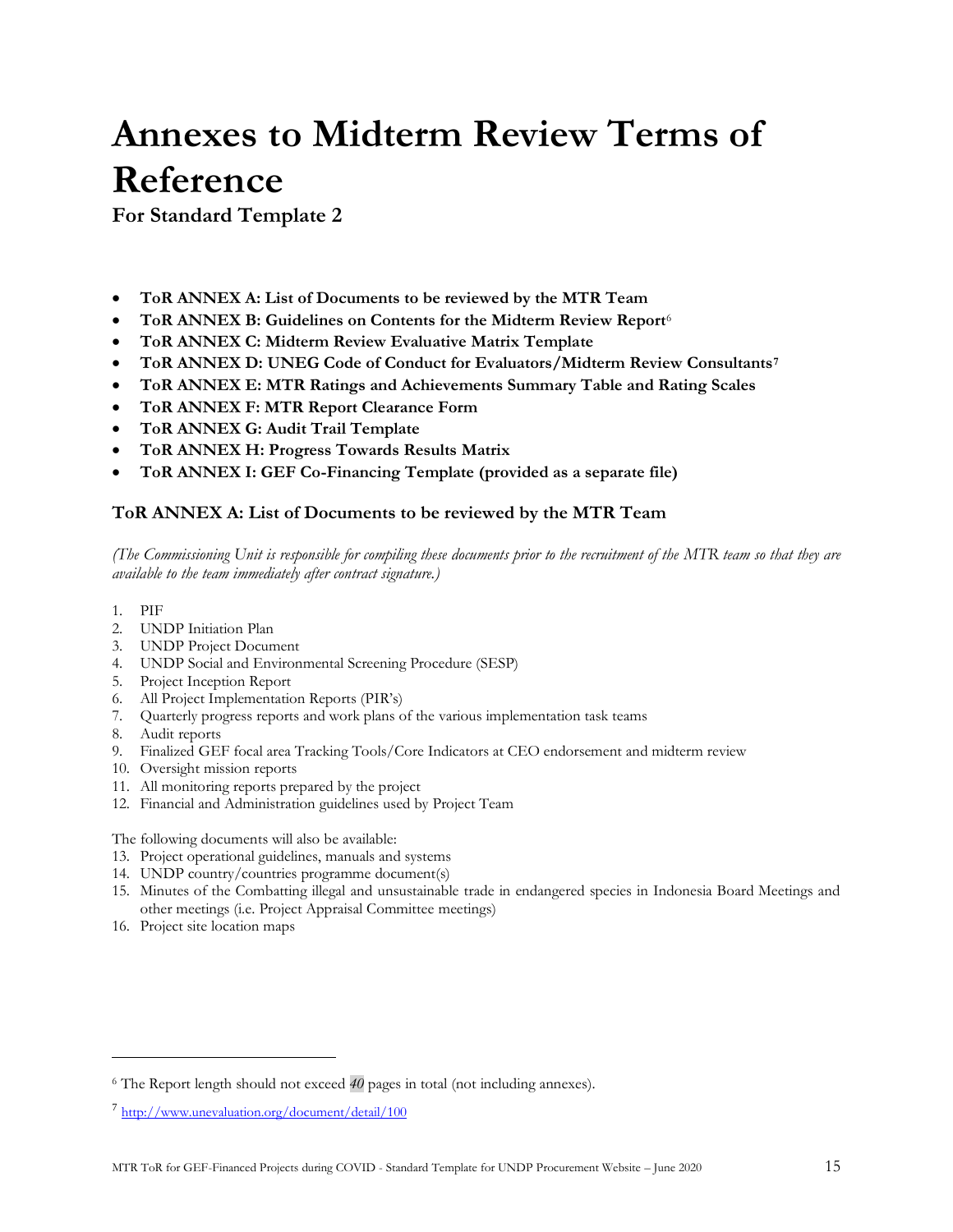# Annexes to Midterm Review Terms of Reference

**For Standard Template 2**

- **ToR ANNEX A: List of Documents to be reviewed by the MTR Team**
- **ToR ANNEX B: Guidelines on Contents for the Midterm Review Report**[6]
- **ToR ANNEX C: Midterm Review Evaluative Matrix Template**
- **ToR ANNEX D: UNEG Code of Conduct for Evaluators/Midterm Review Consultants**[7]
- **ToR ANNEX E: MTR Ratings and Achievements Summary Table and Rating Scales**
- **ToR ANNEX F: MTR Report Clearance Form**
- **ToR ANNEX G: Audit Trail Template**
- **ToR ANNEX H: Progress Towards Results Matrix**
- **ToR ANNEX I: GEF Co-Financing Template (provided as a separate file)**

### ToR ANNEX A: List of Documents to be reviewed by the MTR Team

*(The Commissioning Unit is responsible for compiling these documents prior to the recruitment of the MTR team so that they are available to the team immediately after contract signature.)*

1. PIF
2. UNDP Initiation Plan
3. UNDP Project Document
4. UNDP Social and Environmental Screening Procedure (SESP)
5. Project Inception Report
6. All Project Implementation Reports (PIR's)
7. Quarterly progress reports and work plans of the various implementation task teams
8. Audit reports
9. Finalized GEF focal area Tracking Tools/Core Indicators at CEO endorsement and midterm review
10. Oversight mission reports
11. All monitoring reports prepared by the project
12. Financial and Administration guidelines used by Project Team

The following documents will also be available:

13. Project operational guidelines, manuals and systems
14. UNDP country/countries programme document(s)
15. Minutes of the Combatting illegal and unsustainable trade in endangered species in Indonesia Board Meetings and other meetings (i.e. Project Appraisal Committee meetings)
16. Project site location maps

---

[6] The Report length should not exceed *40* pages in total (not including annexes).

[7] http://www.unevaluation.org/document/detail/100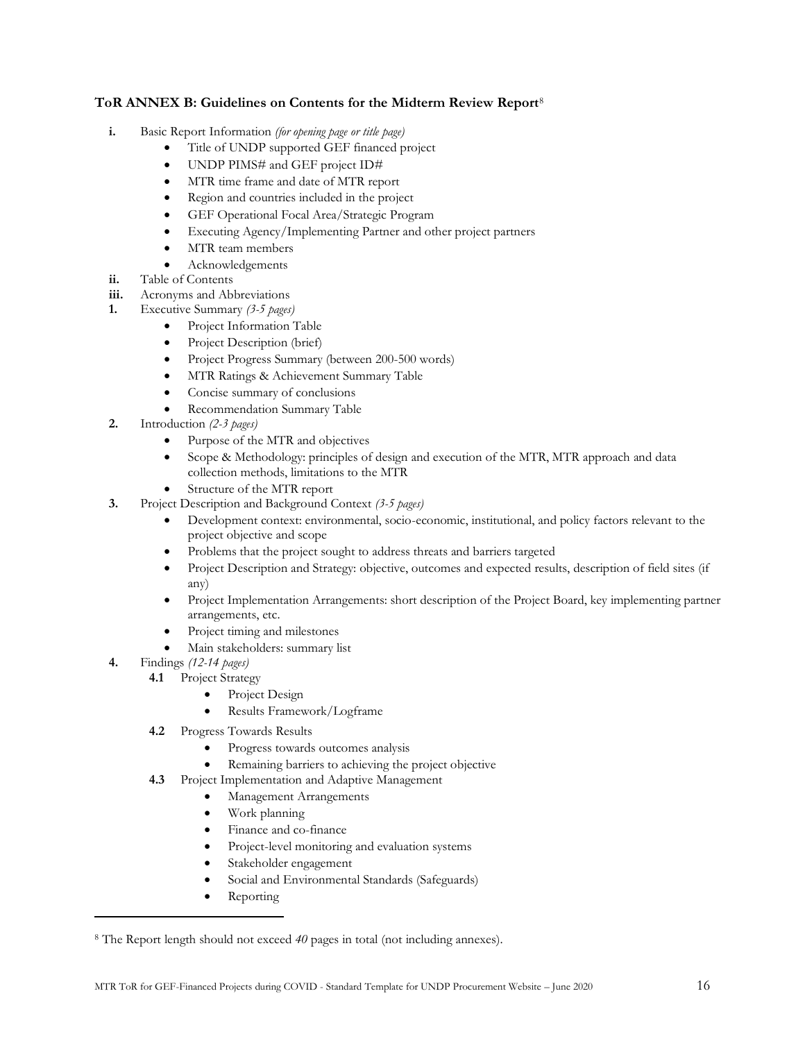**ToR ANNEX B: Guidelines on Contents for the Midterm Review Report**[8]

- **i.** Basic Report Information *(for opening page or title page)*
  - Title of UNDP supported GEF financed project
  - UNDP PIMS# and GEF project ID#
  - MTR time frame and date of MTR report
  - Region and countries included in the project
  - GEF Operational Focal Area/Strategic Program
  - Executing Agency/Implementing Partner and other project partners
  - MTR team members
  - Acknowledgements
- **ii.** Table of Contents
- **iii.** Acronyms and Abbreviations
- **1.** Executive Summary *(3-5 pages)*
  - Project Information Table
  - Project Description (brief)
  - Project Progress Summary (between 200-500 words)
  - MTR Ratings & Achievement Summary Table
  - Concise summary of conclusions
  - Recommendation Summary Table
- **2.** Introduction *(2-3 pages)*
  - Purpose of the MTR and objectives
  - Scope & Methodology: principles of design and execution of the MTR, MTR approach and data collection methods, limitations to the MTR
  - Structure of the MTR report
- **3.** Project Description and Background Context *(3-5 pages)*
  - Development context: environmental, socio-economic, institutional, and policy factors relevant to the project objective and scope
  - Problems that the project sought to address threats and barriers targeted
  - Project Description and Strategy: objective, outcomes and expected results, description of field sites (if any)
  - Project Implementation Arrangements: short description of the Project Board, key implementing partner arrangements, etc.
  - Project timing and milestones
  - Main stakeholders: summary list
- **4.** Findings *(12-14 pages)*
  - **4.1** Project Strategy
    - Project Design
    - Results Framework/Logframe
  - **4.2** Progress Towards Results
    - Progress towards outcomes analysis
    - Remaining barriers to achieving the project objective
  - **4.3** Project Implementation and Adaptive Management
    - Management Arrangements
    - Work planning
    - Finance and co-finance
    - Project-level monitoring and evaluation systems
    - Stakeholder engagement
    - Social and Environmental Standards (Safeguards)
    - Reporting

---

[8] The Report length should not exceed *40* pages in total (not including annexes).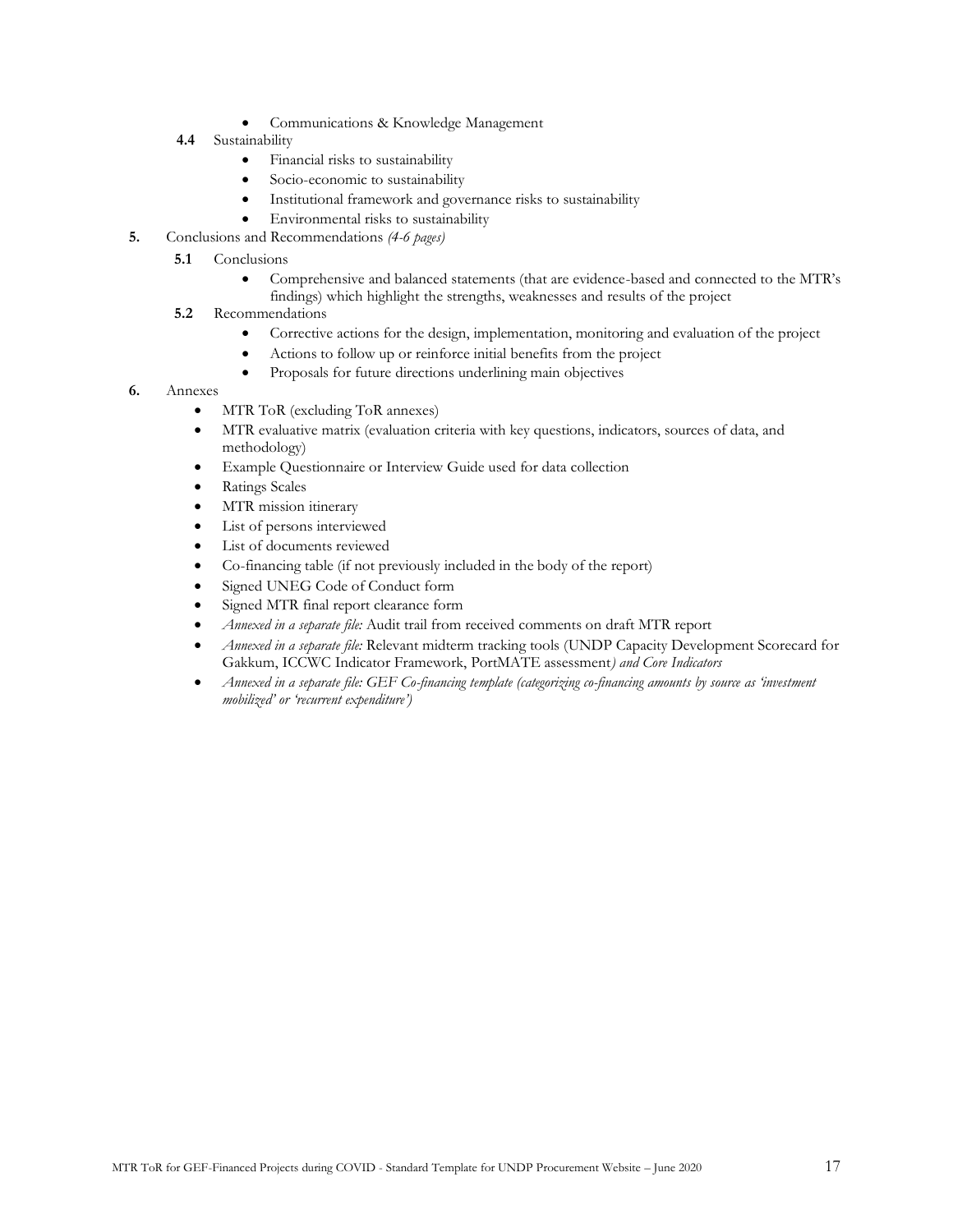- Communications & Knowledge Management

**4.4** Sustainability

- Financial risks to sustainability
- Socio-economic to sustainability
- Institutional framework and governance risks to sustainability
- Environmental risks to sustainability

**5.** Conclusions and Recommendations *(4-6 pages)*

**5.1** Conclusions

- Comprehensive and balanced statements (that are evidence-based and connected to the MTR's findings) which highlight the strengths, weaknesses and results of the project

**5.2** Recommendations

- Corrective actions for the design, implementation, monitoring and evaluation of the project
- Actions to follow up or reinforce initial benefits from the project
- Proposals for future directions underlining main objectives

**6.** Annexes

- MTR ToR (excluding ToR annexes)
- MTR evaluative matrix (evaluation criteria with key questions, indicators, sources of data, and methodology)
- Example Questionnaire or Interview Guide used for data collection
- Ratings Scales
- MTR mission itinerary
- List of persons interviewed
- List of documents reviewed
- Co-financing table (if not previously included in the body of the report)
- Signed UNEG Code of Conduct form
- Signed MTR final report clearance form
- *Annexed in a separate file:* Audit trail from received comments on draft MTR report
- *Annexed in a separate file:* Relevant midterm tracking tools (UNDP Capacity Development Scorecard for Gakkum, ICCWC Indicator Framework, PortMATE assessment*) and Core Indicators*
- *Annexed in a separate file: GEF Co-financing template (categorizing co-financing amounts by source as 'investment mobilized' or 'recurrent expenditure')*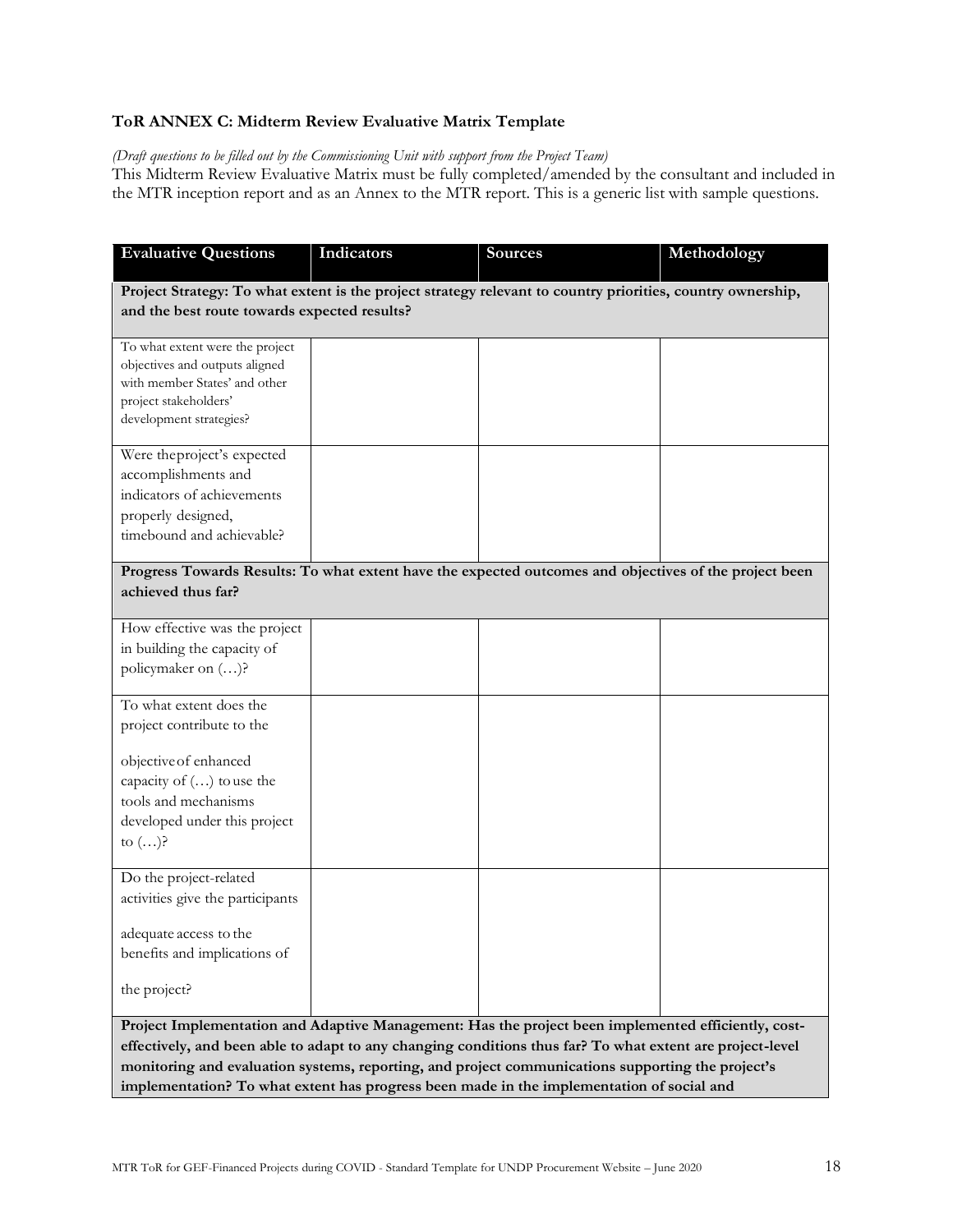**ToR ANNEX C: Midterm Review Evaluative Matrix Template**

*(Draft questions to be filled out by the Commissioning Unit with support from the Project Team)*

This Midterm Review Evaluative Matrix must be fully completed/amended by the consultant and included in the MTR inception report and as an Annex to the MTR report. This is a generic list with sample questions.

| Evaluative Questions | Indicators | Sources | Methodology |
|---|---|---|---|
| **Project Strategy: To what extent is the project strategy relevant to country priorities, country ownership, and the best route towards expected results?** | | | |
| To what extent were the project objectives and outputs aligned with member States' and other project stakeholders' development strategies? | | | |
| Were theproject's expected accomplishments and indicators of achievements properly designed, timebound and achievable? | | | |
| **Progress Towards Results: To what extent have the expected outcomes and objectives of the project been achieved thus far?** | | | |
| How effective was the project in building the capacity of policymaker on (…)? | | | |
| To what extent does the project contribute to the objective of enhanced capacity of (…) to use the tools and mechanisms developed under this project to (…)? | | | |
| Do the project-related activities give the participants adequate access to the benefits and implications of the project? | | | |
| **Project Implementation and Adaptive Management: Has the project been implemented efficiently, cost-effectively, and been able to adapt to any changing conditions thus far? To what extent are project-level monitoring and evaluation systems, reporting, and project communications supporting the project's implementation? To what extent has progress been made in the implementation of social and** | | | |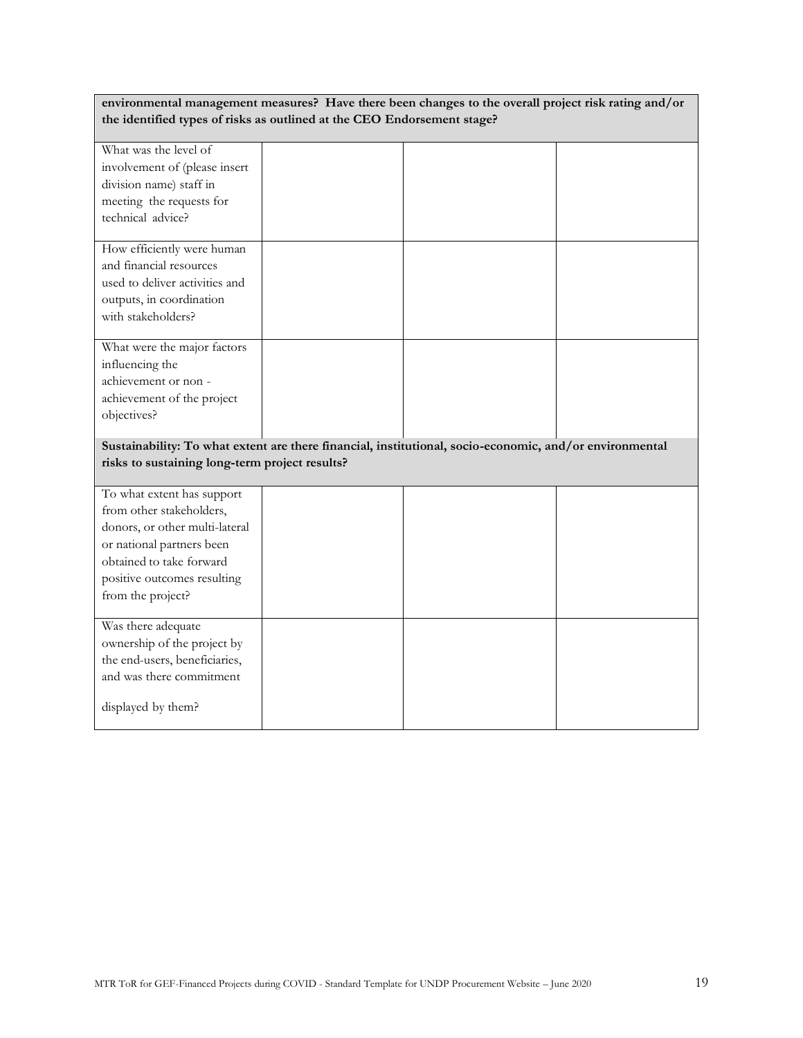| **environmental management measures? Have there been changes to the overall project risk rating and/or the identified types of risks as outlined at the CEO Endorsement stage?** | | | |
|---|---|---|---|
| What was the level of involvement of (please insert division name) staff in meeting the requests for technical advice? | | | |
| How efficiently were human and financial resources used to deliver activities and outputs, in coordination with stakeholders? | | | |
| What were the major factors influencing the achievement or non - achievement of the project objectives? | | | |
| **Sustainability: To what extent are there financial, institutional, socio-economic, and/or environmental risks to sustaining long-term project results?** | | | |
| To what extent has support from other stakeholders, donors, or other multi-lateral or national partners been obtained to take forward positive outcomes resulting from the project? | | | |
| Was there adequate ownership of the project by the end-users, beneficiaries, and was there commitment displayed by them? | | | |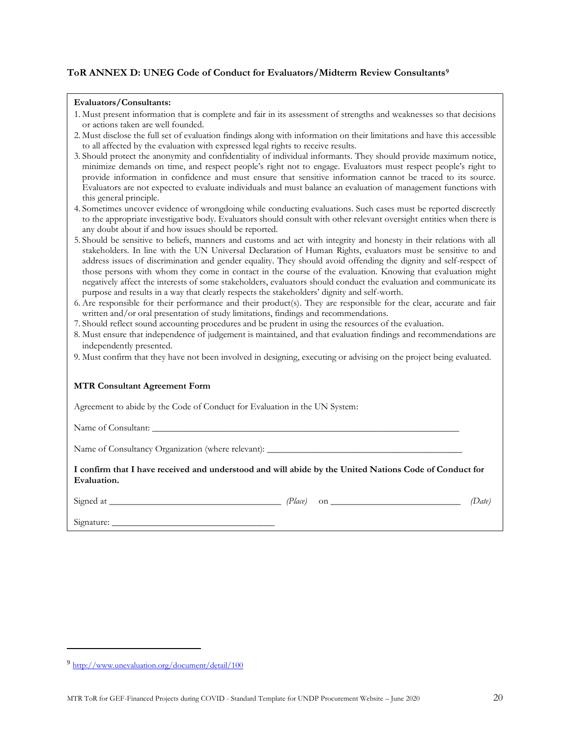### ToR ANNEX D: UNEG Code of Conduct for Evaluators/Midterm Review Consultants[9]

**Evaluators/Consultants:**

1. Must present information that is complete and fair in its assessment of strengths and weaknesses so that decisions or actions taken are well founded.
2. Must disclose the full set of evaluation findings along with information on their limitations and have this accessible to all affected by the evaluation with expressed legal rights to receive results.
3. Should protect the anonymity and confidentiality of individual informants. They should provide maximum notice, minimize demands on time, and respect people's right not to engage. Evaluators must respect people's right to provide information in confidence and must ensure that sensitive information cannot be traced to its source. Evaluators are not expected to evaluate individuals and must balance an evaluation of management functions with this general principle.
4. Sometimes uncover evidence of wrongdoing while conducting evaluations. Such cases must be reported discreetly to the appropriate investigative body. Evaluators should consult with other relevant oversight entities when there is any doubt about if and how issues should be reported.
5. Should be sensitive to beliefs, manners and customs and act with integrity and honesty in their relations with all stakeholders. In line with the UN Universal Declaration of Human Rights, evaluators must be sensitive to and address issues of discrimination and gender equality. They should avoid offending the dignity and self-respect of those persons with whom they come in contact in the course of the evaluation. Knowing that evaluation might negatively affect the interests of some stakeholders, evaluators should conduct the evaluation and communicate its purpose and results in a way that clearly respects the stakeholders' dignity and self-worth.
6. Are responsible for their performance and their product(s). They are responsible for the clear, accurate and fair written and/or oral presentation of study limitations, findings and recommendations.
7. Should reflect sound accounting procedures and be prudent in using the resources of the evaluation.
8. Must ensure that independence of judgement is maintained, and that evaluation findings and recommendations are independently presented.
9. Must confirm that they have not been involved in designing, executing or advising on the project being evaluated.

**MTR Consultant Agreement Form**

Agreement to abide by the Code of Conduct for Evaluation in the UN System:

Name of Consultant: ______________________________________________

Name of Consultancy Organization (where relevant): ______________________________

**I confirm that I have received and understood and will abide by the United Nations Code of Conduct for Evaluation.**

Signed at ____________________________ *(Place)* on ______________________ *(Date)*

Signature: ___________________________

---

[9] http://www.unevaluation.org/document/detail/100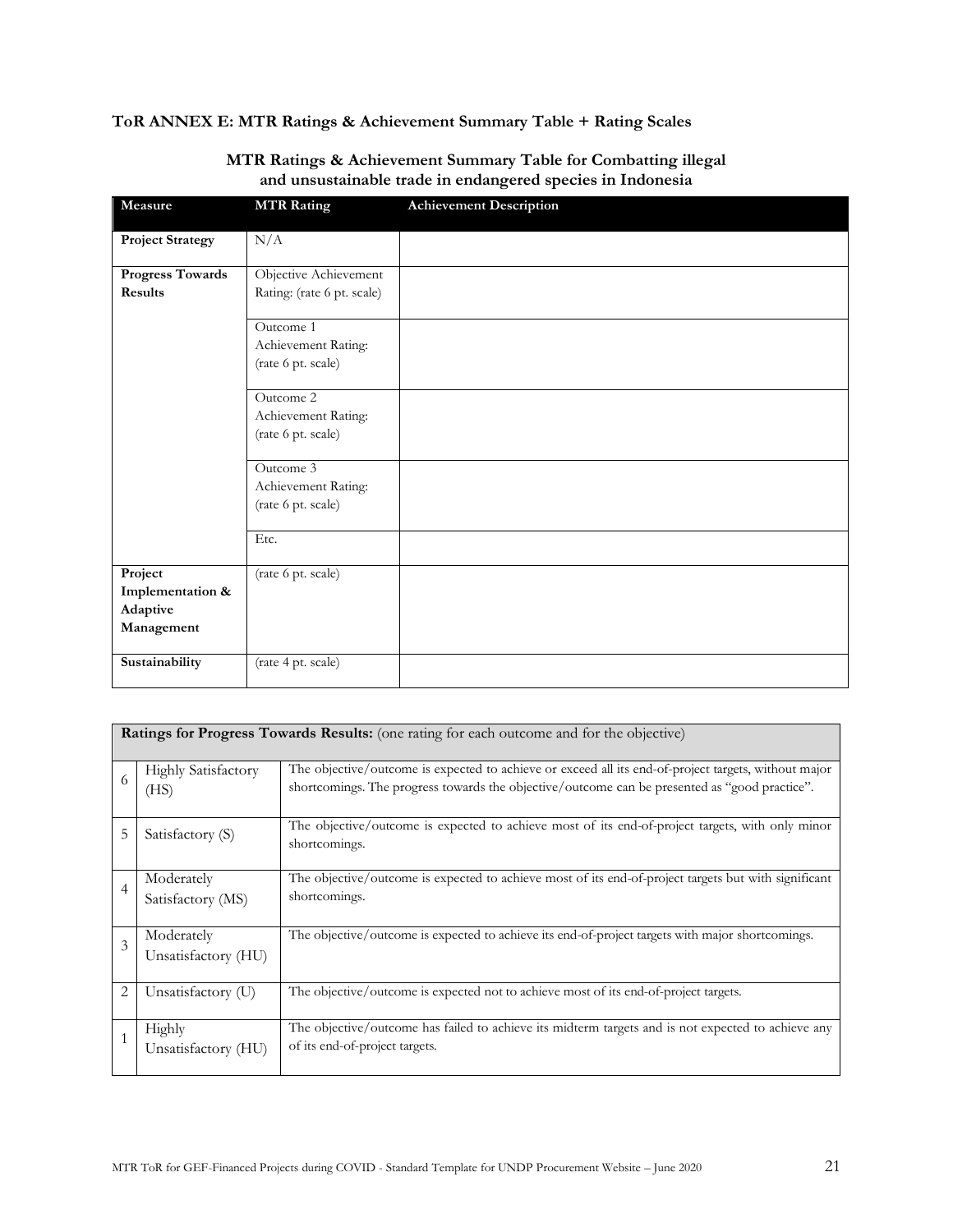### ToR ANNEX E: MTR Ratings & Achievement Summary Table + Rating Scales

**MTR Ratings & Achievement Summary Table for Combatting illegal and unsustainable trade in endangered species in Indonesia**

| Measure | MTR Rating | Achievement Description |
|---|---|---|
| **Project Strategy** | N/A | |
| **Progress Towards Results** | Objective Achievement Rating: (rate 6 pt. scale) | |
| | Outcome 1 Achievement Rating: (rate 6 pt. scale) | |
| | Outcome 2 Achievement Rating: (rate 6 pt. scale) | |
| | Outcome 3 Achievement Rating: (rate 6 pt. scale) | |
| | Etc. | |
| **Project Implementation & Adaptive Management** | (rate 6 pt. scale) | |
| **Sustainability** | (rate 4 pt. scale) | |

| **Ratings for Progress Towards Results:** (one rating for each outcome and for the objective) | | |
|---|---|---|
| 6 | Highly Satisfactory (HS) | The objective/outcome is expected to achieve or exceed all its end-of-project targets, without major shortcomings. The progress towards the objective/outcome can be presented as "good practice". |
| 5 | Satisfactory (S) | The objective/outcome is expected to achieve most of its end-of-project targets, with only minor shortcomings. |
| 4 | Moderately Satisfactory (MS) | The objective/outcome is expected to achieve most of its end-of-project targets but with significant shortcomings. |
| 3 | Moderately Unsatisfactory (HU) | The objective/outcome is expected to achieve its end-of-project targets with major shortcomings. |
| 2 | Unsatisfactory (U) | The objective/outcome is expected not to achieve most of its end-of-project targets. |
| 1 | Highly Unsatisfactory (HU) | The objective/outcome has failed to achieve its midterm targets and is not expected to achieve any of its end-of-project targets. |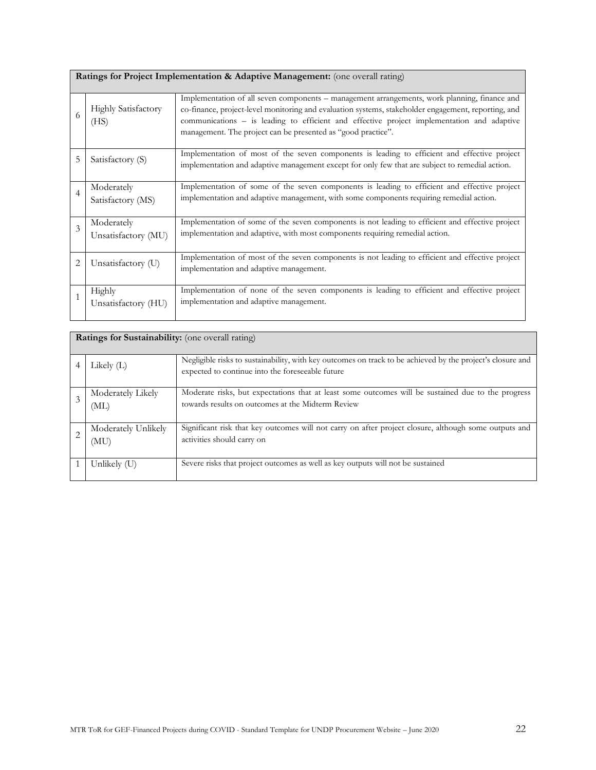| **Ratings for Project Implementation & Adaptive Management:** (one overall rating) | | |
|---|---|---|
| 6 | Highly Satisfactory (HS) | Implementation of all seven components – management arrangements, work planning, finance and co-finance, project-level monitoring and evaluation systems, stakeholder engagement, reporting, and communications – is leading to efficient and effective project implementation and adaptive management. The project can be presented as "good practice". |
| 5 | Satisfactory (S) | Implementation of most of the seven components is leading to efficient and effective project implementation and adaptive management except for only few that are subject to remedial action. |
| 4 | Moderately Satisfactory (MS) | Implementation of some of the seven components is leading to efficient and effective project implementation and adaptive management, with some components requiring remedial action. |
| 3 | Moderately Unsatisfactory (MU) | Implementation of some of the seven components is not leading to efficient and effective project implementation and adaptive, with most components requiring remedial action. |
| 2 | Unsatisfactory (U) | Implementation of most of the seven components is not leading to efficient and effective project implementation and adaptive management. |
| 1 | Highly Unsatisfactory (HU) | Implementation of none of the seven components is leading to efficient and effective project implementation and adaptive management. |

| **Ratings for Sustainability:** (one overall rating) | | |
|---|---|---|
| 4 | Likely (L) | Negligible risks to sustainability, with key outcomes on track to be achieved by the project's closure and expected to continue into the foreseeable future |
| 3 | Moderately Likely (ML) | Moderate risks, but expectations that at least some outcomes will be sustained due to the progress towards results on outcomes at the Midterm Review |
| 2 | Moderately Unlikely (MU) | Significant risk that key outcomes will not carry on after project closure, although some outputs and activities should carry on |
| 1 | Unlikely (U) | Severe risks that project outcomes as well as key outputs will not be sustained |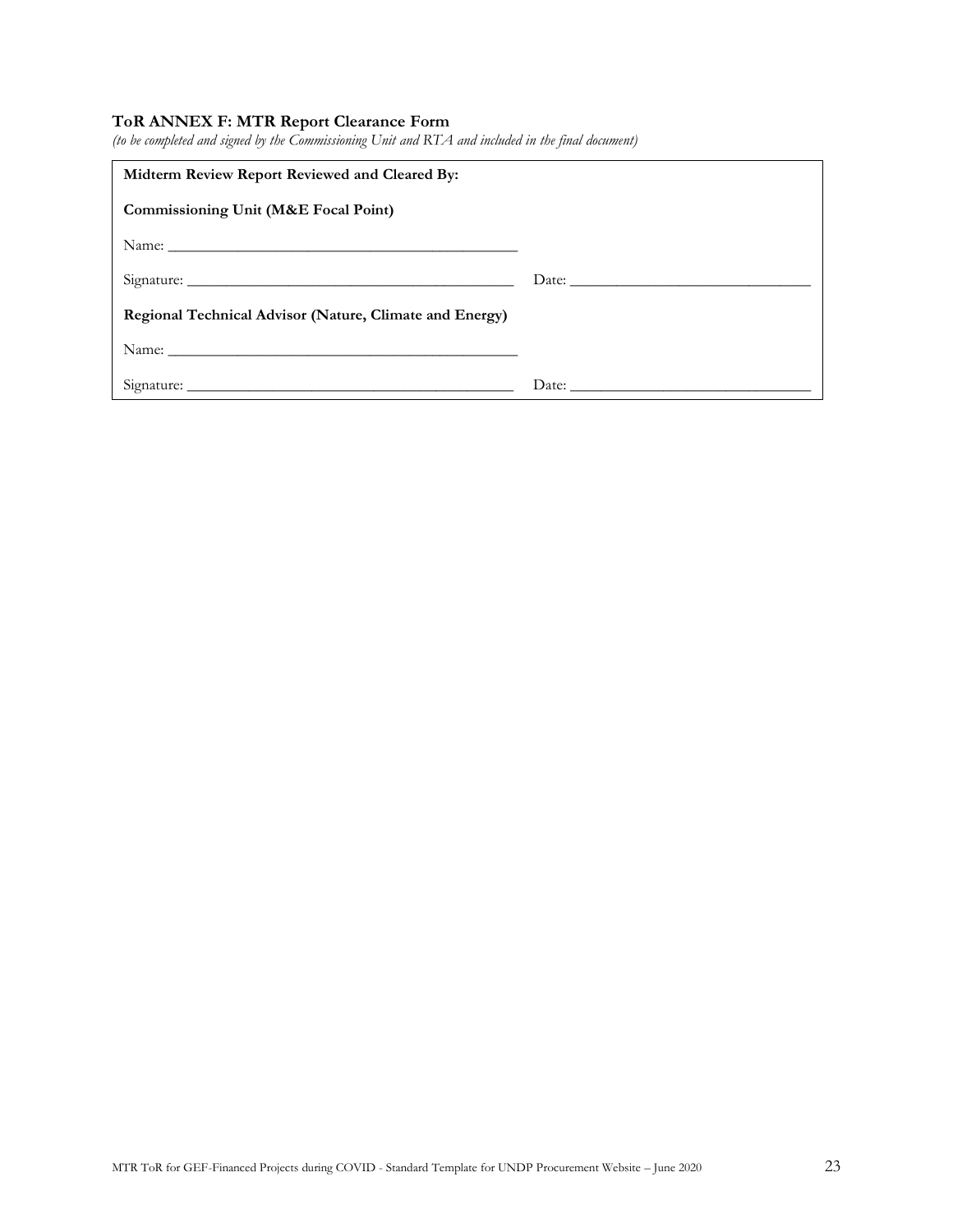### ToR ANNEX F: MTR Report Clearance Form

*(to be completed and signed by the Commissioning Unit and RTA and included in the final document)*

**Midterm Review Report Reviewed and Cleared By:**

**Commissioning Unit (M&E Focal Point)**

Name: _____________________________________________

Signature: __________________________________________ Date: _______________________________

**Regional Technical Advisor (Nature, Climate and Energy)**

Name: _____________________________________________

Signature: __________________________________________ Date: _______________________________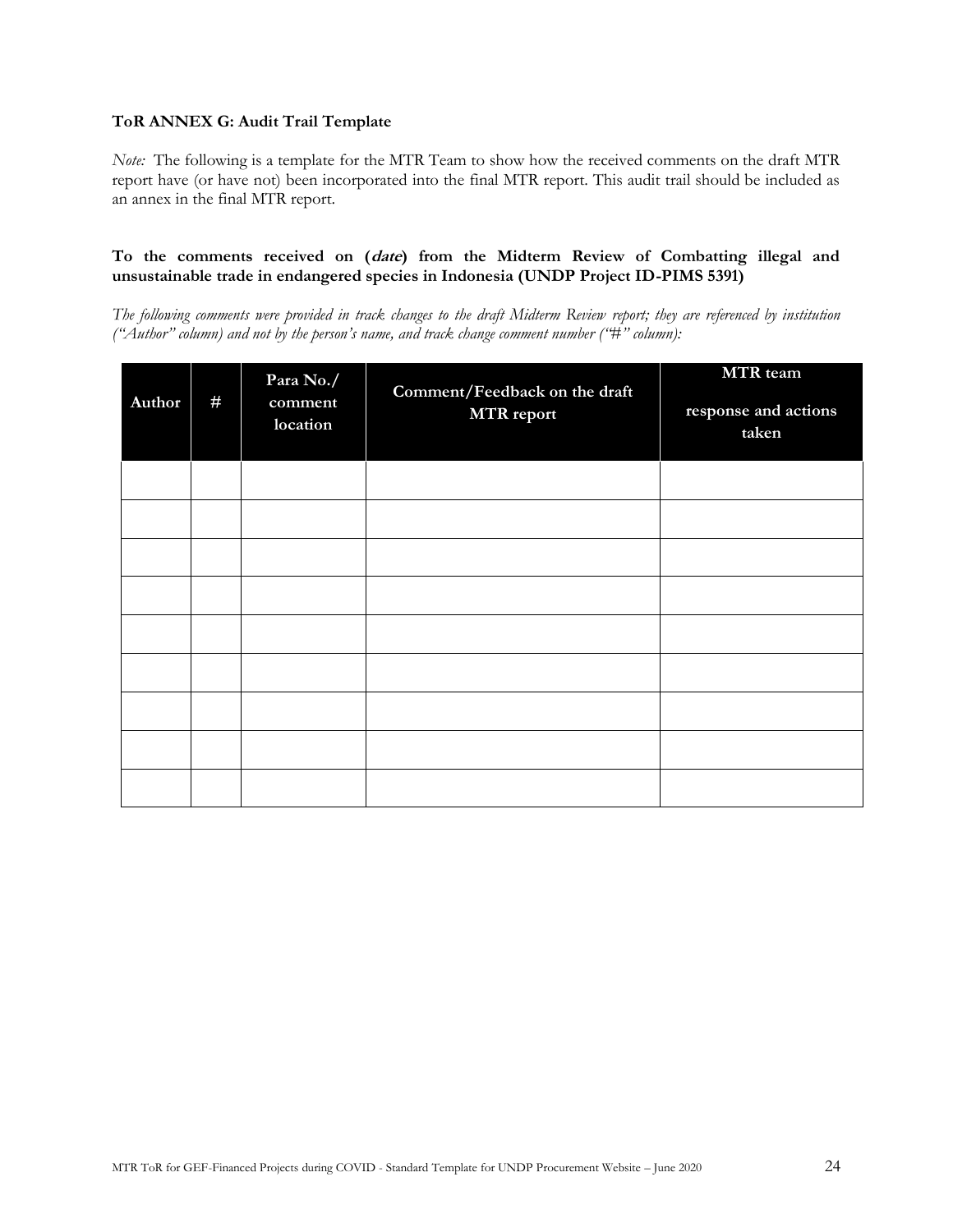**ToR ANNEX G: Audit Trail Template**

*Note:* The following is a template for the MTR Team to show how the received comments on the draft MTR report have (or have not) been incorporated into the final MTR report. This audit trail should be included as an annex in the final MTR report.

**To the comments received on (*date*) from the Midterm Review of Combatting illegal and unsustainable trade in endangered species in Indonesia (UNDP Project ID-PIMS 5391)**

*The following comments were provided in track changes to the draft Midterm Review report; they are referenced by institution ("Author" column) and not by the person's name, and track change comment number ("#" column):*

| Author | # | Para No./ comment location | Comment/Feedback on the draft MTR report | MTR team response and actions taken |
|---|---|---|---|---|
| | | | | |
| | | | | |
| | | | | |
| | | | | |
| | | | | |
| | | | | |
| | | | | |
| | | | | |
| | | | | |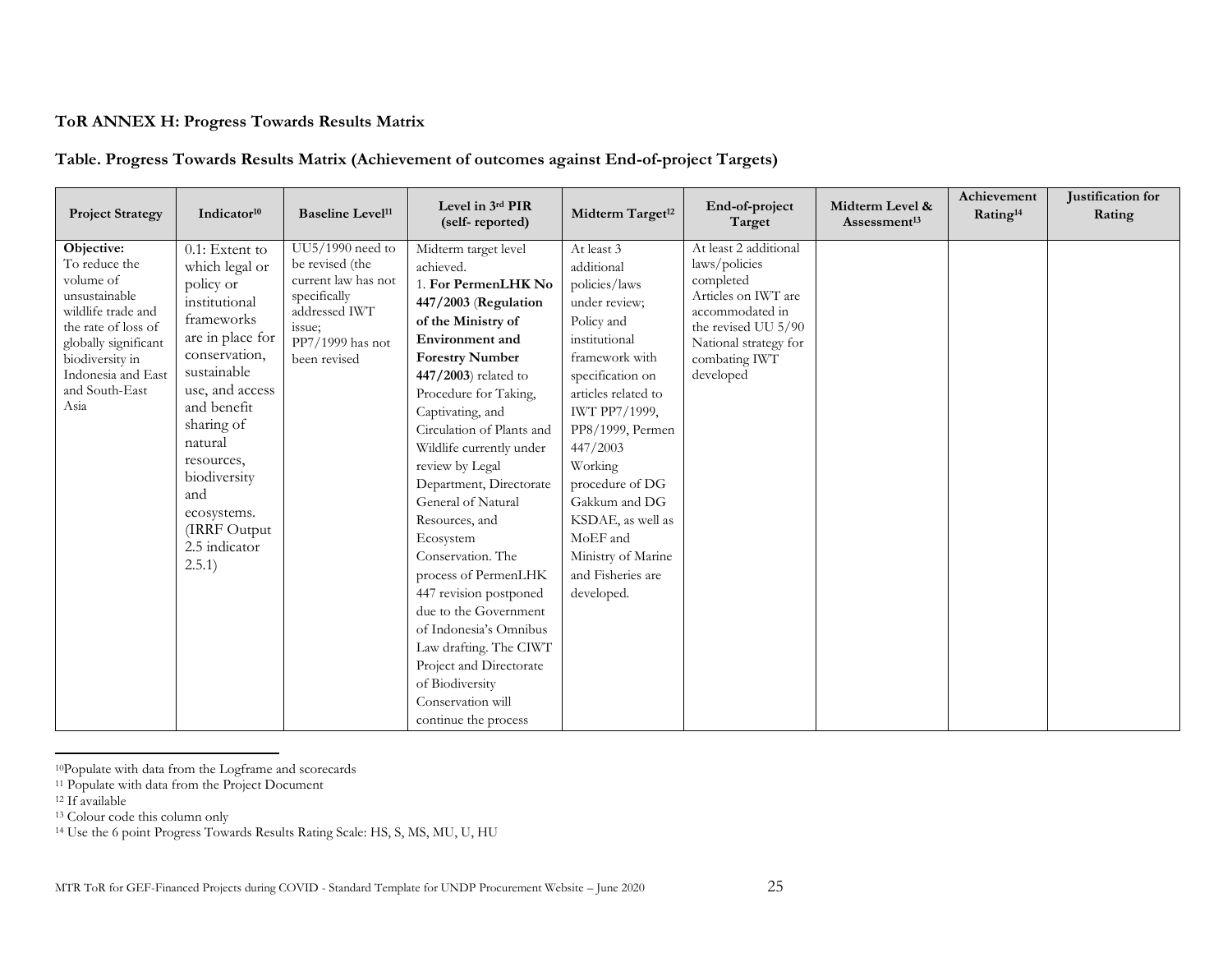**ToR ANNEX H: Progress Towards Results Matrix**

**Table. Progress Towards Results Matrix (Achievement of outcomes against End-of-project Targets)**

| Project Strategy | Indicator[10] | Baseline Level[11] | Level in 3rd PIR (self- reported) | Midterm Target[12] | End-of-project Target | Midterm Level & Assessment[13] | Achievement Rating[14] | Justification for Rating |
|---|---|---|---|---|---|---|---|---|
| **Objective:** To reduce the volume of unsustainable wildlife trade and the rate of loss of globally significant biodiversity in Indonesia and East and South-East Asia | 0.1: Extent to which legal or policy or institutional frameworks are in place for conservation, sustainable use, and access and benefit sharing of natural resources, biodiversity and ecosystems. (IRRF Output 2.5 indicator 2.5.1) | UU5/1990 need to be revised (the current law has not specifically addressed IWT issue; PP7/1999 has not been revised | Midterm target level achieved. 1. **For PermenLHK No 447/2003** (**Regulation of the Ministry of Environment and Forestry Number 447/2003**) related to Procedure for Taking, Captivating, and Circulation of Plants and Wildlife currently under review by Legal Department, Directorate General of Natural Resources, and Ecosystem Conservation. The process of PermenLHK 447 revision postponed due to the Government of Indonesia's Omnibus Law drafting. The CIWT Project and Directorate of Biodiversity Conservation will continue the process | At least 3 additional policies/laws under review; Policy and institutional framework with specification on articles related to IWT PP7/1999, PP8/1999, Permen 447/2003 Working procedure of DG Gakkum and DG KSDAE, as well as MoEF and Ministry of Marine and Fisheries are developed. | At least 2 additional laws/policies completed Articles on IWT are accommodated in the revised UU 5/90 National strategy for combating IWT developed | | | |

[10]Populate with data from the Logframe and scorecards

[11] Populate with data from the Project Document

[12] If available

[13] Colour code this column only

[14] Use the 6 point Progress Towards Results Rating Scale: HS, S, MS, MU, U, HU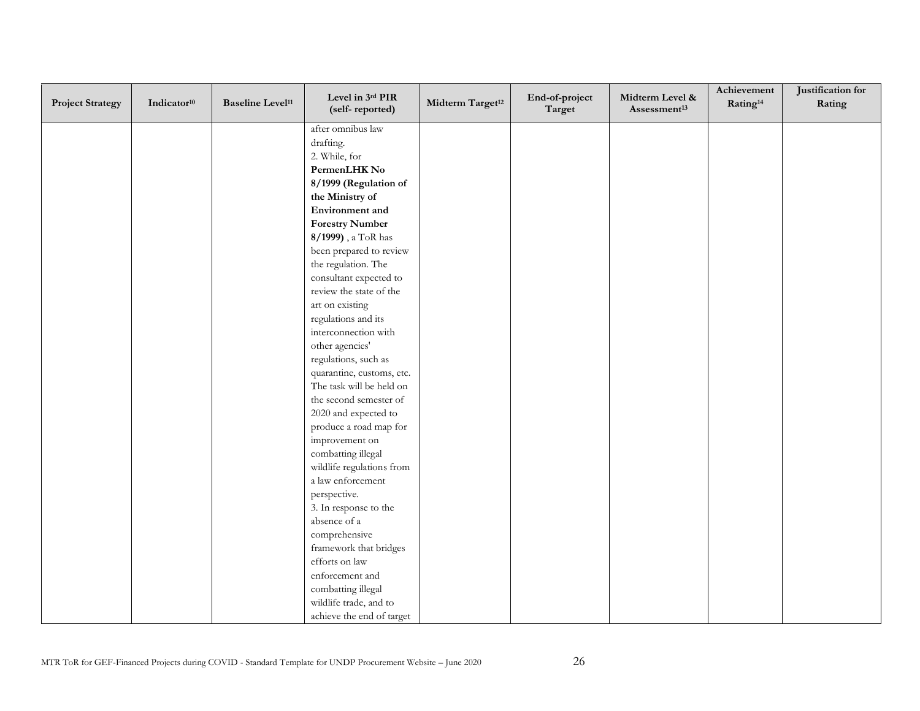| Project Strategy | Indicator[10] | Baseline Level[11] | Level in 3rd PIR (self- reported) | Midterm Target[12] | End-of-project Target | Midterm Level & Assessment[13] | Achievement Rating[14] | Justification for Rating |
|---|---|---|---|---|---|---|---|---|
| | | | after omnibus law drafting.<br>2. While, for **PermenLHK No 8/1999 (Regulation of the Ministry of Environment and Forestry Number 8/1999)** , a ToR has been prepared to review the regulation. The consultant expected to review the state of the art on existing regulations and its interconnection with other agencies' regulations, such as quarantine, customs, etc. The task will be held on the second semester of 2020 and expected to produce a road map for improvement on combatting illegal wildlife regulations from a law enforcement perspective.<br>3. In response to the absence of a comprehensive framework that bridges efforts on law enforcement and combatting illegal wildlife trade, and to achieve the end of target | | | | | |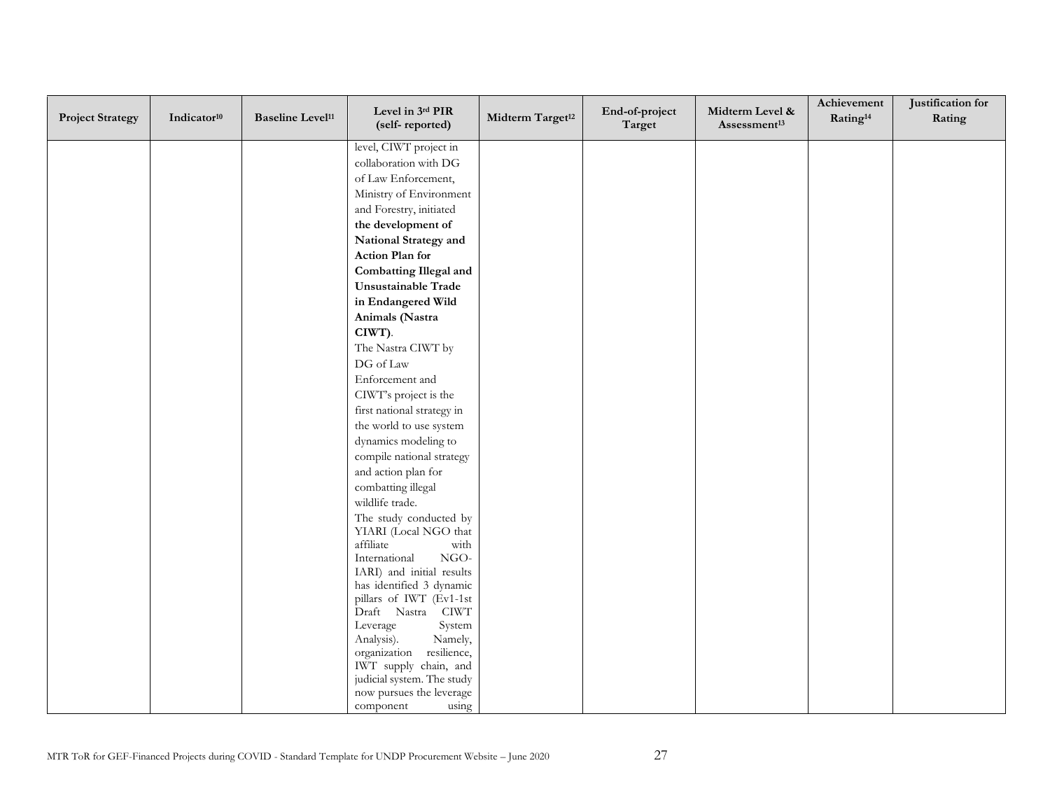| Project Strategy | Indicator[10] | Baseline Level[11] | Level in 3rd PIR (self- reported) | Midterm Target[12] | End-of-project Target | Midterm Level & Assessment[13] | Achievement Rating[14] | Justification for Rating |
|---|---|---|---|---|---|---|---|---|
| | | | level, CIWT project in collaboration with DG of Law Enforcement, Ministry of Environment and Forestry, initiated **the development of National Strategy and Action Plan for Combatting Illegal and Unsustainable Trade in Endangered Wild Animals (Nastra CIWT)**. The Nastra CIWT by DG of Law Enforcement and CIWT's project is the first national strategy in the world to use system dynamics modeling to compile national strategy and action plan for combatting illegal wildlife trade. The study conducted by YIARI (Local NGO that affiliate with International NGO- IARI) and initial results has identified 3 dynamic pillars of IWT (Ev1-1st Draft Nastra CIWT Leverage System Analysis). Namely, organization resilience, IWT supply chain, and judicial system. The study now pursues the leverage component using | | | | | |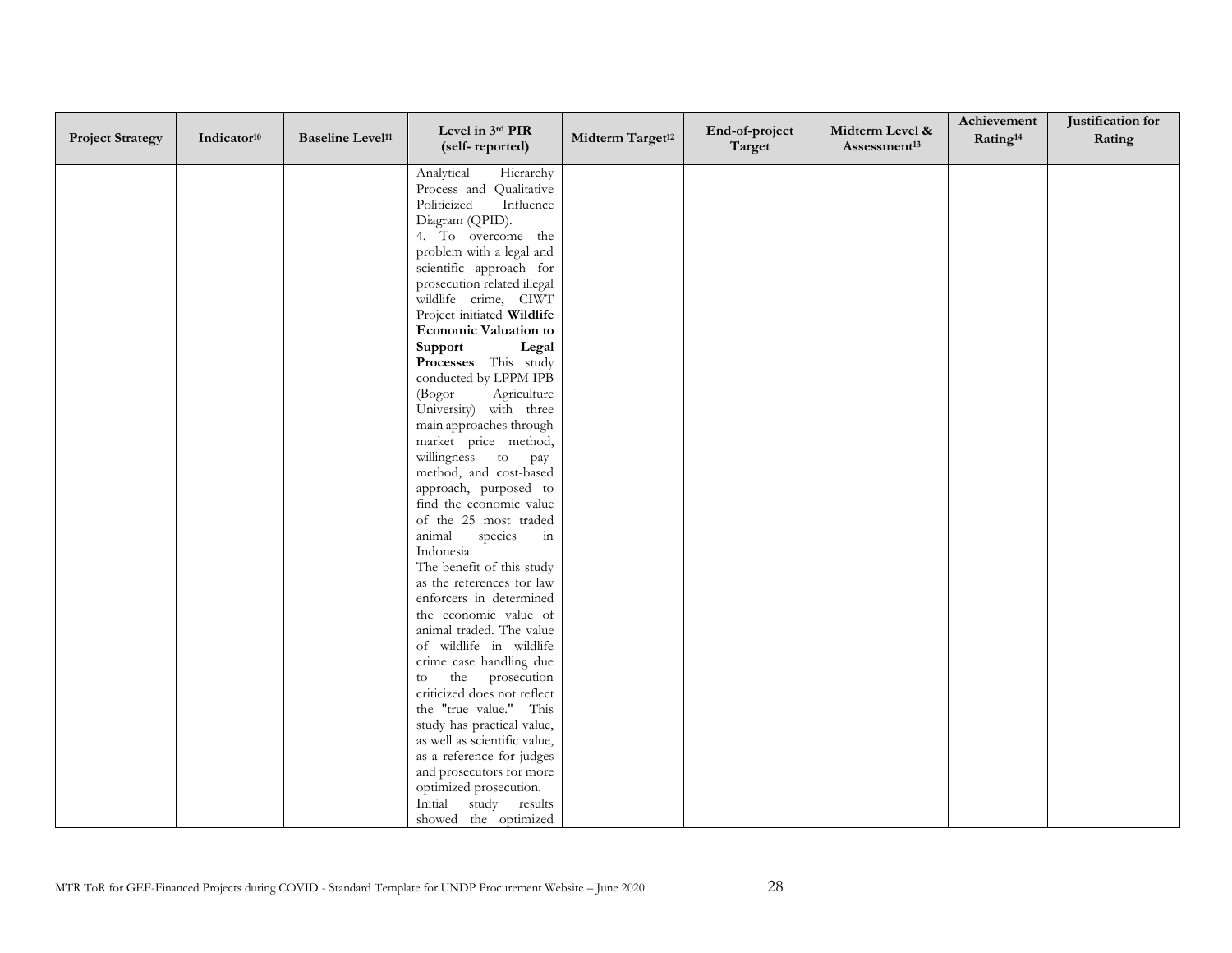| Project Strategy | Indicator[10] | Baseline Level[11] | Level in 3rd PIR (self- reported) | Midterm Target[12] | End-of-project Target | Midterm Level & Assessment[13] | Achievement Rating[14] | Justification for Rating |
|---|---|---|---|---|---|---|---|---|
| | | | Analytical Hierarchy Process and Qualitative Politicized Influence Diagram (QPID).<br>4. To overcome the problem with a legal and scientific approach for prosecution related illegal wildlife crime, CIWT Project initiated **Wildlife Economic Valuation to Support Legal Processes**. This study conducted by LPPM IPB (Bogor Agriculture University) with three main approaches through market price method, willingness to pay-method, and cost-based approach, purposed to find the economic value of the 25 most traded animal species in Indonesia.<br>The benefit of this study as the references for law enforcers in determined the economic value of animal traded. The value of wildlife in wildlife crime case handling due to the prosecution criticized does not reflect the "true value." This study has practical value, as well as scientific value, as a reference for judges and prosecutors for more optimized prosecution.<br>Initial study results showed the optimized | | | | | |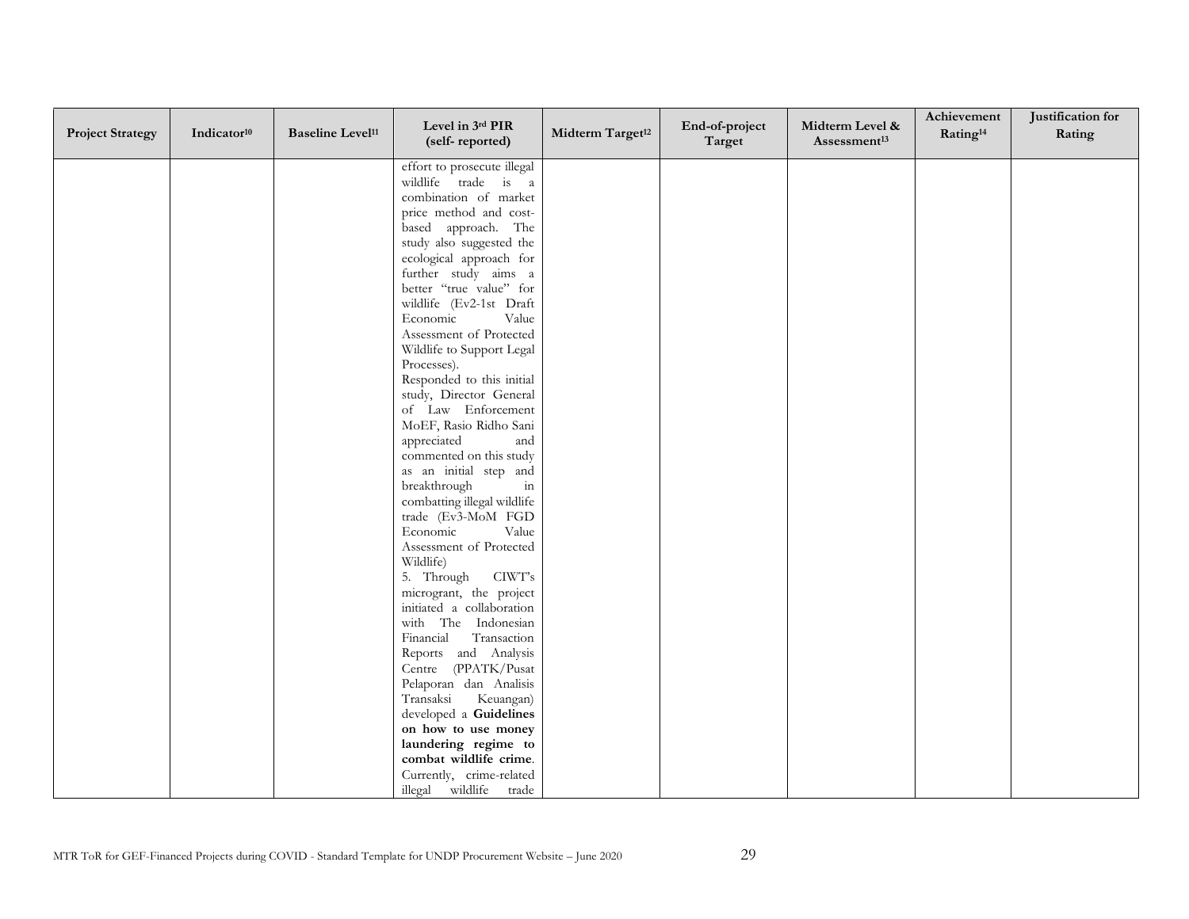| Project Strategy | Indicator[10] | Baseline Level[11] | Level in 3rd PIR (self- reported) | Midterm Target[12] | End-of-project Target | Midterm Level & Assessment[13] | Achievement Rating[14] | Justification for Rating |
|---|---|---|---|---|---|---|---|---|
| | | | effort to prosecute illegal wildlife trade is a combination of market price method and cost-based approach. The study also suggested the ecological approach for further study aims a better "true value" for wildlife (Ev2-1st Draft Economic Value Assessment of Protected Wildlife to Support Legal Processes).<br>Responded to this initial study, Director General of Law Enforcement MoEF, Rasio Ridho Sani appreciated and commented on this study as an initial step and breakthrough in combatting illegal wildlife trade (Ev3-MoM FGD Economic Value Assessment of Protected Wildlife)<br>5. Through CIWT's microgrant, the project initiated a collaboration with The Indonesian Financial Transaction Reports and Analysis Centre (PPATK/Pusat Pelaporan dan Analisis Transaksi Keuangan) developed a **Guidelines on how to use money laundering regime to combat wildlife crime**. Currently, crime-related illegal wildlife trade | | | | | |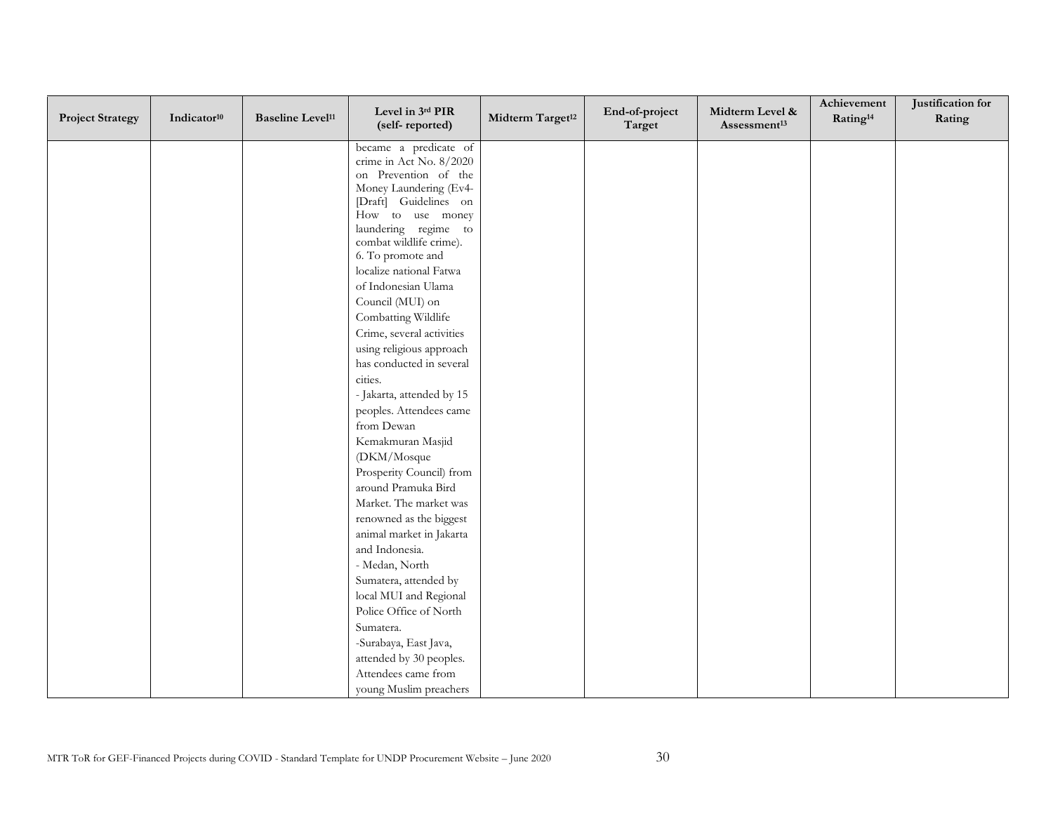| Project Strategy | Indicator[10] | Baseline Level[11] | Level in 3rd PIR (self- reported) | Midterm Target[12] | End-of-project Target | Midterm Level & Assessment[13] | Achievement Rating[14] | Justification for Rating |
|---|---|---|---|---|---|---|---|---|
| | | | became a predicate of crime in Act No. 8/2020 on Prevention of the Money Laundering (Ev4-[Draft] Guidelines on How to use money laundering regime to combat wildlife crime).<br>6. To promote and localize national Fatwa of Indonesian Ulama Council (MUI) on Combatting Wildlife Crime, several activities using religious approach has conducted in several cities.<br>- Jakarta, attended by 15 peoples. Attendees came from Dewan Kemakmuran Masjid (DKM/Mosque Prosperity Council) from around Pramuka Bird Market. The market was renowned as the biggest animal market in Jakarta and Indonesia.<br>- Medan, North Sumatera, attended by local MUI and Regional Police Office of North Sumatera.<br>-Surabaya, East Java, attended by 30 peoples. Attendees came from young Muslim preachers | | | | | |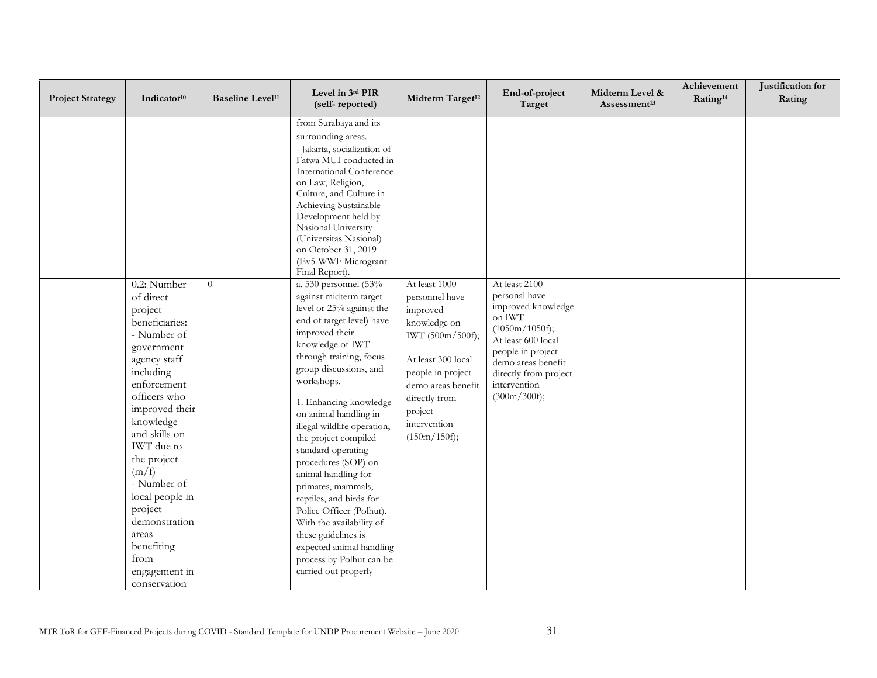| Project Strategy | Indicator[10] | Baseline Level[11] | Level in 3rd PIR (self- reported) | Midterm Target[12] | End-of-project Target | Midterm Level & Assessment[13] | Achievement Rating[14] | Justification for Rating |
|---|---|---|---|---|---|---|---|---|
| | | | from Surabaya and its surrounding areas.<br>- Jakarta, socialization of Fatwa MUI conducted in International Conference on Law, Religion, Culture, and Culture in Achieving Sustainable Development held by Nasional University (Universitas Nasional) on October 31, 2019 (Ev5-WWF Microgrant Final Report). | | | | | |
| | 0.2: Number of direct project beneficiaries:<br>- Number of government agency staff including enforcement officers who improved their knowledge and skills on IWT due to the project (m/f)<br>- Number of local people in project demonstration areas benefiting from engagement in conservation | 0 | a. 530 personnel (53% against midterm target level or 25% against the end of target level) have improved their knowledge of IWT through training, focus group discussions, and workshops.<br><br>1. Enhancing knowledge on animal handling in illegal wildlife operation, the project compiled standard operating procedures (SOP) on animal handling for primates, mammals, reptiles, and birds for Police Officer (Polhut). With the availability of these guidelines is expected animal handling process by Polhut can be carried out properly | At least 1000 personnel have improved knowledge on IWT (500m/500f);<br><br>At least 300 local people in project demo areas benefit directly from project intervention (150m/150f); | At least 2100 personal have improved knowledge on IWT (1050m/1050f);<br>At least 600 local people in project demo areas benefit directly from project intervention (300m/300f); | | | |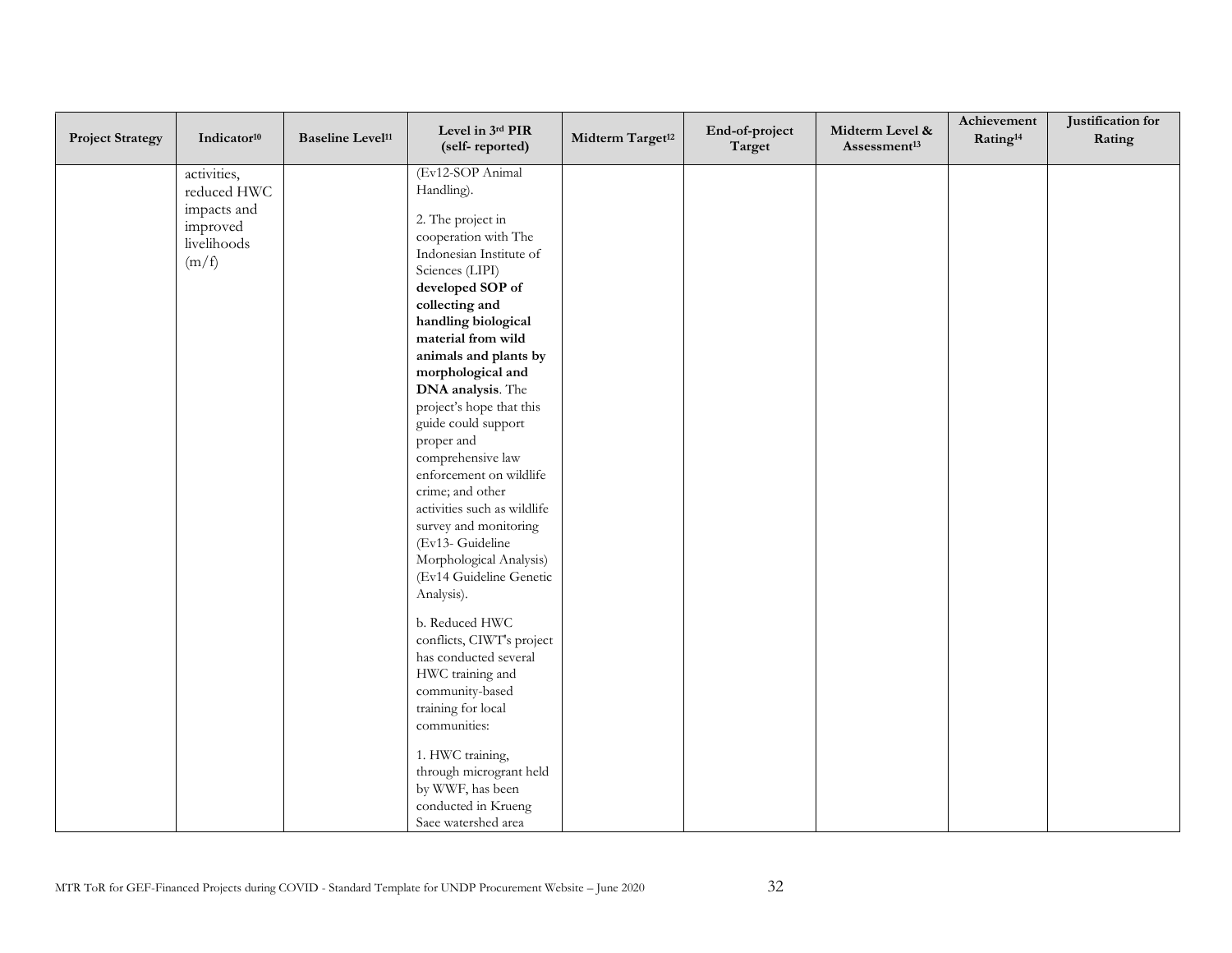| Project Strategy | Indicator[10] | Baseline Level[11] | Level in 3rd PIR (self- reported) | Midterm Target[12] | End-of-project Target | Midterm Level & Assessment[13] | Achievement Rating[14] | Justification for Rating |
|---|---|---|---|---|---|---|---|---|
| | activities, reduced HWC impacts and improved livelihoods (m/f) | | (Ev12-SOP Animal Handling).<br><br>2. The project in cooperation with The Indonesian Institute of Sciences (LIPI) **developed SOP of collecting and handling biological material from wild animals and plants by morphological and DNA analysis**. The project's hope that this guide could support proper and comprehensive law enforcement on wildlife crime; and other activities such as wildlife survey and monitoring (Ev13- Guideline Morphological Analysis) (Ev14 Guideline Genetic Analysis).<br><br>b. Reduced HWC conflicts, CIWT's project has conducted several HWC training and community-based training for local communities:<br><br>1. HWC training, through microgrant held by WWF, has been conducted in Krueng Saee watershed area | | | | | |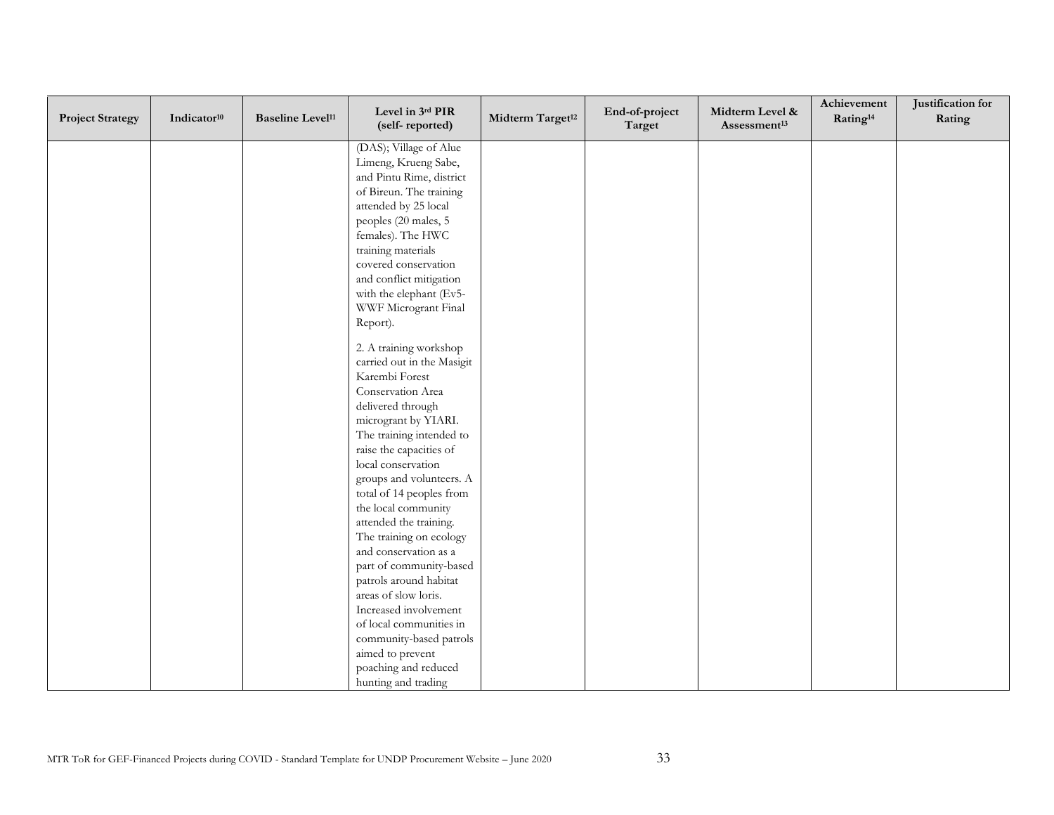| Project Strategy | Indicator[10] | Baseline Level[11] | Level in 3rd PIR (self- reported) | Midterm Target[12] | End-of-project Target | Midterm Level & Assessment[13] | Achievement Rating[14] | Justification for Rating |
|---|---|---|---|---|---|---|---|---|
| | | | (DAS); Village of Alue Limeng, Krueng Sabe, and Pintu Rime, district of Bireun. The training attended by 25 local peoples (20 males, 5 females). The HWC training materials covered conservation and conflict mitigation with the elephant (Ev5-WWF Microgrant Final Report).<br><br>2. A training workshop carried out in the Masigit Karembi Forest Conservation Area delivered through microgrant by YIARI. The training intended to raise the capacities of local conservation groups and volunteers. A total of 14 peoples from the local community attended the training. The training on ecology and conservation as a part of community-based patrols around habitat areas of slow loris. Increased involvement of local communities in community-based patrols aimed to prevent poaching and reduced hunting and trading | | | | | |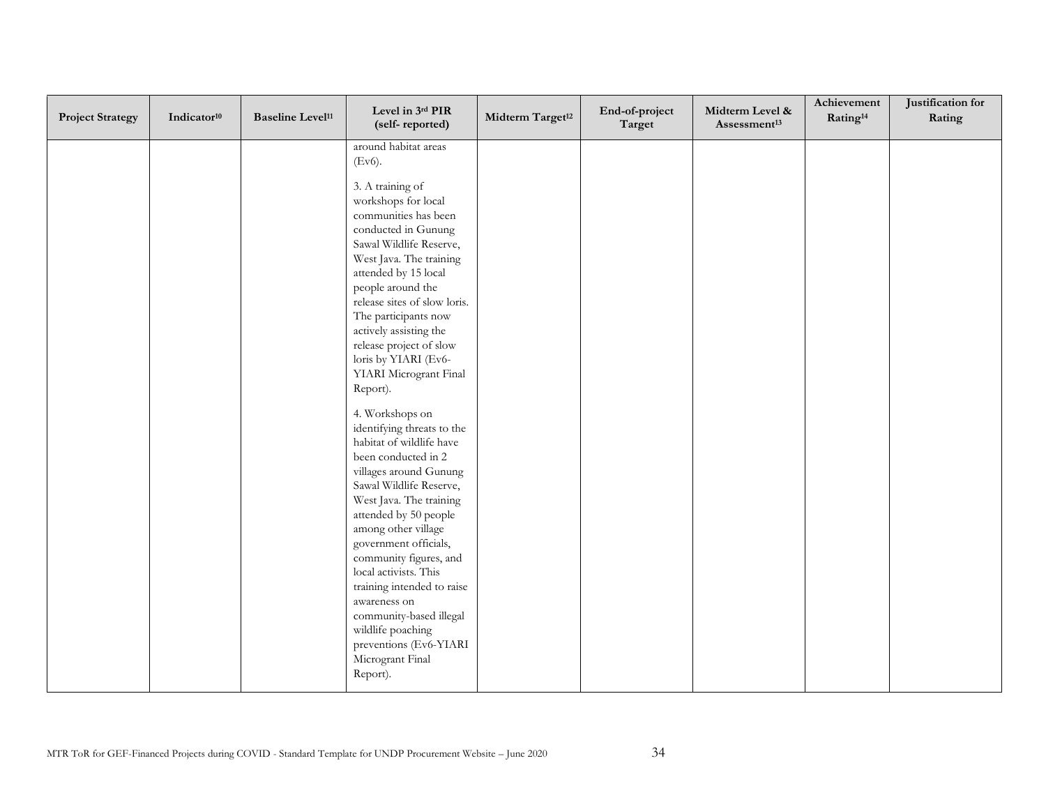| Project Strategy | Indicator[10] | Baseline Level[11] | Level in 3rd PIR (self- reported) | Midterm Target[12] | End-of-project Target | Midterm Level & Assessment[13] | Achievement Rating[14] | Justification for Rating |
|---|---|---|---|---|---|---|---|---|
| | | | around habitat areas (Ev6).<br><br>3. A training of workshops for local communities has been conducted in Gunung Sawal Wildlife Reserve, West Java. The training attended by 15 local people around the release sites of slow loris. The participants now actively assisting the release project of slow loris by YIARI (Ev6-YIARI Microgrant Final Report).<br><br>4. Workshops on identifying threats to the habitat of wildlife have been conducted in 2 villages around Gunung Sawal Wildlife Reserve, West Java. The training attended by 50 people among other village government officials, community figures, and local activists. This training intended to raise awareness on community-based illegal wildlife poaching preventions (Ev6-YIARI Microgrant Final Report). | | | | | |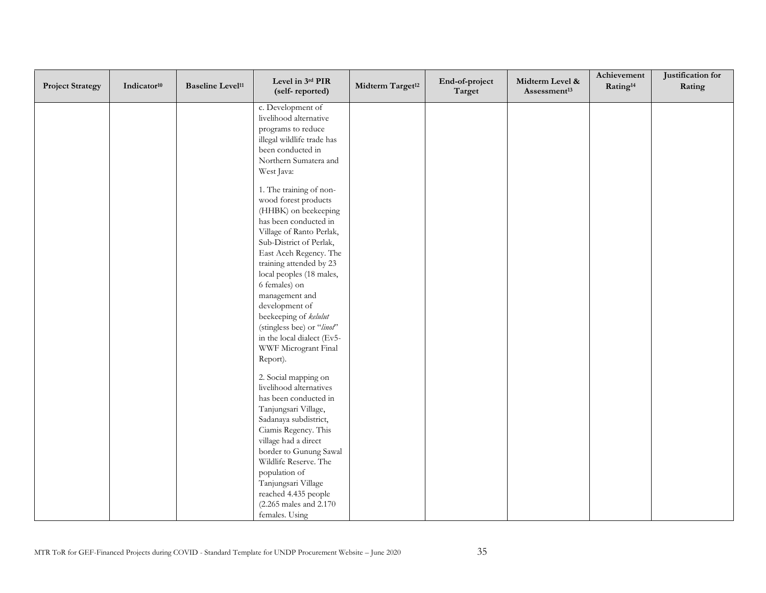| Project Strategy | Indicator[10] | Baseline Level[11] | Level in 3rd PIR (self- reported) | Midterm Target[12] | End-of-project Target | Midterm Level & Assessment[13] | Achievement Rating[14] | Justification for Rating |
|---|---|---|---|---|---|---|---|---|
| | | | c. Development of livelihood alternative programs to reduce illegal wildlife trade has been conducted in Northern Sumatera and West Java:<br><br>1. The training of non-wood forest products (HHBK) on beekeeping has been conducted in Village of Ranto Perlak, Sub-District of Perlak, East Aceh Regency. The training attended by 23 local peoples (18 males, 6 females) on management and development of beekeeping of *kelulut* (stingless bee) or "*linot*" in the local dialect (Ev5-WWF Microgrant Final Report).<br><br>2. Social mapping on livelihood alternatives has been conducted in Tanjungsari Village, Sadanaya subdistrict, Ciamis Regency. This village had a direct border to Gunung Sawal Wildlife Reserve. The population of Tanjungsari Village reached 4.435 people (2.265 males and 2.170 females. Using | | | | | |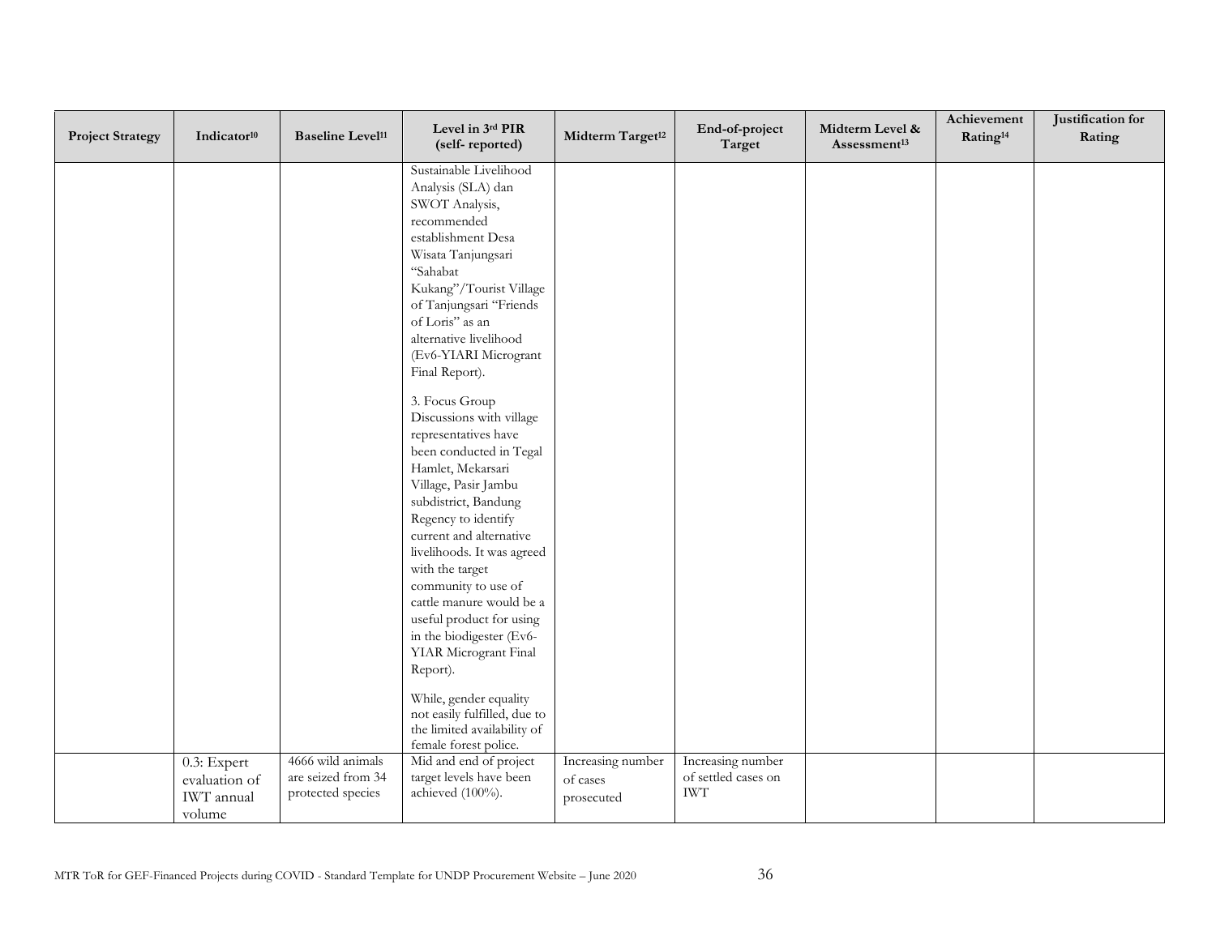| Project Strategy | Indicator[10] | Baseline Level[11] | Level in 3rd PIR (self- reported) | Midterm Target[12] | End-of-project Target | Midterm Level & Assessment[13] | Achievement Rating[14] | Justification for Rating |
|---|---|---|---|---|---|---|---|---|
| | | | Sustainable Livelihood Analysis (SLA) dan SWOT Analysis, recommended establishment Desa Wisata Tanjungsari "Sahabat Kukang"/Tourist Village of Tanjungsari "Friends of Loris" as an alternative livelihood (Ev6-YIARI Microgrant Final Report).<br><br>3. Focus Group Discussions with village representatives have been conducted in Tegal Hamlet, Mekarsari Village, Pasir Jambu subdistrict, Bandung Regency to identify current and alternative livelihoods. It was agreed with the target community to use of cattle manure would be a useful product for using in the biodigester (Ev6-YIAR Microgrant Final Report).<br><br>While, gender equality not easily fulfilled, due to the limited availability of female forest police. | | | | | |
| | 0.3: Expert evaluation of IWT annual volume | 4666 wild animals are seized from 34 protected species | Mid and end of project target levels have been achieved (100%). | Increasing number of cases prosecuted | Increasing number of settled cases on IWT | | | |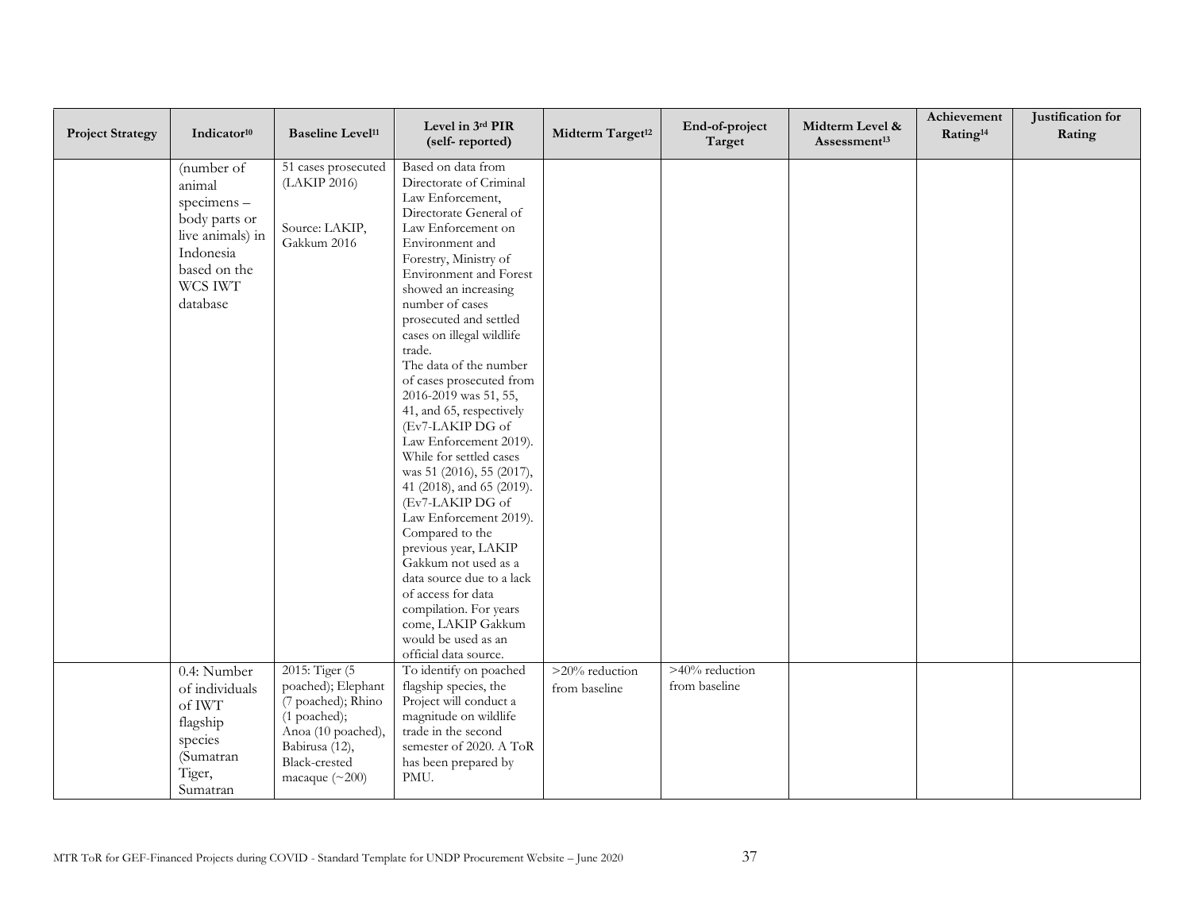| Project Strategy | Indicator[10] | Baseline Level[11] | Level in 3rd PIR (self- reported) | Midterm Target[12] | End-of-project Target | Midterm Level & Assessment[13] | Achievement Rating[14] | Justification for Rating |
|---|---|---|---|---|---|---|---|---|
| | (number of animal specimens – body parts or live animals) in Indonesia based on the WCS IWT database | 51 cases prosecuted (LAKIP 2016)<br><br>Source: LAKIP, Gakkum 2016 | Based on data from Directorate of Criminal Law Enforcement, Directorate General of Law Enforcement on Environment and Forestry, Ministry of Environment and Forest showed an increasing number of cases prosecuted and settled cases on illegal wildlife trade.<br>The data of the number of cases prosecuted from 2016-2019 was 51, 55, 41, and 65, respectively (Ev7-LAKIP DG of Law Enforcement 2019). While for settled cases was 51 (2016), 55 (2017), 41 (2018), and 65 (2019). (Ev7-LAKIP DG of Law Enforcement 2019). Compared to the previous year, LAKIP Gakkum not used as a data source due to a lack of access for data compilation. For years come, LAKIP Gakkum would be used as an official data source. | | | | | |
| | 0.4: Number of individuals of IWT flagship species (Sumatran Tiger, Sumatran | 2015: Tiger (5 poached); Elephant (7 poached); Rhino (1 poached); Anoa (10 poached), Babirusa (12), Black-crested macaque (~200) | To identify on poached flagship species, the Project will conduct a magnitude on wildlife trade in the second semester of 2020. A ToR has been prepared by PMU. | >20% reduction from baseline | >40% reduction from baseline | | | |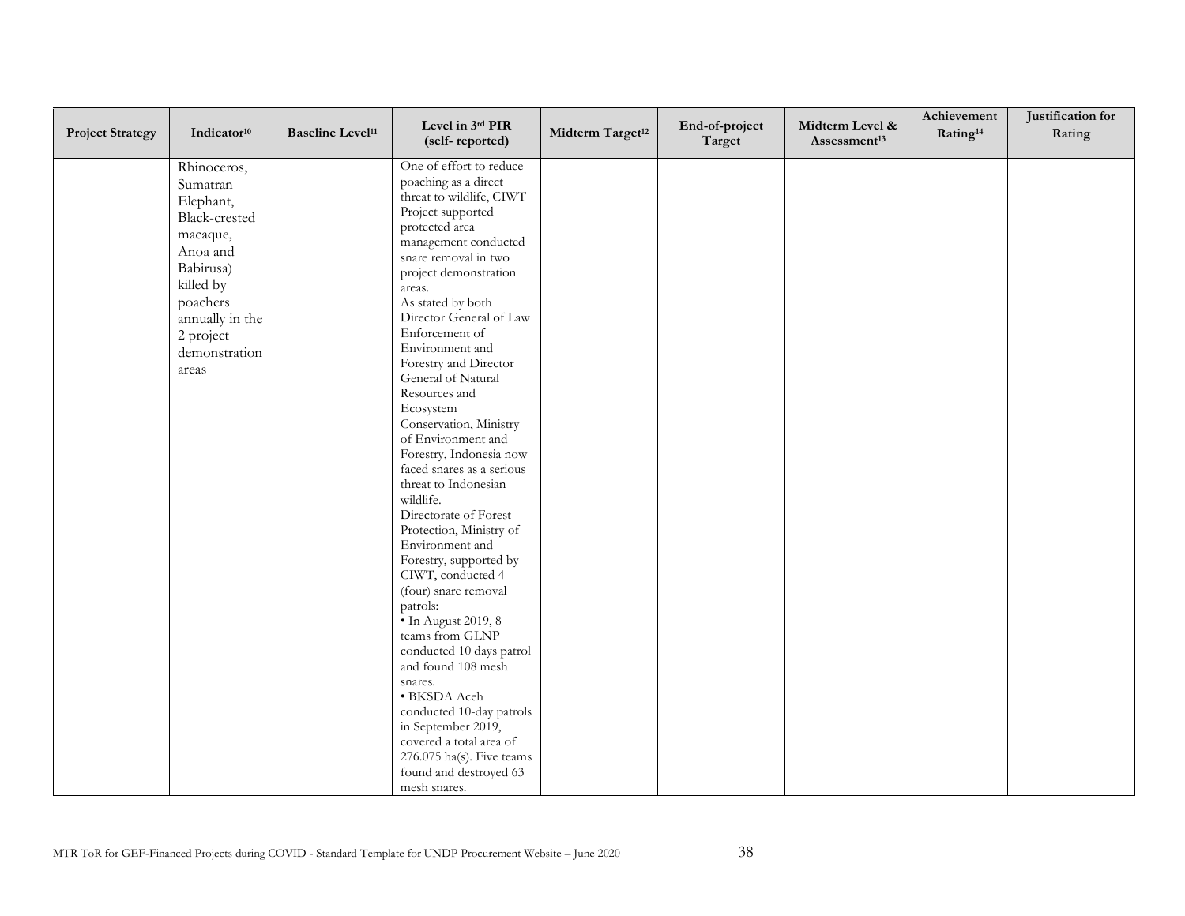| Project Strategy | Indicator[10] | Baseline Level[11] | Level in 3rd PIR (self- reported) | Midterm Target[12] | End-of-project Target | Midterm Level & Assessment[13] | Achievement Rating[14] | Justification for Rating |
|---|---|---|---|---|---|---|---|---|
| | Rhinoceros, Sumatran Elephant, Black-crested macaque, Anoa and Babirusa) killed by poachers annually in the 2 project demonstration areas | | One of effort to reduce poaching as a direct threat to wildlife, CIWT Project supported protected area management conducted snare removal in two project demonstration areas.<br>As stated by both Director General of Law Enforcement of Environment and Forestry and Director General of Natural Resources and Ecosystem Conservation, Ministry of Environment and Forestry, Indonesia now faced snares as a serious threat to Indonesian wildlife.<br>Directorate of Forest Protection, Ministry of Environment and Forestry, supported by CIWT, conducted 4 (four) snare removal patrols:<br>• In August 2019, 8 teams from GLNP conducted 10 days patrol and found 108 mesh snares.<br>• BKSDA Aceh conducted 10-day patrols in September 2019, covered a total area of 276.075 ha(s). Five teams found and destroyed 63 mesh snares. | | | | | |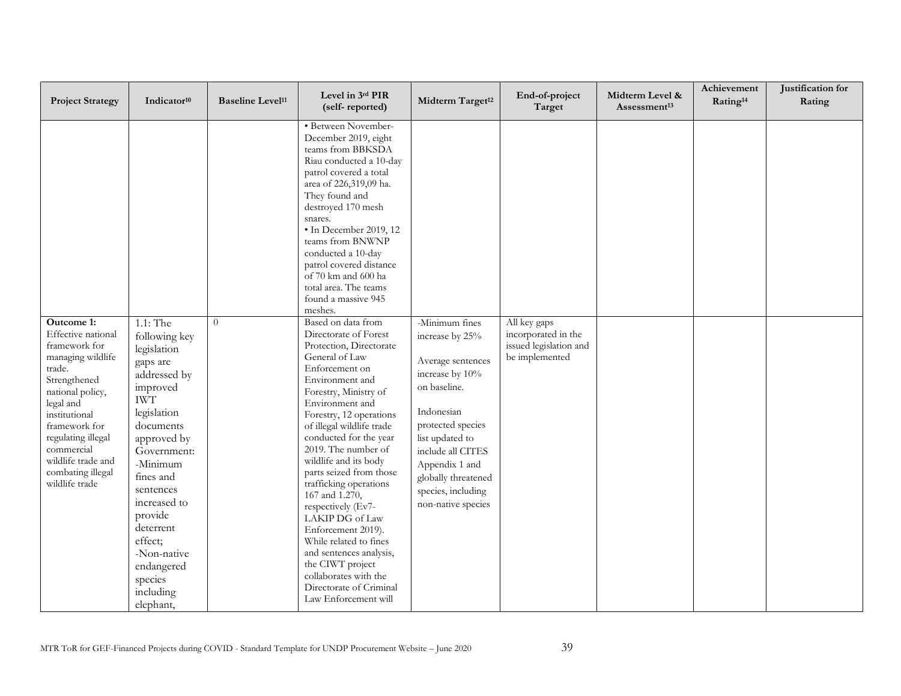| Project Strategy | Indicator[10] | Baseline Level[11] | Level in 3rd PIR (self- reported) | Midterm Target[12] | End-of-project Target | Midterm Level & Assessment[13] | Achievement Rating[14] | Justification for Rating |
|---|---|---|---|---|---|---|---|---|
| | | | • Between November-December 2019, eight teams from BBKSDA Riau conducted a 10-day patrol covered a total area of 226,319,09 ha. They found and destroyed 170 mesh snares.<br>• In December 2019, 12 teams from BNWNP conducted a 10-day patrol covered distance of 70 km and 600 ha total area. The teams found a massive 945 meshes. | | | | | |
| **Outcome 1:** Effective national framework for managing wildlife trade. Strengthened national policy, legal and institutional framework for regulating illegal commercial wildlife trade and combating illegal wildlife trade | 1.1: The following key legislation gaps are addressed by improved IWT legislation documents approved by Government:<br>-Minimum fines and sentences increased to provide deterrent effect;<br>-Non-native endangered species including elephant, | 0 | Based on data from Directorate of Forest Protection, Directorate General of Law Enforcement on Environment and Forestry, Ministry of Environment and Forestry, 12 operations of illegal wildlife trade conducted for the year 2019. The number of wildlife and its body parts seized from those trafficking operations 167 and 1.270, respectively (Ev7-LAKIP DG of Law Enforcement 2019). While related to fines and sentences analysis, the CIWT project collaborates with the Directorate of Criminal Law Enforcement will | -Minimum fines increase by 25%<br><br>Average sentences increase by 10% on baseline.<br><br>Indonesian protected species list updated to include all CITES Appendix 1 and globally threatened species, including non-native species | All key gaps incorporated in the issued legislation and be implemented | | | |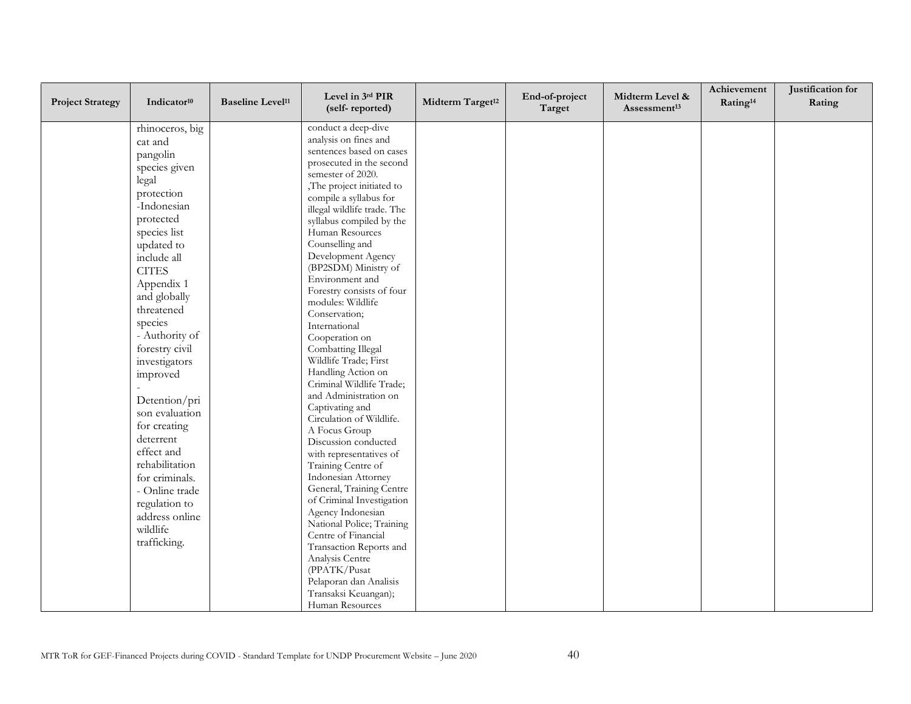| Project Strategy | Indicator[10] | Baseline Level[11] | Level in 3rd PIR (self- reported) | Midterm Target[12] | End-of-project Target | Midterm Level & Assessment[13] | Achievement Rating[14] | Justification for Rating |
|---|---|---|---|---|---|---|---|---|
| | rhinoceros, big cat and pangolin species given legal protection -Indonesian protected species list updated to include all CITES Appendix 1 and globally threatened species - Authority of forestry civil investigators improved - Detention/prison evaluation for creating deterrent effect and rehabilitation for criminals. - Online trade regulation to address online wildlife trafficking. | | conduct a deep-dive analysis on fines and sentences based on cases prosecuted in the second semester of 2020. ,The project initiated to compile a syllabus for illegal wildlife trade. The syllabus compiled by the Human Resources Counselling and Development Agency (BP2SDM) Ministry of Environment and Forestry consists of four modules: Wildlife Conservation; International Cooperation on Combatting Illegal Wildlife Trade; First Handling Action on Criminal Wildlife Trade; and Administration on Captivating and Circulation of Wildlife. A Focus Group Discussion conducted with representatives of Training Centre of Indonesian Attorney General, Training Centre of Criminal Investigation Agency Indonesian National Police; Training Centre of Financial Transaction Reports and Analysis Centre (PPATK/Pusat Pelaporan dan Analisis Transaksi Keuangan); Human Resources | | | | | |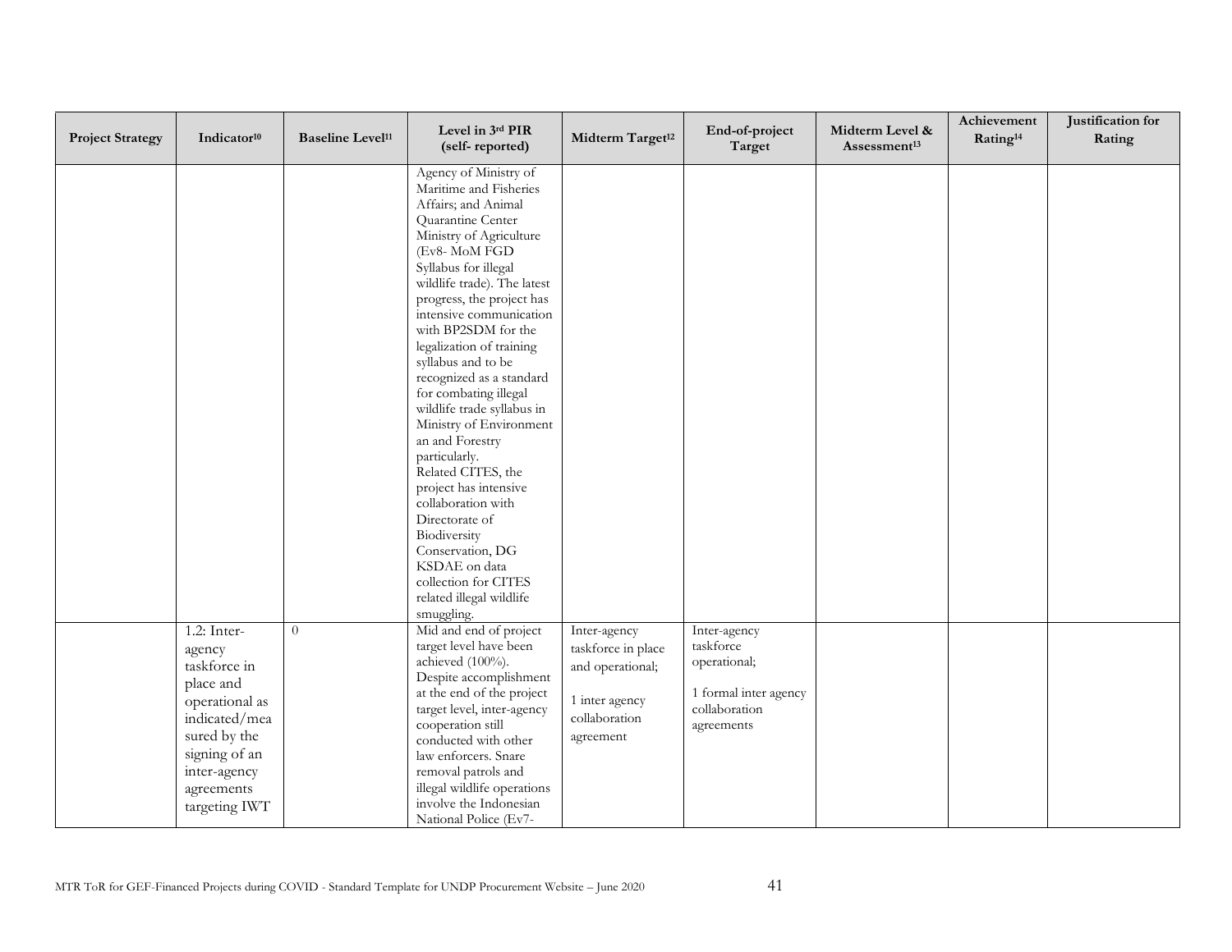| Project Strategy | Indicator[10] | Baseline Level[11] | Level in 3rd PIR (self- reported) | Midterm Target[12] | End-of-project Target | Midterm Level & Assessment[13] | Achievement Rating[14] | Justification for Rating |
|---|---|---|---|---|---|---|---|---|
| | | | Agency of Ministry of Maritime and Fisheries Affairs; and Animal Quarantine Center Ministry of Agriculture (Ev8- MoM FGD Syllabus for illegal wildlife trade). The latest progress, the project has intensive communication with BP2SDM for the legalization of training syllabus and to be recognized as a standard for combating illegal wildlife trade syllabus in Ministry of Environment an and Forestry particularly.<br>Related CITES, the project has intensive collaboration with Directorate of Biodiversity Conservation, DG KSDAE on data collection for CITES related illegal wildlife smuggling. | | | | | |
| | 1.2: Inter-agency taskforce in place and operational as indicated/measured by the signing of an inter-agency agreements targeting IWT | 0 | Mid and end of project target level have been achieved (100%). Despite accomplishment at the end of the project target level, inter-agency cooperation still conducted with other law enforcers. Snare removal patrols and illegal wildlife operations involve the Indonesian National Police (Ev7- | Inter-agency taskforce in place and operational;<br><br>1 inter agency collaboration agreement | Inter-agency taskforce operational;<br><br>1 formal inter agency collaboration agreements | | | |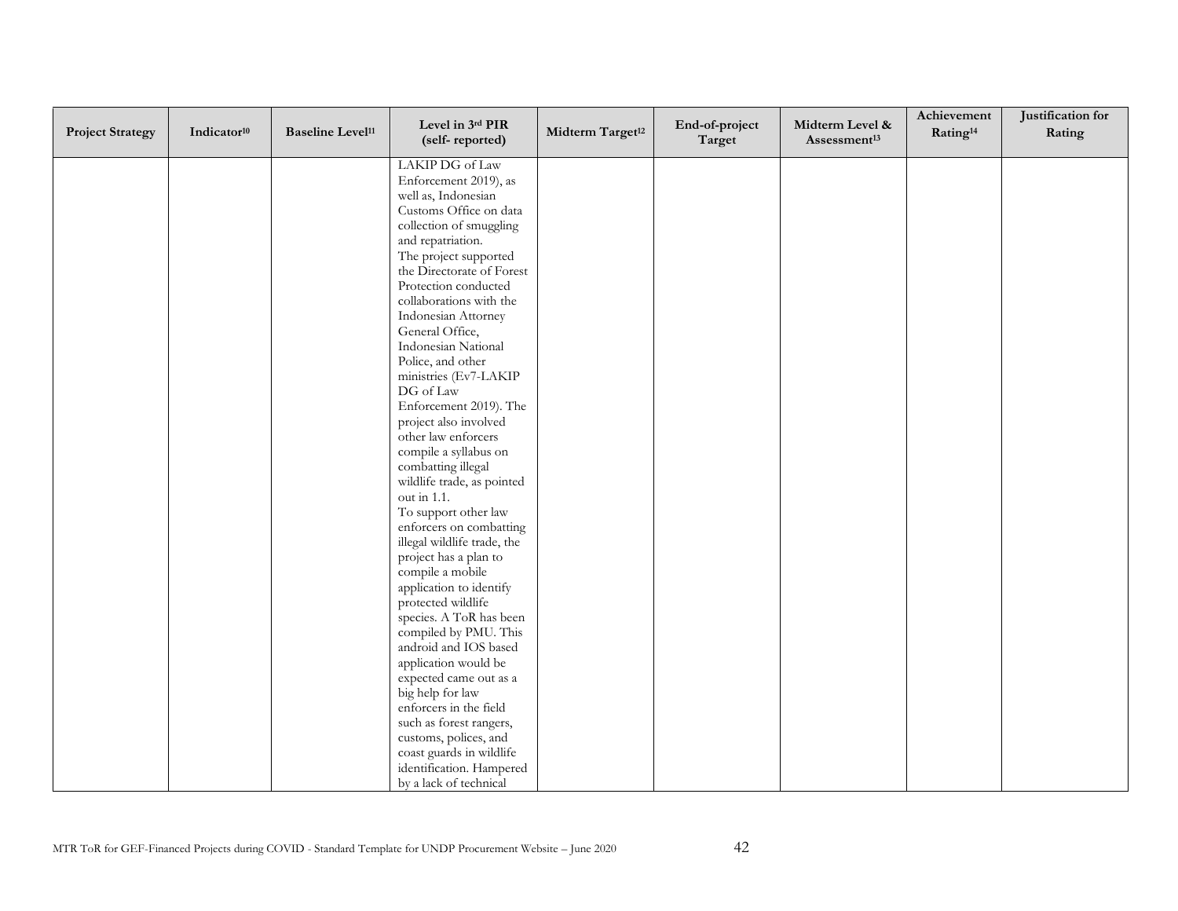| Project Strategy | Indicator[10] | Baseline Level[11] | Level in 3rd PIR (self- reported) | Midterm Target[12] | End-of-project Target | Midterm Level & Assessment[13] | Achievement Rating[14] | Justification for Rating |
|---|---|---|---|---|---|---|---|---|
| | | | LAKIP DG of Law Enforcement 2019), as well as, Indonesian Customs Office on data collection of smuggling and repatriation. The project supported the Directorate of Forest Protection conducted collaborations with the Indonesian Attorney General Office, Indonesian National Police, and other ministries (Ev7-LAKIP DG of Law Enforcement 2019). The project also involved other law enforcers compile a syllabus on combatting illegal wildlife trade, as pointed out in 1.1. To support other law enforcers on combatting illegal wildlife trade, the project has a plan to compile a mobile application to identify protected wildlife species. A ToR has been compiled by PMU. This android and IOS based application would be expected came out as a big help for law enforcers in the field such as forest rangers, customs, polices, and coast guards in wildlife identification. Hampered by a lack of technical | | | | | |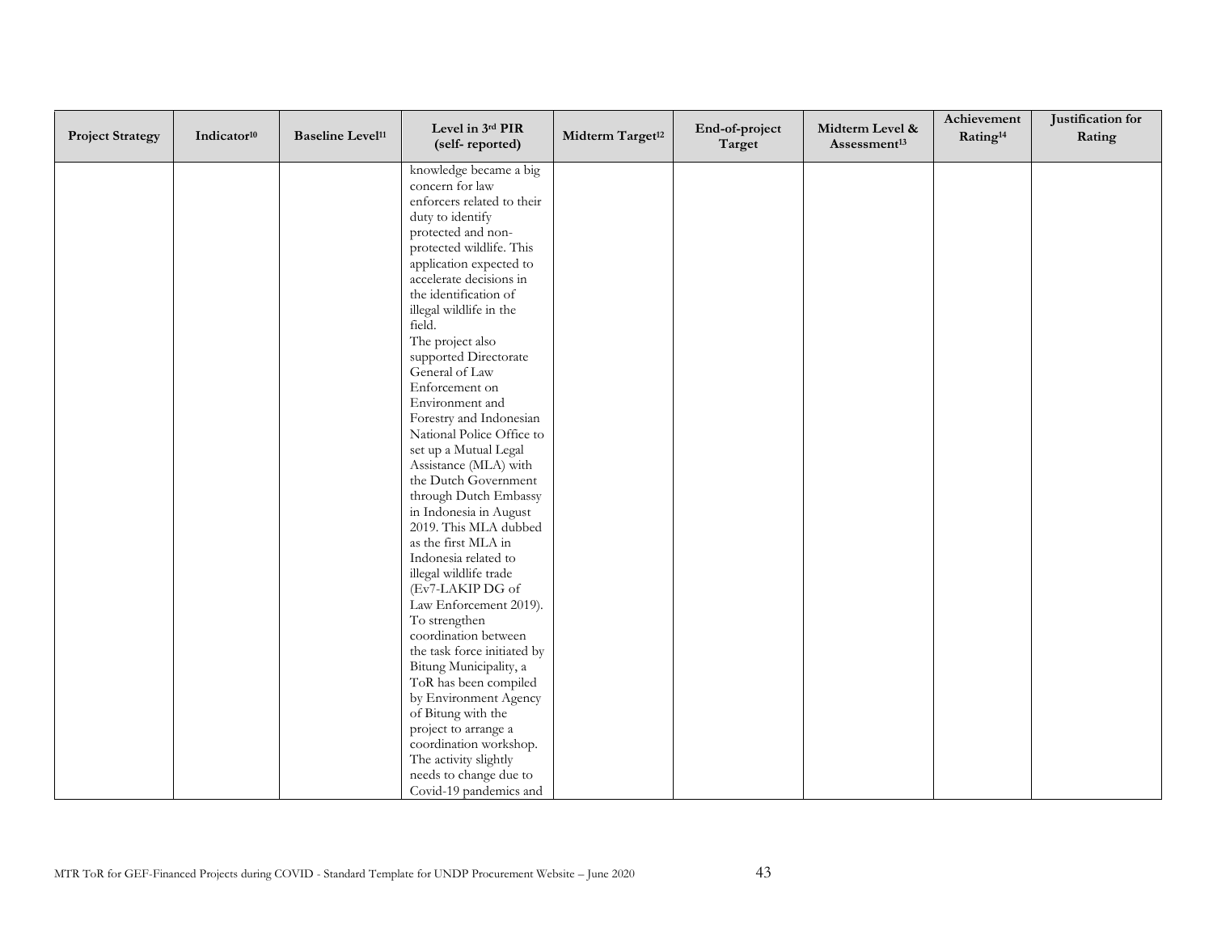| Project Strategy | Indicator[10] | Baseline Level[11] | Level in 3rd PIR (self- reported) | Midterm Target[12] | End-of-project Target | Midterm Level & Assessment[13] | Achievement Rating[14] | Justification for Rating |
|---|---|---|---|---|---|---|---|---|
| | | | knowledge became a big concern for law enforcers related to their duty to identify protected and non-protected wildlife. This application expected to accelerate decisions in the identification of illegal wildlife in the field. The project also supported Directorate General of Law Enforcement on Environment and Forestry and Indonesian National Police Office to set up a Mutual Legal Assistance (MLA) with the Dutch Government through Dutch Embassy in Indonesia in August 2019. This MLA dubbed as the first MLA in Indonesia related to illegal wildlife trade (Ev7-LAKIP DG of Law Enforcement 2019). To strengthen coordination between the task force initiated by Bitung Municipality, a ToR has been compiled by Environment Agency of Bitung with the project to arrange a coordination workshop. The activity slightly needs to change due to Covid-19 pandemics and | | | | | |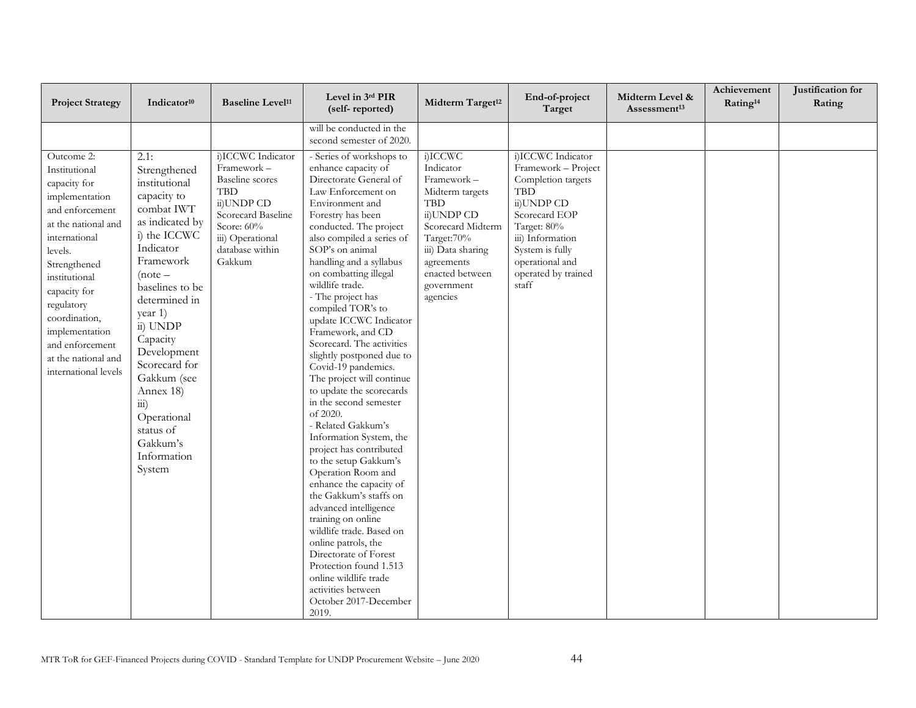| Project Strategy | Indicator[10] | Baseline Level[11] | Level in 3rd PIR (self- reported) | Midterm Target[12] | End-of-project Target | Midterm Level & Assessment[13] | Achievement Rating[14] | Justification for Rating |
|---|---|---|---|---|---|---|---|---|
| | | | will be conducted in the second semester of 2020. | | | | | |
| Outcome 2: Institutional capacity for implementation and enforcement at the national and international levels. Strengthened institutional capacity for regulatory coordination, implementation and enforcement at the national and international levels | 2.1: Strengthened institutional capacity to combat IWT as indicated by i) the ICCWC Indicator Framework (note – baselines to be determined in year 1) ii) UNDP Capacity Development Scorecard for Gakkum (see Annex 18) iii) Operational status of Gakkum's Information System | i)ICCWC Indicator Framework – Baseline scores TBD ii)UNDP CD Scorecard Baseline Score: 60% iii) Operational database within Gakkum | - Series of workshops to enhance capacity of Directorate General of Law Enforcement on Environment and Forestry has been conducted. The project also compiled a series of SOP's on animal handling and a syllabus on combatting illegal wildlife trade.<br>- The project has compiled TOR's to update ICCWC Indicator Framework, and CD Scorecard. The activities slightly postponed due to Covid-19 pandemics. The project will continue to update the scorecards in the second semester of 2020.<br>- Related Gakkum's Information System, the project has contributed to the setup Gakkum's Operation Room and enhance the capacity of the Gakkum's staffs on advanced intelligence training on online wildlife trade. Based on online patrols, the Directorate of Forest Protection found 1.513 online wildlife trade activities between October 2017-December 2019. | i)ICCWC Indicator Framework – Midterm targets TBD ii)UNDP CD Scorecard Midterm Target:70% iii) Data sharing agreements enacted between government agencies | i)ICCWC Indicator Framework – Project Completion targets TBD ii)UNDP CD Scorecard EOP Target: 80% iii) Information System is fully operational and operated by trained staff | | | |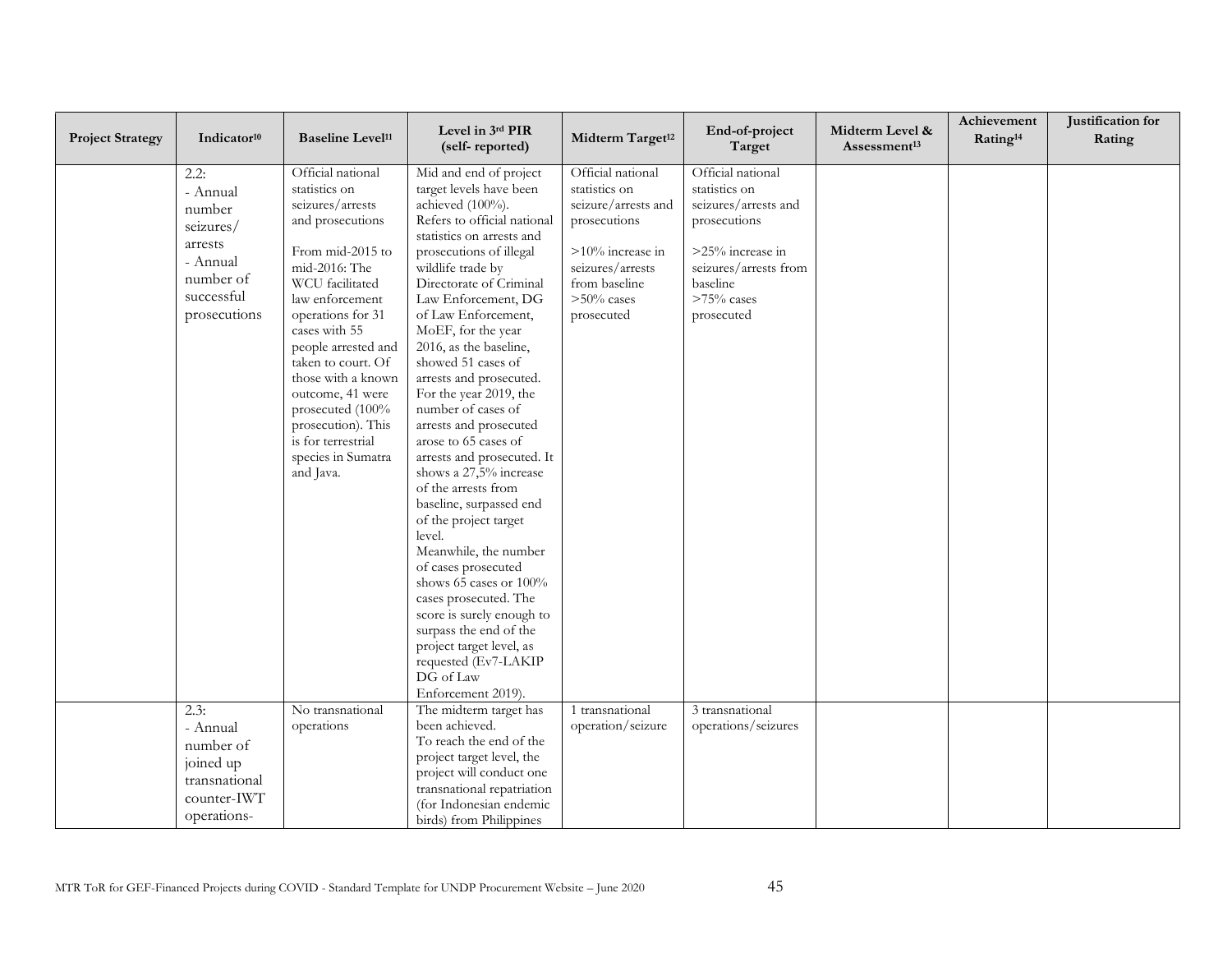| Project Strategy | Indicator[10] | Baseline Level[11] | Level in 3rd PIR (self- reported) | Midterm Target[12] | End-of-project Target | Midterm Level & Assessment[13] | Achievement Rating[14] | Justification for Rating |
|---|---|---|---|---|---|---|---|---|
| | 2.2:<br>- Annual number seizures/ arrests<br>- Annual number of successful prosecutions | Official national statistics on seizures/arrests and prosecutions<br><br>From mid-2015 to mid-2016: The WCU facilitated law enforcement operations for 31 cases with 55 people arrested and taken to court. Of those with a known outcome, 41 were prosecuted (100% prosecution). This is for terrestrial species in Sumatra and Java. | Mid and end of project target levels have been achieved (100%).<br>Refers to official national statistics on arrests and prosecutions of illegal wildlife trade by Directorate of Criminal Law Enforcement, DG of Law Enforcement, MoEF, for the year 2016, as the baseline, showed 51 cases of arrests and prosecuted. For the year 2019, the number of cases of arrests and prosecuted arose to 65 cases of arrests and prosecuted. It shows a 27,5% increase of the arrests from baseline, surpassed end of the project target level.<br>Meanwhile, the number of cases prosecuted shows 65 cases or 100% cases prosecuted. The score is surely enough to surpass the end of the project target level, as requested (Ev7-LAKIP DG of Law Enforcement 2019). | Official national statistics on seizure/arrests and prosecutions<br><br>>10% increase in seizures/arrests from baseline<br>>50% cases prosecuted | Official national statistics on seizures/arrests and prosecutions<br><br>>25% increase in seizures/arrests from baseline<br>>75% cases prosecuted | | | |
| | 2.3:<br>- Annual number of joined up transnational counter-IWT operations- | No transnational operations | The midterm target has been achieved.<br>To reach the end of the project target level, the project will conduct one transnational repatriation (for Indonesian endemic birds) from Philippines | 1 transnational operation/seizure | 3 transnational operations/seizures | | | |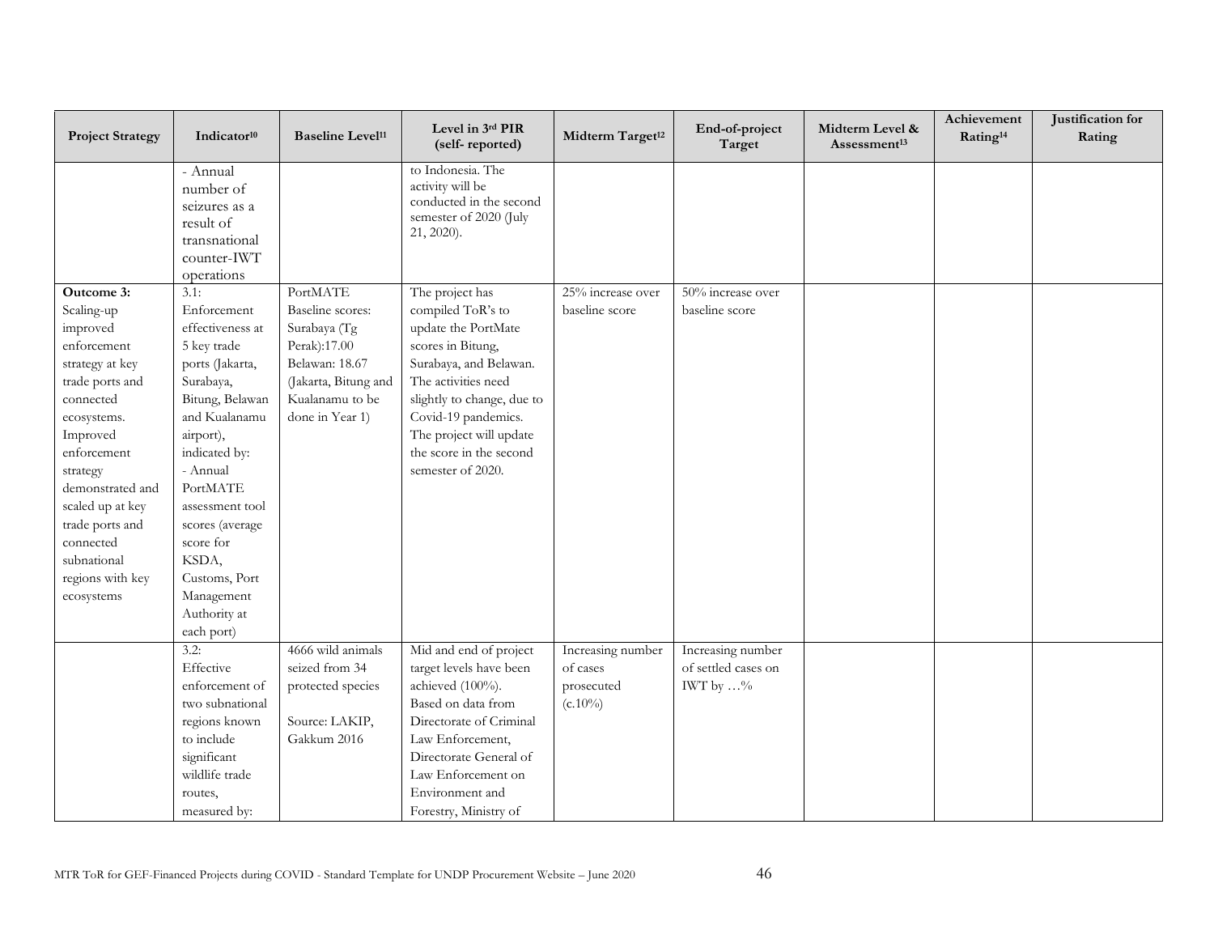| Project Strategy | Indicator[10] | Baseline Level[11] | Level in 3rd PIR (self- reported) | Midterm Target[12] | End-of-project Target | Midterm Level & Assessment[13] | Achievement Rating[14] | Justification for Rating |
|---|---|---|---|---|---|---|---|---|
| | - Annual number of seizures as a result of transnational counter-IWT operations | | to Indonesia. The activity will be conducted in the second semester of 2020 (July 21, 2020). | | | | | |
| **Outcome 3:** Scaling-up improved enforcement strategy at key trade ports and connected ecosystems. Improved enforcement strategy demonstrated and scaled up at key trade ports and connected subnational regions with key ecosystems | 3.1: Enforcement effectiveness at 5 key trade ports (Jakarta, Surabaya, Bitung, Belawan and Kualanamu airport), indicated by: - Annual PortMATE assessment tool scores (average score for KSDA, Customs, Port Management Authority at each port) | PortMATE Baseline scores: Surabaya (Tg Perak):17.00 Belawan: 18.67 (Jakarta, Bitung and Kualanamu to be done in Year 1) | The project has compiled ToR's to update the PortMate scores in Bitung, Surabaya, and Belawan. The activities need slightly to change, due to Covid-19 pandemics. The project will update the score in the second semester of 2020. | 25% increase over baseline score | 50% increase over baseline score | | | |
| | 3.2: Effective enforcement of two subnational regions known to include significant wildlife trade routes, measured by: | 4666 wild animals seized from 34 protected species<br><br>Source: LAKIP, Gakkum 2016 | Mid and end of project target levels have been achieved (100%). Based on data from Directorate of Criminal Law Enforcement, Directorate General of Law Enforcement on Environment and Forestry, Ministry of | Increasing number of cases prosecuted (c.10%) | Increasing number of settled cases on IWT by …% | | | |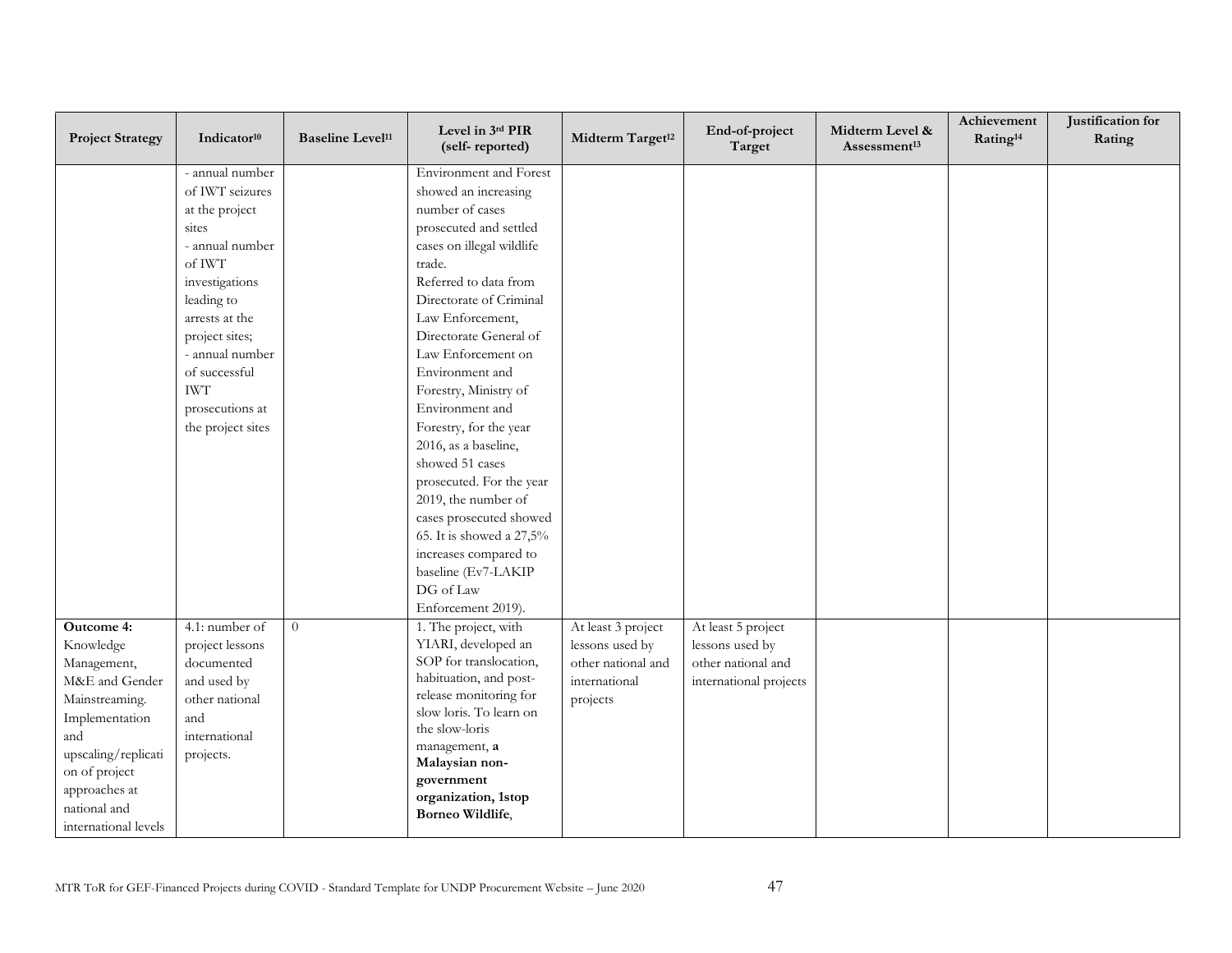| Project Strategy | Indicator[10] | Baseline Level[11] | Level in 3rd PIR (self- reported) | Midterm Target[12] | End-of-project Target | Midterm Level & Assessment[13] | Achievement Rating[14] | Justification for Rating |
|---|---|---|---|---|---|---|---|---|
| | - annual number of IWT seizures at the project sites<br>- annual number of IWT investigations leading to arrests at the project sites;<br>- annual number of successful IWT prosecutions at the project sites | | Environment and Forest showed an increasing number of cases prosecuted and settled cases on illegal wildlife trade.<br>Referred to data from Directorate of Criminal Law Enforcement, Directorate General of Law Enforcement on Environment and Forestry, Ministry of Environment and Forestry, for the year 2016, as a baseline, showed 51 cases prosecuted. For the year 2019, the number of cases prosecuted showed 65. It is showed a 27,5% increases compared to baseline (Ev7-LAKIP DG of Law Enforcement 2019). | | | | | |
| **Outcome 4:** Knowledge Management, M&E and Gender Mainstreaming. Implementation and upscaling/replication of project approaches at national and international levels | 4.1: number of project lessons documented and used by other national and international projects. | 0 | 1. The project, with YIARI, developed an SOP for translocation, habituation, and post-release monitoring for slow loris. To learn on the slow-loris management, **a Malaysian non-government organization, 1stop Borneo Wildlife**, | At least 3 project lessons used by other national and international projects | At least 5 project lessons used by other national and international projects | | | |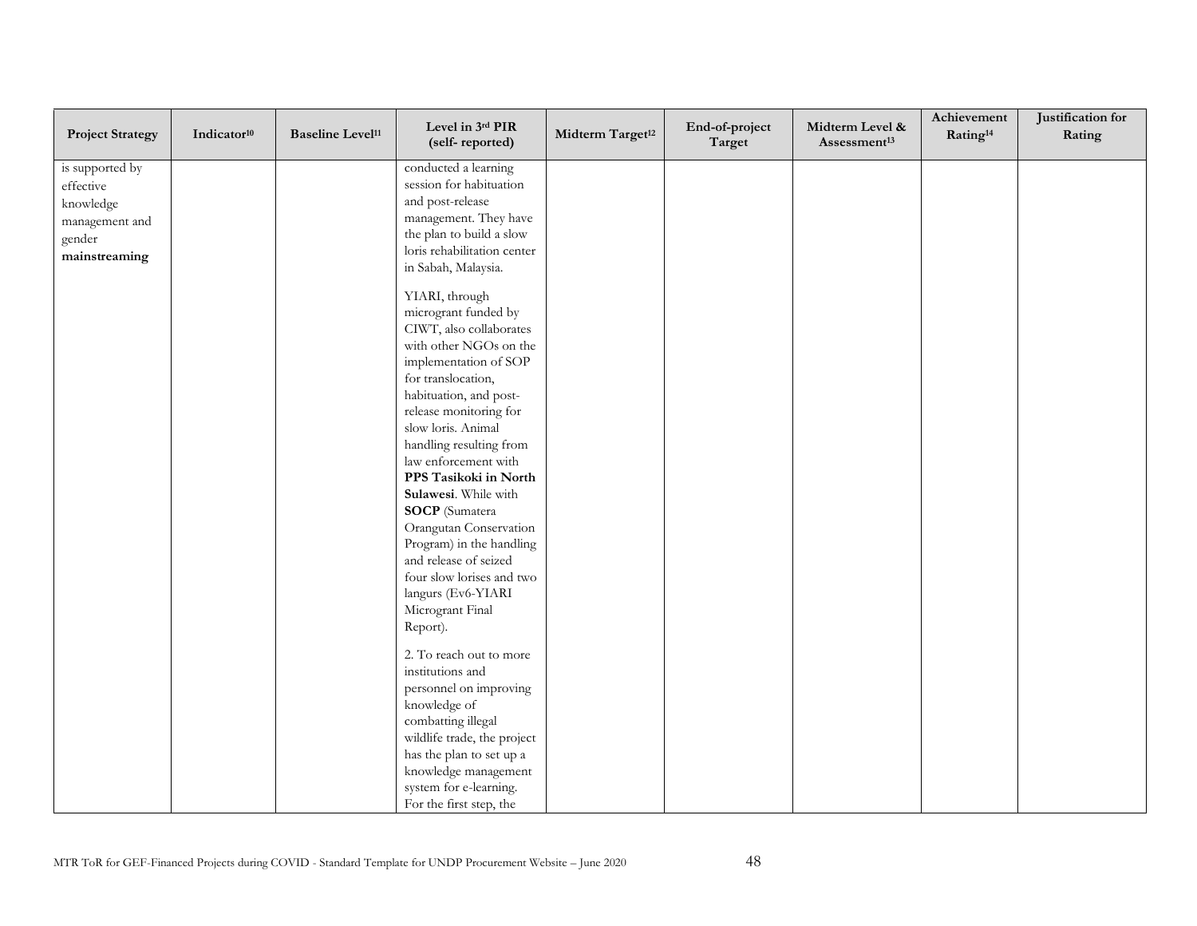| Project Strategy | Indicator[10] | Baseline Level[11] | Level in 3rd PIR (self- reported) | Midterm Target[12] | End-of-project Target | Midterm Level & Assessment[13] | Achievement Rating[14] | Justification for Rating |
|---|---|---|---|---|---|---|---|---|
| is supported by effective knowledge management and gender **mainstreaming** | | | conducted a learning session for habituation and post-release management. They have the plan to build a slow loris rehabilitation center in Sabah, Malaysia.<br><br>YIARI, through microgrant funded by CIWT, also collaborates with other NGOs on the implementation of SOP for translocation, habituation, and post-release monitoring for slow loris. Animal handling resulting from law enforcement with **PPS Tasikoki in North Sulawesi**. While with **SOCP** (Sumatera Orangutan Conservation Program) in the handling and release of seized four slow lorises and two langurs (Ev6-YIARI Microgrant Final Report).<br><br>2. To reach out to more institutions and personnel on improving knowledge of combatting illegal wildlife trade, the project has the plan to set up a knowledge management system for e-learning. For the first step, the | | | | | |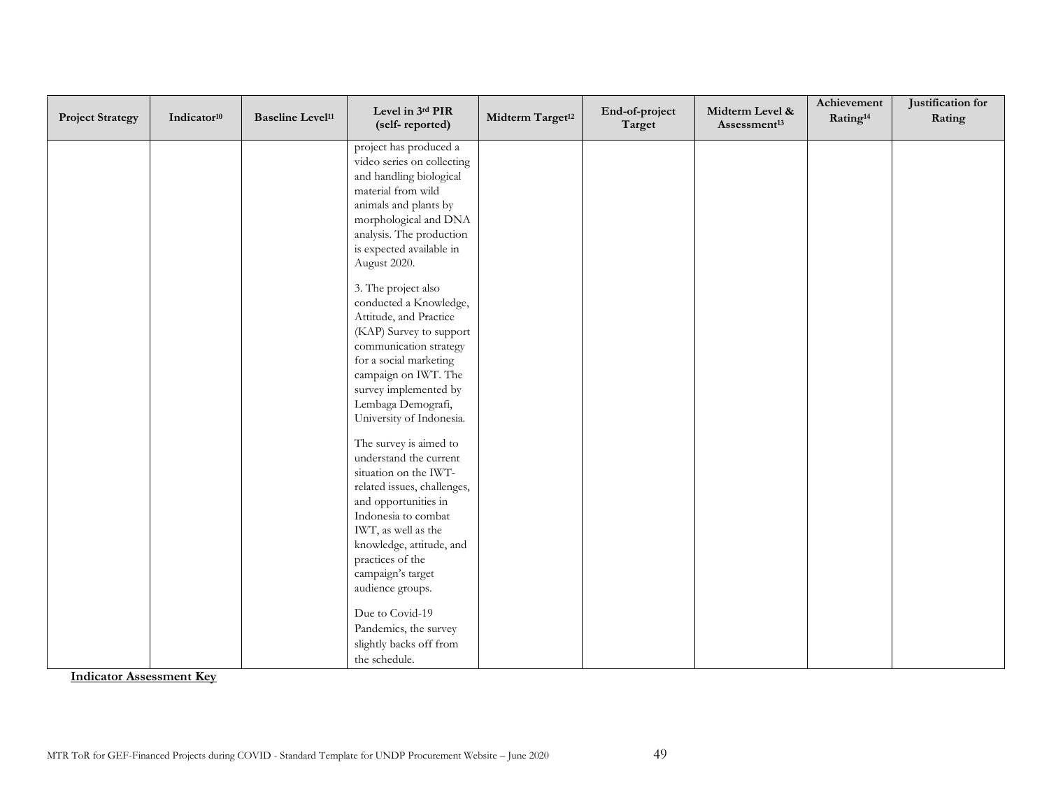| Project Strategy | Indicator[10] | Baseline Level[11] | Level in 3rd PIR (self- reported) | Midterm Target[12] | End-of-project Target | Midterm Level & Assessment[13] | Achievement Rating[14] | Justification for Rating |
|---|---|---|---|---|---|---|---|---|
| | | | project has produced a video series on collecting and handling biological material from wild animals and plants by morphological and DNA analysis. The production is expected available in August 2020.<br><br>3. The project also conducted a Knowledge, Attitude, and Practice (KAP) Survey to support communication strategy for a social marketing campaign on IWT. The survey implemented by Lembaga Demografi, University of Indonesia.<br><br>The survey is aimed to understand the current situation on the IWT-related issues, challenges, and opportunities in Indonesia to combat IWT, as well as the knowledge, attitude, and practices of the campaign's target audience groups.<br><br>Due to Covid-19 Pandemics, the survey slightly backs off from the schedule. | | | | | |

**Indicator Assessment Key**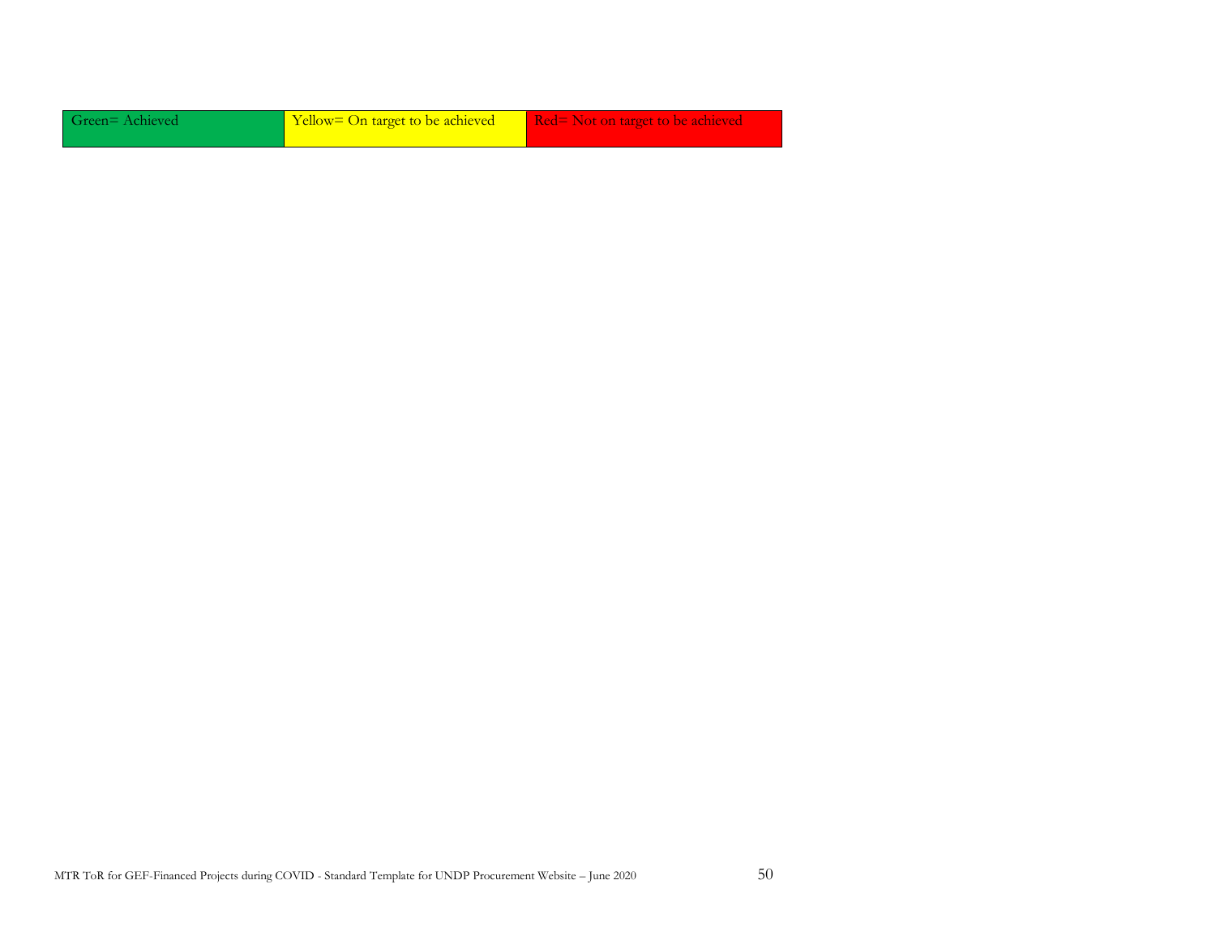| Green= Achieved | Yellow= On target to be achieved | Red= Not on target to be achieved |
| --- | --- | --- |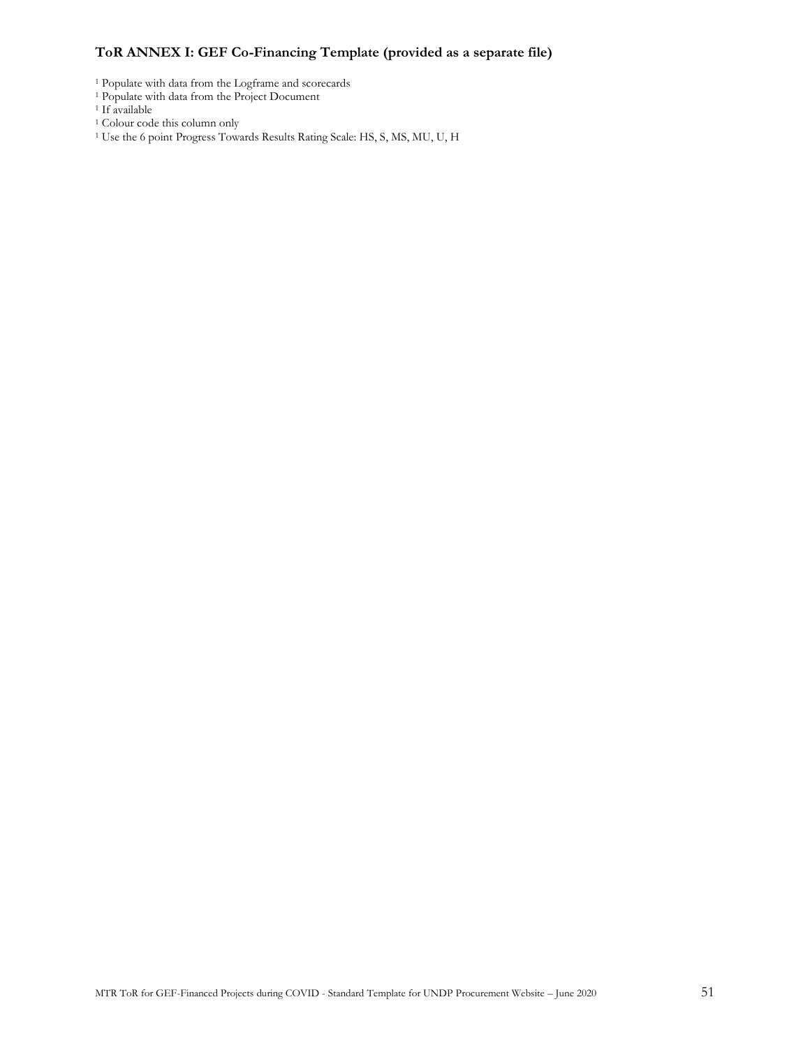**ToR ANNEX I: GEF Co-Financing Template (provided as a separate file)**

[1] Populate with data from the Logframe and scorecards
[1] Populate with data from the Project Document
[1] If available
[1] Colour code this column only
[1] Use the 6 point Progress Towards Results Rating Scale: HS, S, MS, MU, U, H